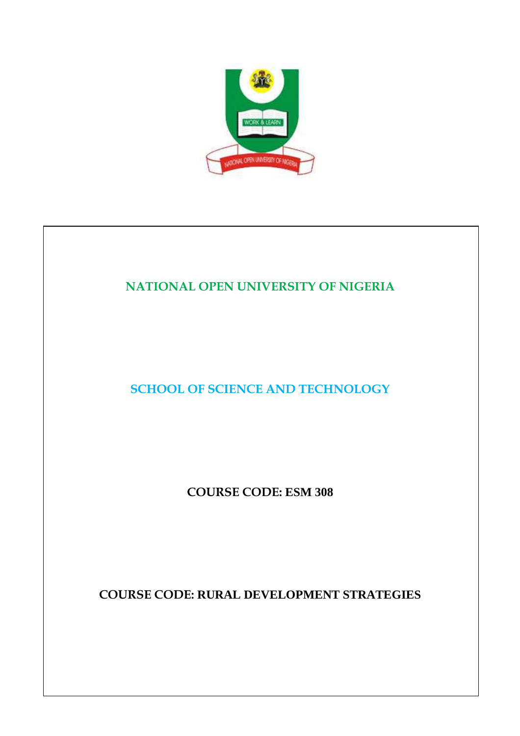# NATIONAL OPEN UNIVERSITY OF NIGERIA

## SCHOOL OF SCIENCE AND TECHNOLOGY

**COURSE CODE: ESM 308**

**COURSE CODE: RURAL DEVELOPMENT STRATEGIES**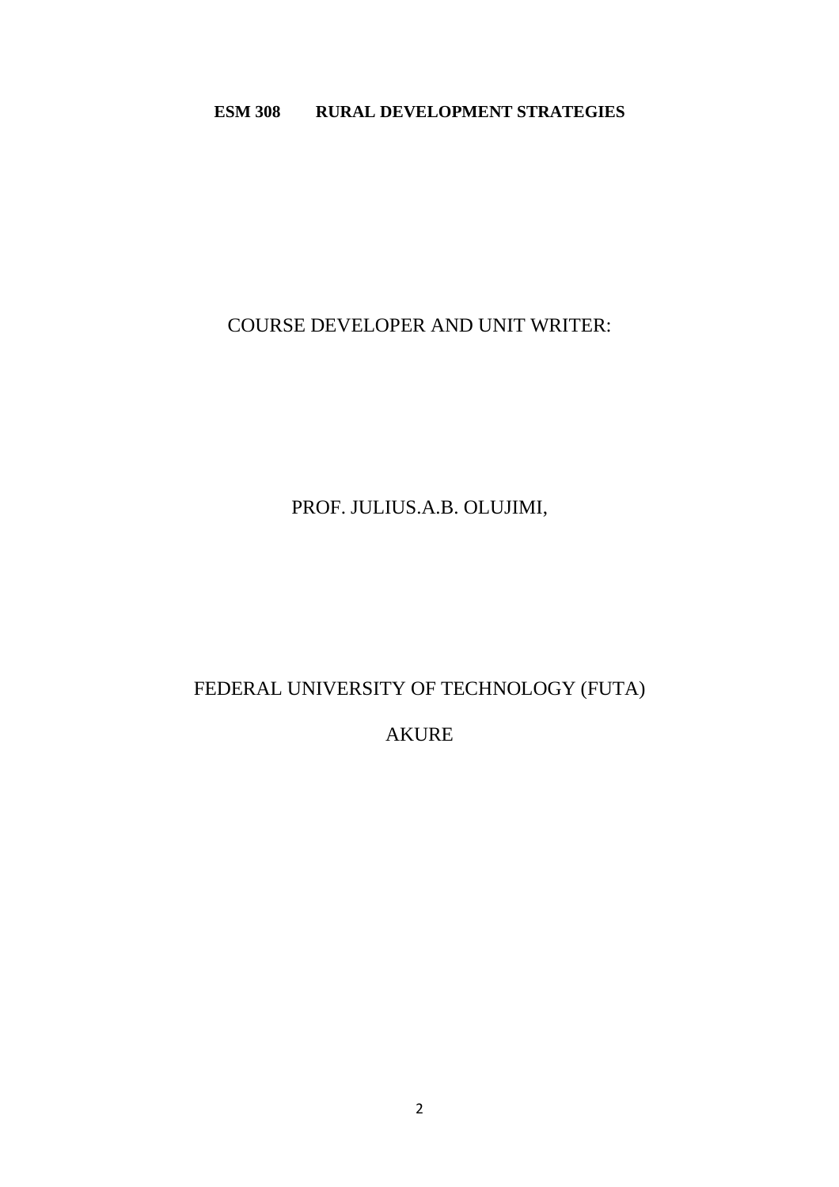**ESM 308 RURAL DEVELOPMENT STRATEGIES**

COURSE DEVELOPER AND UNIT WRITER:

PROF. JULIUS.A.B. OLUJIMI,

FEDERAL UNIVERSITY OF TECHNOLOGY (FUTA)

AKURE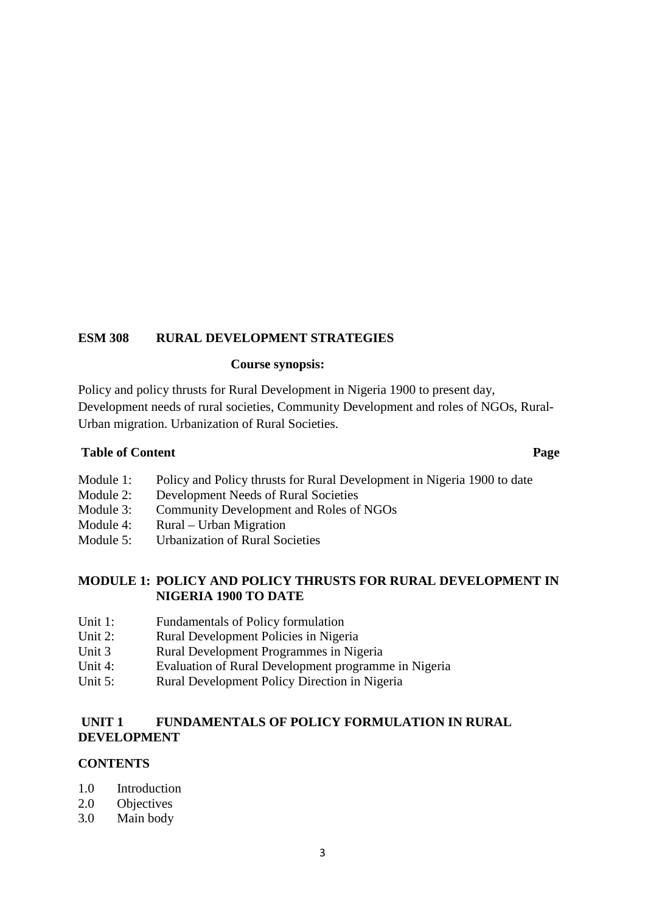## ESM 308 RURAL DEVELOPMENT STRATEGIES

**Course synopsis:**

Policy and policy thrusts for Rural Development in Nigeria 1900 to present day, Development needs of rural societies, Community Development and roles of NGOs, Rural-Urban migration. Urbanization of Rural Societies.

**Table of Content** **Page**

Module 1: Policy and Policy thrusts for Rural Development in Nigeria 1900 to date
Module 2: Development Needs of Rural Societies
Module 3: Community Development and Roles of NGOs
Module 4: Rural – Urban Migration
Module 5: Urbanization of Rural Societies

## MODULE 1: POLICY AND POLICY THRUSTS FOR RURAL DEVELOPMENT IN NIGERIA 1900 TO DATE

Unit 1: Fundamentals of Policy formulation
Unit 2: Rural Development Policies in Nigeria
Unit 3 Rural Development Programmes in Nigeria
Unit 4: Evaluation of Rural Development programme in Nigeria
Unit 5: Rural Development Policy Direction in Nigeria

### UNIT 1 FUNDAMENTALS OF POLICY FORMULATION IN RURAL DEVELOPMENT

**CONTENTS**

1.0 Introduction
2.0 Objectives
3.0 Main body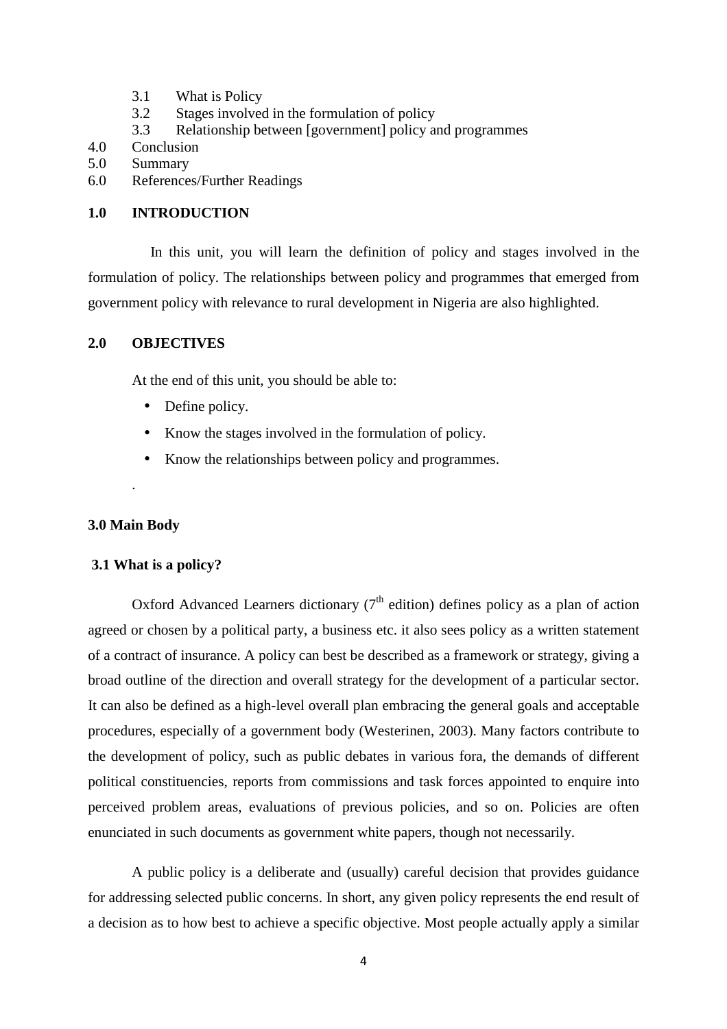3.1 What is Policy
3.2 Stages involved in the formulation of policy
3.3 Relationship between [government] policy and programmes

4.0 Conclusion
5.0 Summary
6.0 References/Further Readings

## 1.0 INTRODUCTION

In this unit, you will learn the definition of policy and stages involved in the formulation of policy. The relationships between policy and programmes that emerged from government policy with relevance to rural development in Nigeria are also highlighted.

## 2.0 OBJECTIVES

At the end of this unit, you should be able to:

- Define policy.
- Know the stages involved in the formulation of policy.
- Know the relationships between policy and programmes.

.

## 3.0 Main Body

### 3.1 What is a policy?

Oxford Advanced Learners dictionary (7th edition) defines policy as a plan of action agreed or chosen by a political party, a business etc. it also sees policy as a written statement of a contract of insurance. A policy can best be described as a framework or strategy, giving a broad outline of the direction and overall strategy for the development of a particular sector. It can also be defined as a high-level overall plan embracing the general goals and acceptable procedures, especially of a government body (Westerinen, 2003). Many factors contribute to the development of policy, such as public debates in various fora, the demands of different political constituencies, reports from commissions and task forces appointed to enquire into perceived problem areas, evaluations of previous policies, and so on. Policies are often enunciated in such documents as government white papers, though not necessarily.

A public policy is a deliberate and (usually) careful decision that provides guidance for addressing selected public concerns. In short, any given policy represents the end result of a decision as to how best to achieve a specific objective. Most people actually apply a similar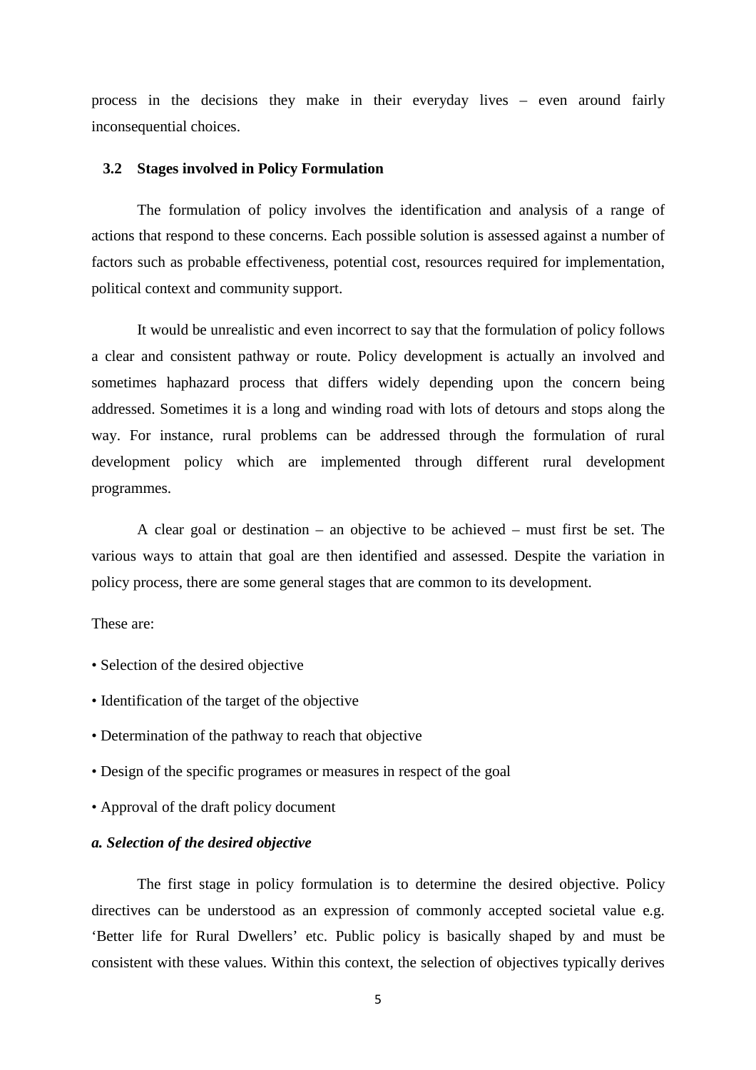process in the decisions they make in their everyday lives – even around fairly inconsequential choices.

## 3.2 Stages involved in Policy Formulation

The formulation of policy involves the identification and analysis of a range of actions that respond to these concerns. Each possible solution is assessed against a number of factors such as probable effectiveness, potential cost, resources required for implementation, political context and community support.

It would be unrealistic and even incorrect to say that the formulation of policy follows a clear and consistent pathway or route. Policy development is actually an involved and sometimes haphazard process that differs widely depending upon the concern being addressed. Sometimes it is a long and winding road with lots of detours and stops along the way. For instance, rural problems can be addressed through the formulation of rural development policy which are implemented through different rural development programmes.

A clear goal or destination – an objective to be achieved – must first be set. The various ways to attain that goal are then identified and assessed. Despite the variation in policy process, there are some general stages that are common to its development.

These are:

- Selection of the desired objective
- Identification of the target of the objective
- Determination of the pathway to reach that objective
- Design of the specific programes or measures in respect of the goal
- Approval of the draft policy document

***a. Selection of the desired objective***

The first stage in policy formulation is to determine the desired objective. Policy directives can be understood as an expression of commonly accepted societal value e.g. 'Better life for Rural Dwellers' etc. Public policy is basically shaped by and must be consistent with these values. Within this context, the selection of objectives typically derives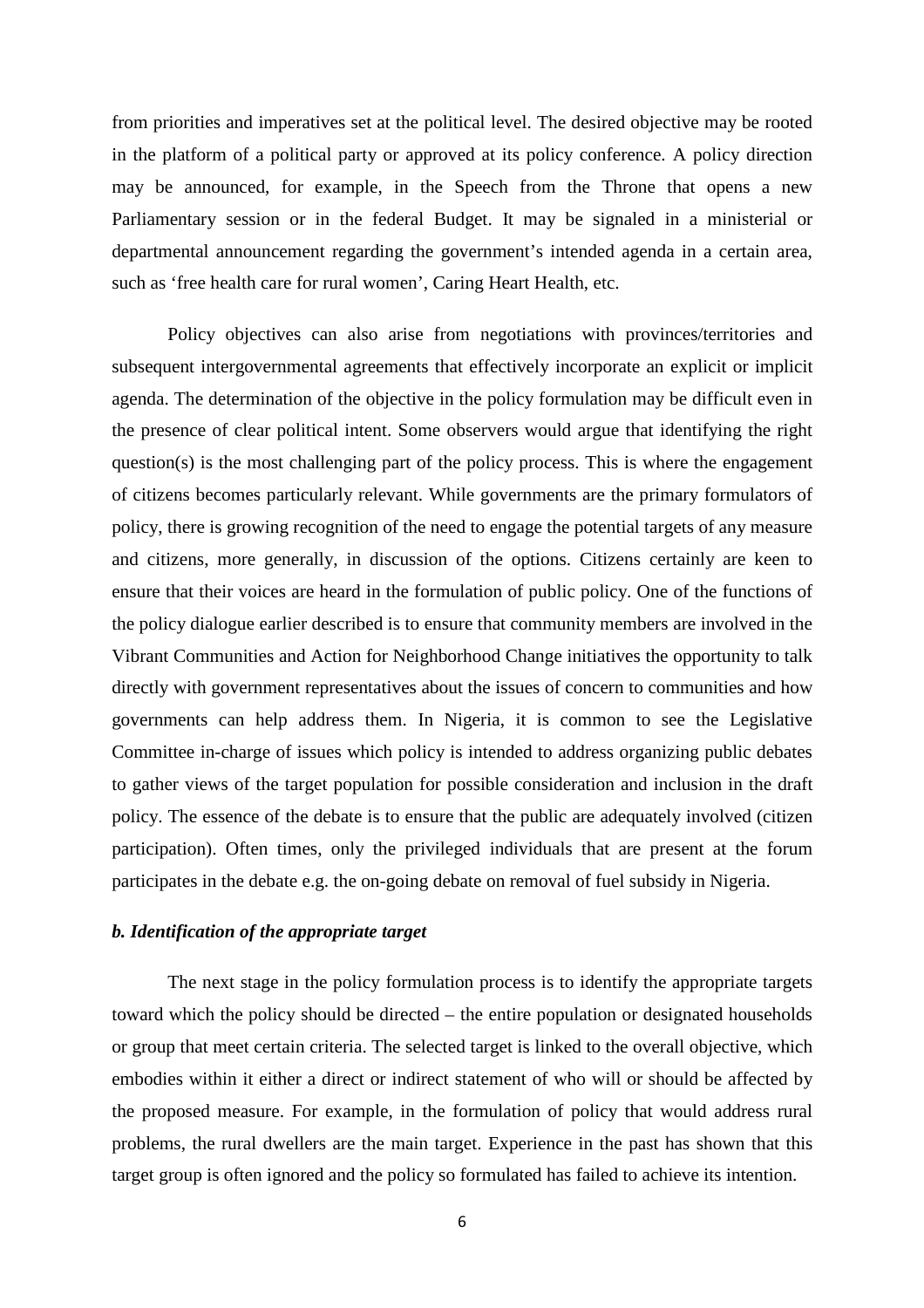from priorities and imperatives set at the political level. The desired objective may be rooted in the platform of a political party or approved at its policy conference. A policy direction may be announced, for example, in the Speech from the Throne that opens a new Parliamentary session or in the federal Budget. It may be signaled in a ministerial or departmental announcement regarding the government's intended agenda in a certain area, such as 'free health care for rural women', Caring Heart Health, etc.

Policy objectives can also arise from negotiations with provinces/territories and subsequent intergovernmental agreements that effectively incorporate an explicit or implicit agenda. The determination of the objective in the policy formulation may be difficult even in the presence of clear political intent. Some observers would argue that identifying the right question(s) is the most challenging part of the policy process. This is where the engagement of citizens becomes particularly relevant. While governments are the primary formulators of policy, there is growing recognition of the need to engage the potential targets of any measure and citizens, more generally, in discussion of the options. Citizens certainly are keen to ensure that their voices are heard in the formulation of public policy. One of the functions of the policy dialogue earlier described is to ensure that community members are involved in the Vibrant Communities and Action for Neighborhood Change initiatives the opportunity to talk directly with government representatives about the issues of concern to communities and how governments can help address them. In Nigeria, it is common to see the Legislative Committee in-charge of issues which policy is intended to address organizing public debates to gather views of the target population for possible consideration and inclusion in the draft policy. The essence of the debate is to ensure that the public are adequately involved (citizen participation). Often times, only the privileged individuals that are present at the forum participates in the debate e.g. the on-going debate on removal of fuel subsidy in Nigeria.

### *b. Identification of the appropriate target*

The next stage in the policy formulation process is to identify the appropriate targets toward which the policy should be directed – the entire population or designated households or group that meet certain criteria. The selected target is linked to the overall objective, which embodies within it either a direct or indirect statement of who will or should be affected by the proposed measure. For example, in the formulation of policy that would address rural problems, the rural dwellers are the main target. Experience in the past has shown that this target group is often ignored and the policy so formulated has failed to achieve its intention.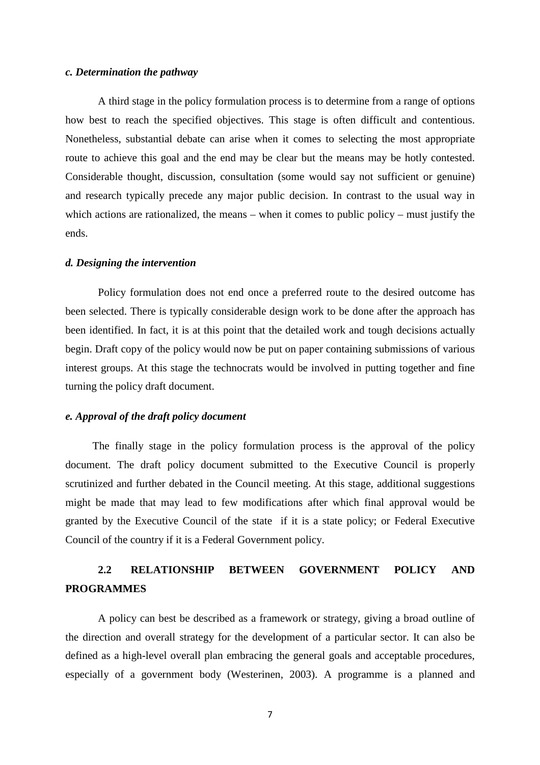***c. Determination the pathway***

A third stage in the policy formulation process is to determine from a range of options how best to reach the specified objectives. This stage is often difficult and contentious. Nonetheless, substantial debate can arise when it comes to selecting the most appropriate route to achieve this goal and the end may be clear but the means may be hotly contested. Considerable thought, discussion, consultation (some would say not sufficient or genuine) and research typically precede any major public decision. In contrast to the usual way in which actions are rationalized, the means – when it comes to public policy – must justify the ends.

***d. Designing the intervention***

Policy formulation does not end once a preferred route to the desired outcome has been selected. There is typically considerable design work to be done after the approach has been identified. In fact, it is at this point that the detailed work and tough decisions actually begin. Draft copy of the policy would now be put on paper containing submissions of various interest groups. At this stage the technocrats would be involved in putting together and fine turning the policy draft document.

***e. Approval of the draft policy document***

The finally stage in the policy formulation process is the approval of the policy document. The draft policy document submitted to the Executive Council is properly scrutinized and further debated in the Council meeting. At this stage, additional suggestions might be made that may lead to few modifications after which final approval would be granted by the Executive Council of the state if it is a state policy; or Federal Executive Council of the country if it is a Federal Government policy.

## 2.2 RELATIONSHIP BETWEEN GOVERNMENT POLICY AND PROGRAMMES

A policy can best be described as a framework or strategy, giving a broad outline of the direction and overall strategy for the development of a particular sector. It can also be defined as a high-level overall plan embracing the general goals and acceptable procedures, especially of a government body (Westerinen, 2003). A programme is a planned and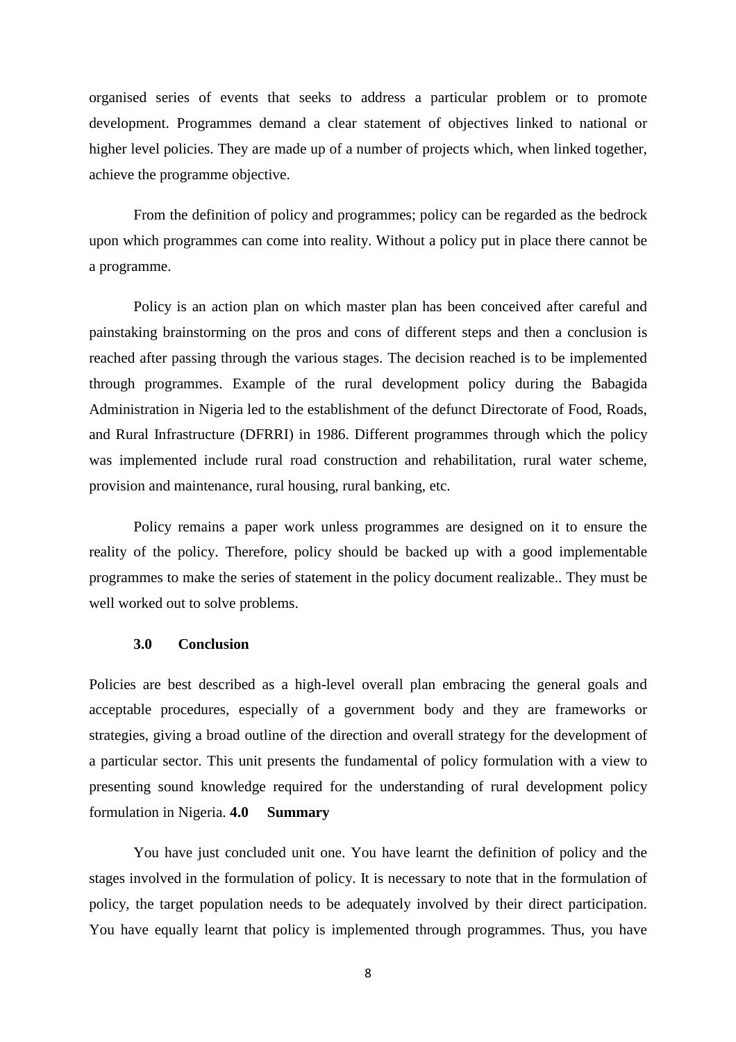organised series of events that seeks to address a particular problem or to promote development. Programmes demand a clear statement of objectives linked to national or higher level policies. They are made up of a number of projects which, when linked together, achieve the programme objective.

From the definition of policy and programmes; policy can be regarded as the bedrock upon which programmes can come into reality. Without a policy put in place there cannot be a programme.

Policy is an action plan on which master plan has been conceived after careful and painstaking brainstorming on the pros and cons of different steps and then a conclusion is reached after passing through the various stages. The decision reached is to be implemented through programmes. Example of the rural development policy during the Babagida Administration in Nigeria led to the establishment of the defunct Directorate of Food, Roads, and Rural Infrastructure (DFRRI) in 1986. Different programmes through which the policy was implemented include rural road construction and rehabilitation, rural water scheme, provision and maintenance, rural housing, rural banking, etc.

Policy remains a paper work unless programmes are designed on it to ensure the reality of the policy. Therefore, policy should be backed up with a good implementable programmes to make the series of statement in the policy document realizable.. They must be well worked out to solve problems.

## 3.0 Conclusion

Policies are best described as a high-level overall plan embracing the general goals and acceptable procedures, especially of a government body and they are frameworks or strategies, giving a broad outline of the direction and overall strategy for the development of a particular sector. This unit presents the fundamental of policy formulation with a view to presenting sound knowledge required for the understanding of rural development policy formulation in Nigeria.

## 4.0 Summary

You have just concluded unit one. You have learnt the definition of policy and the stages involved in the formulation of policy. It is necessary to note that in the formulation of policy, the target population needs to be adequately involved by their direct participation. You have equally learnt that policy is implemented through programmes. Thus, you have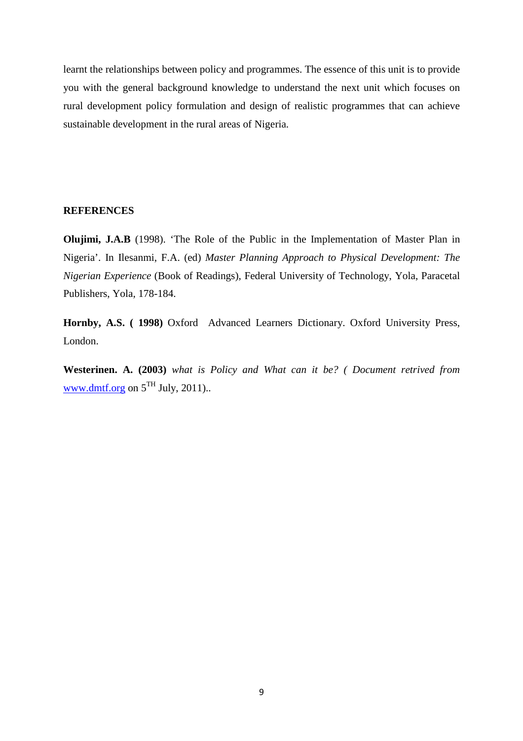learnt the relationships between policy and programmes. The essence of this unit is to provide you with the general background knowledge to understand the next unit which focuses on rural development policy formulation and design of realistic programmes that can achieve sustainable development in the rural areas of Nigeria.

**REFERENCES**

**Olujimi, J.A.B** (1998). 'The Role of the Public in the Implementation of Master Plan in Nigeria'. In Ilesanmi, F.A. (ed) *Master Planning Approach to Physical Development: The Nigerian Experience* (Book of Readings), Federal University of Technology, Yola, Paracetal Publishers, Yola, 178-184.

**Hornby, A.S. ( 1998)** Oxford Advanced Learners Dictionary. Oxford University Press, London.

**Westerinen. A. (2003)** *what is Policy and What can it be? ( Document retrived from* [www.dmtf.org](www.dmtf.org) on 5[TH] July, 2011)..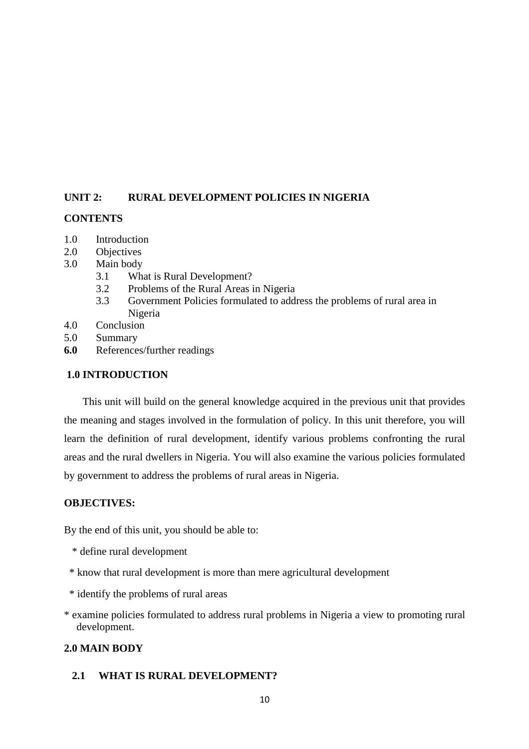## UNIT 2: RURAL DEVELOPMENT POLICIES IN NIGERIA

**CONTENTS**

1.0 Introduction
2.0 Objectives
3.0 Main body
   3.1 What is Rural Development?
   3.2 Problems of the Rural Areas in Nigeria
   3.3 Government Policies formulated to address the problems of rural area in Nigeria
4.0 Conclusion
5.0 Summary
**6.0** References/further readings

### 1.0 INTRODUCTION

This unit will build on the general knowledge acquired in the previous unit that provides the meaning and stages involved in the formulation of policy. In this unit therefore, you will learn the definition of rural development, identify various problems confronting the rural areas and the rural dwellers in Nigeria. You will also examine the various policies formulated by government to address the problems of rural areas in Nigeria.

### OBJECTIVES:

By the end of this unit, you should be able to:

* define rural development
* know that rural development is more than mere agricultural development
* identify the problems of rural areas
* examine policies formulated to address rural problems in Nigeria a view to promoting rural development.

### 2.0 MAIN BODY

#### 2.1 WHAT IS RURAL DEVELOPMENT?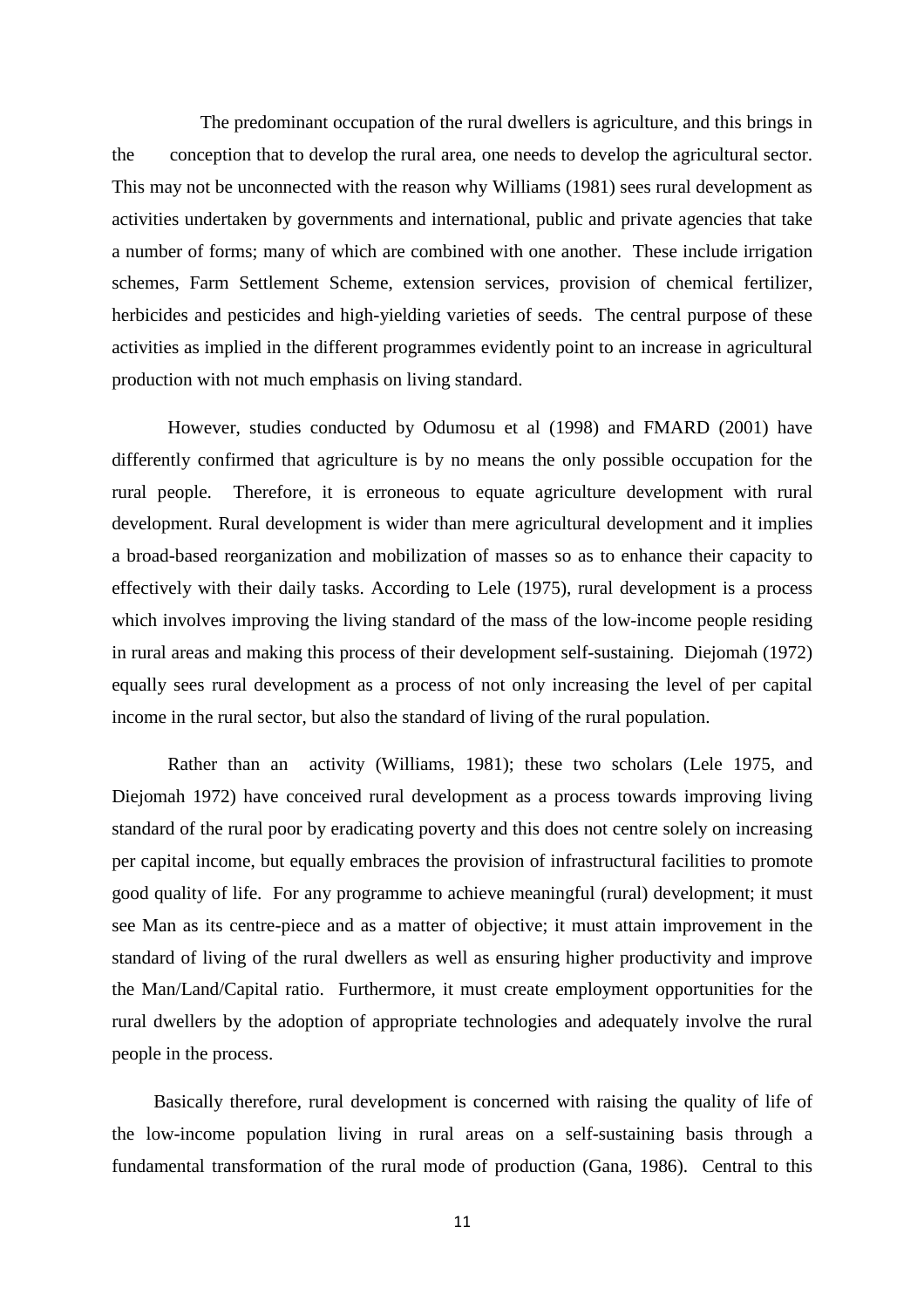The predominant occupation of the rural dwellers is agriculture, and this brings in the conception that to develop the rural area, one needs to develop the agricultural sector. This may not be unconnected with the reason why Williams (1981) sees rural development as activities undertaken by governments and international, public and private agencies that take a number of forms; many of which are combined with one another. These include irrigation schemes, Farm Settlement Scheme, extension services, provision of chemical fertilizer, herbicides and pesticides and high-yielding varieties of seeds. The central purpose of these activities as implied in the different programmes evidently point to an increase in agricultural production with not much emphasis on living standard.

However, studies conducted by Odumosu et al (1998) and FMARD (2001) have differently confirmed that agriculture is by no means the only possible occupation for the rural people. Therefore, it is erroneous to equate agriculture development with rural development. Rural development is wider than mere agricultural development and it implies a broad-based reorganization and mobilization of masses so as to enhance their capacity to effectively with their daily tasks. According to Lele (1975), rural development is a process which involves improving the living standard of the mass of the low-income people residing in rural areas and making this process of their development self-sustaining. Diejomah (1972) equally sees rural development as a process of not only increasing the level of per capital income in the rural sector, but also the standard of living of the rural population.

Rather than an activity (Williams, 1981); these two scholars (Lele 1975, and Diejomah 1972) have conceived rural development as a process towards improving living standard of the rural poor by eradicating poverty and this does not centre solely on increasing per capital income, but equally embraces the provision of infrastructural facilities to promote good quality of life. For any programme to achieve meaningful (rural) development; it must see Man as its centre-piece and as a matter of objective; it must attain improvement in the standard of living of the rural dwellers as well as ensuring higher productivity and improve the Man/Land/Capital ratio. Furthermore, it must create employment opportunities for the rural dwellers by the adoption of appropriate technologies and adequately involve the rural people in the process.

Basically therefore, rural development is concerned with raising the quality of life of the low-income population living in rural areas on a self-sustaining basis through a fundamental transformation of the rural mode of production (Gana, 1986). Central to this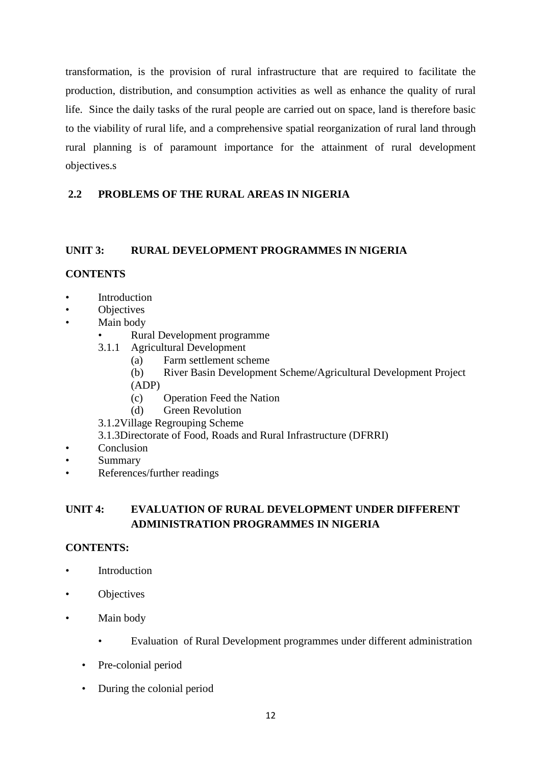transformation, is the provision of rural infrastructure that are required to facilitate the production, distribution, and consumption activities as well as enhance the quality of rural life. Since the daily tasks of the rural people are carried out on space, land is therefore basic to the viability of rural life, and a comprehensive spatial reorganization of rural land through rural planning is of paramount importance for the attainment of rural development objectives.s

### 2.2 PROBLEMS OF THE RURAL AREAS IN NIGERIA

## UNIT 3: RURAL DEVELOPMENT PROGRAMMES IN NIGERIA

**CONTENTS**

- Introduction
- Objectives
- Main body
  - Rural Development programme
  - 3.1.1 Agricultural Development
    - (a) Farm settlement scheme
    - (b) River Basin Development Scheme/Agricultural Development Project (ADP)
    - (c) Operation Feed the Nation
    - (d) Green Revolution
  - 3.1.2Village Regrouping Scheme
  - 3.1.3Directorate of Food, Roads and Rural Infrastructure (DFRRI)
- Conclusion
- Summary
- References/further readings

## UNIT 4: EVALUATION OF RURAL DEVELOPMENT UNDER DIFFERENT ADMINISTRATION PROGRAMMES IN NIGERIA

**CONTENTS:**

- Introduction
- Objectives
- Main body
  - Evaluation of Rural Development programmes under different administration
- Pre-colonial period
- During the colonial period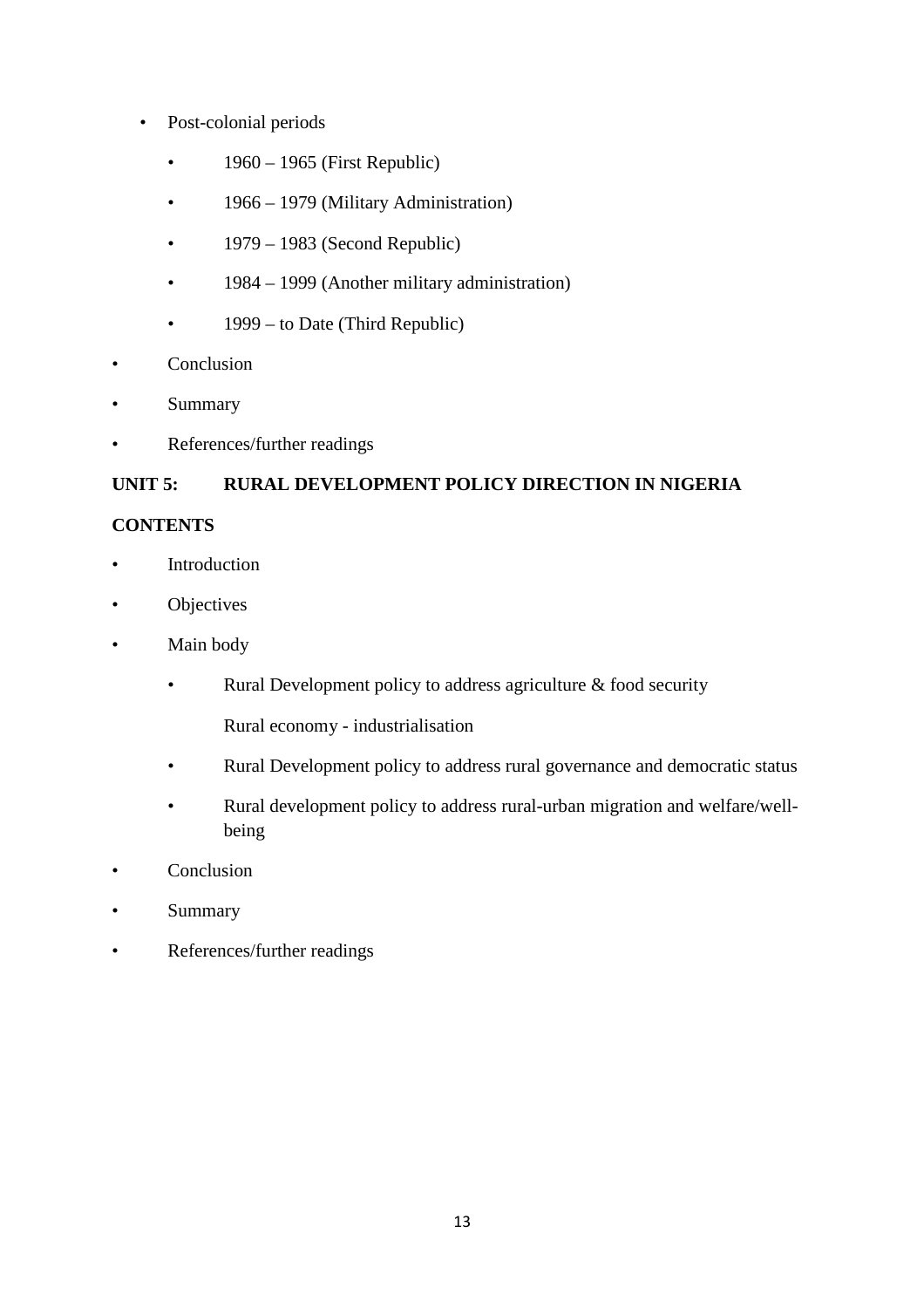- Post-colonial periods
  - 1960 – 1965 (First Republic)
  - 1966 – 1979 (Military Administration)
  - 1979 – 1983 (Second Republic)
  - 1984 – 1999 (Another military administration)
  - 1999 – to Date (Third Republic)
- Conclusion
- Summary
- References/further readings

**UNIT 5: RURAL DEVELOPMENT POLICY DIRECTION IN NIGERIA**

**CONTENTS**

- Introduction
- Objectives
- Main body
  - Rural Development policy to address agriculture & food security

    Rural economy - industrialisation
  - Rural Development policy to address rural governance and democratic status
  - Rural development policy to address rural-urban migration and welfare/well-being
- Conclusion
- Summary
- References/further readings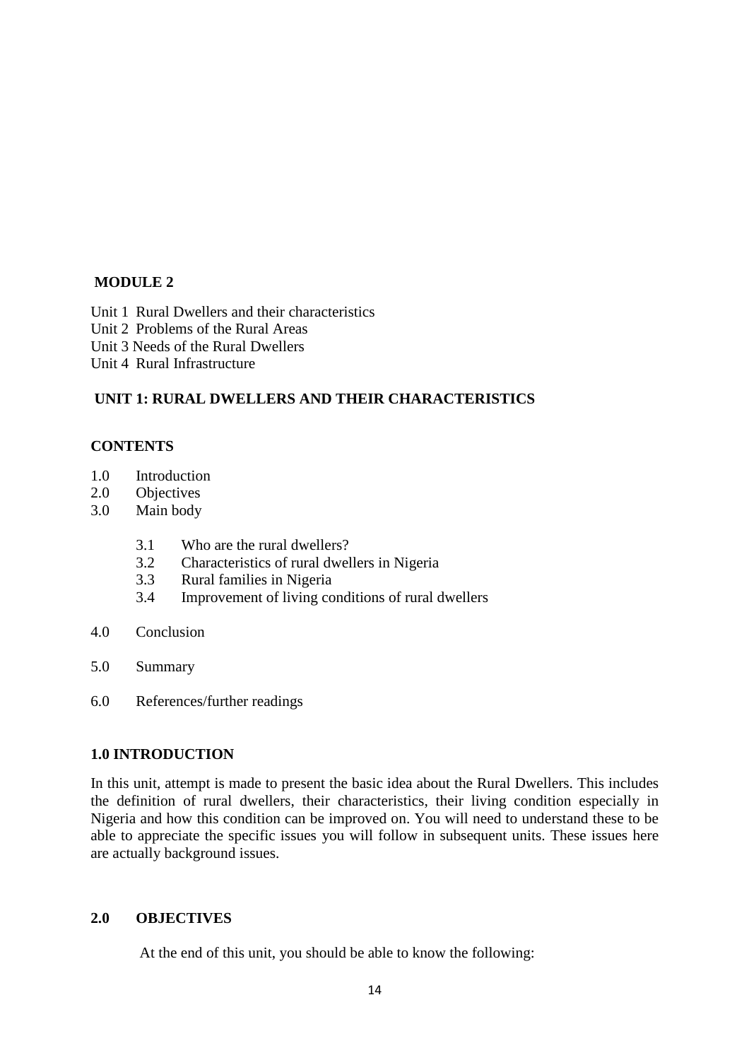## MODULE 2

Unit 1 Rural Dwellers and their characteristics
Unit 2 Problems of the Rural Areas
Unit 3 Needs of the Rural Dwellers
Unit 4 Rural Infrastructure

## UNIT 1: RURAL DWELLERS AND THEIR CHARACTERISTICS

### CONTENTS

1.0 Introduction
2.0 Objectives
3.0 Main body

- 3.1 Who are the rural dwellers?
- 3.2 Characteristics of rural dwellers in Nigeria
- 3.3 Rural families in Nigeria
- 3.4 Improvement of living conditions of rural dwellers

4.0 Conclusion

5.0 Summary

6.0 References/further readings

### 1.0 INTRODUCTION

In this unit, attempt is made to present the basic idea about the Rural Dwellers. This includes the definition of rural dwellers, their characteristics, their living condition especially in Nigeria and how this condition can be improved on. You will need to understand these to be able to appreciate the specific issues you will follow in subsequent units. These issues here are actually background issues.

### 2.0 OBJECTIVES

At the end of this unit, you should be able to know the following: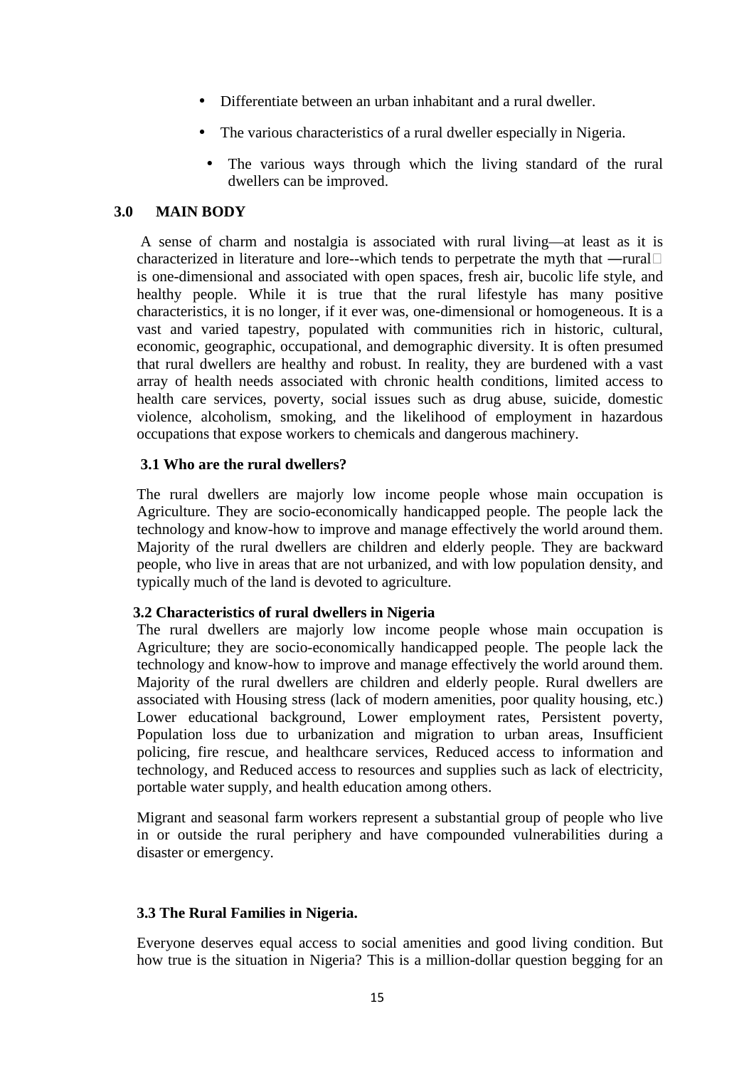- Differentiate between an urban inhabitant and a rural dweller.
- The various characteristics of a rural dweller especially in Nigeria.
- The various ways through which the living standard of the rural dwellers can be improved.

## 3.0 MAIN BODY

A sense of charm and nostalgia is associated with rural living—at least as it is characterized in literature and lore--which tends to perpetrate the myth that ―rural is one-dimensional and associated with open spaces, fresh air, bucolic life style, and healthy people. While it is true that the rural lifestyle has many positive characteristics, it is no longer, if it ever was, one-dimensional or homogeneous. It is a vast and varied tapestry, populated with communities rich in historic, cultural, economic, geographic, occupational, and demographic diversity. It is often presumed that rural dwellers are healthy and robust. In reality, they are burdened with a vast array of health needs associated with chronic health conditions, limited access to health care services, poverty, social issues such as drug abuse, suicide, domestic violence, alcoholism, smoking, and the likelihood of employment in hazardous occupations that expose workers to chemicals and dangerous machinery.

### 3.1 Who are the rural dwellers?

The rural dwellers are majorly low income people whose main occupation is Agriculture. They are socio-economically handicapped people. The people lack the technology and know-how to improve and manage effectively the world around them. Majority of the rural dwellers are children and elderly people. They are backward people, who live in areas that are not urbanized, and with low population density, and typically much of the land is devoted to agriculture.

### 3.2 Characteristics of rural dwellers in Nigeria

The rural dwellers are majorly low income people whose main occupation is Agriculture; they are socio-economically handicapped people. The people lack the technology and know-how to improve and manage effectively the world around them. Majority of the rural dwellers are children and elderly people. Rural dwellers are associated with Housing stress (lack of modern amenities, poor quality housing, etc.) Lower educational background, Lower employment rates, Persistent poverty, Population loss due to urbanization and migration to urban areas, Insufficient policing, fire rescue, and healthcare services, Reduced access to information and technology, and Reduced access to resources and supplies such as lack of electricity, portable water supply, and health education among others.

Migrant and seasonal farm workers represent a substantial group of people who live in or outside the rural periphery and have compounded vulnerabilities during a disaster or emergency.

### 3.3 The Rural Families in Nigeria.

Everyone deserves equal access to social amenities and good living condition. But how true is the situation in Nigeria? This is a million-dollar question begging for an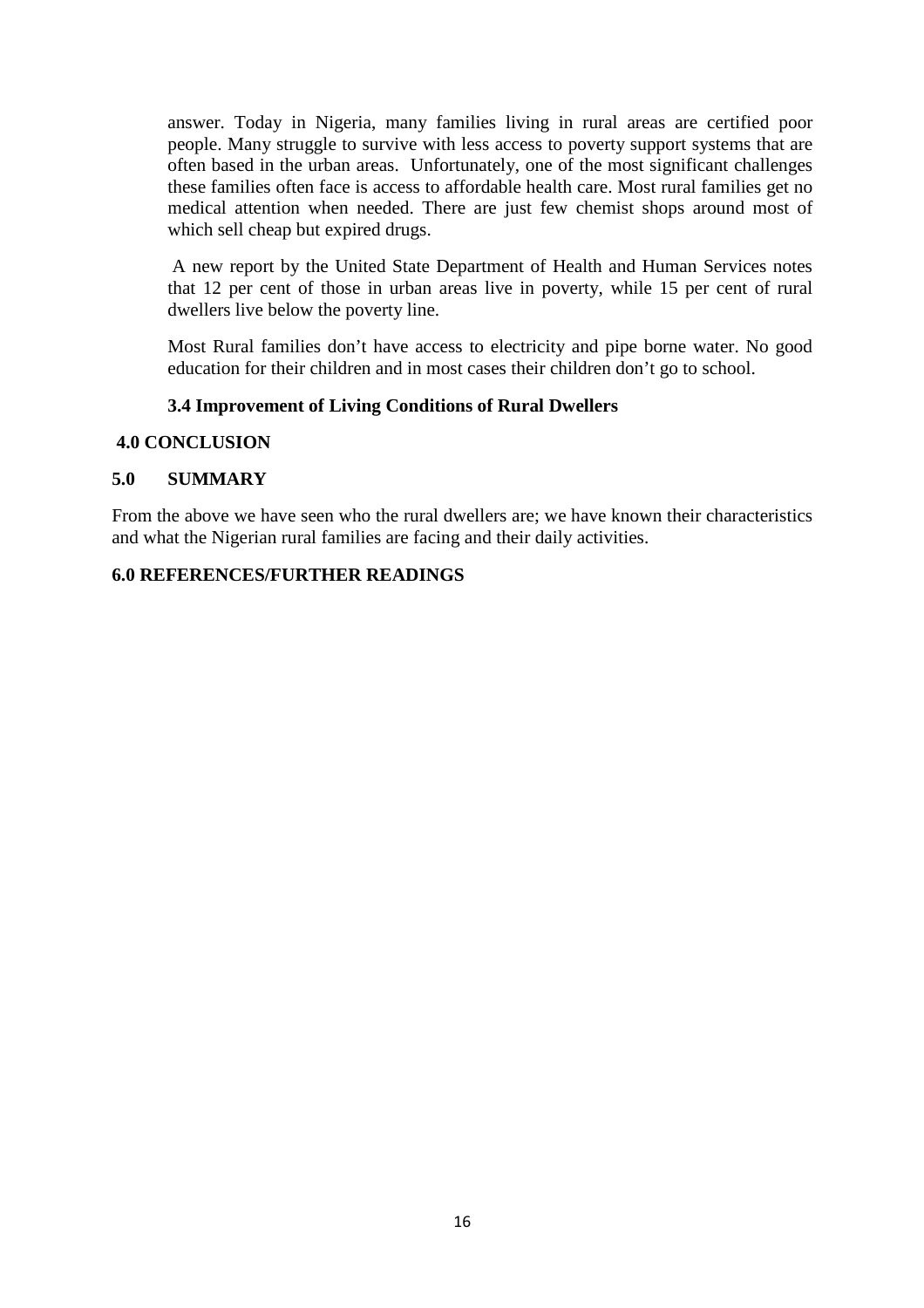answer. Today in Nigeria, many families living in rural areas are certified poor people. Many struggle to survive with less access to poverty support systems that are often based in the urban areas. Unfortunately, one of the most significant challenges these families often face is access to affordable health care. Most rural families get no medical attention when needed. There are just few chemist shops around most of which sell cheap but expired drugs.

A new report by the United State Department of Health and Human Services notes that 12 per cent of those in urban areas live in poverty, while 15 per cent of rural dwellers live below the poverty line.

Most Rural families don't have access to electricity and pipe borne water. No good education for their children and in most cases their children don't go to school.

### 3.4 Improvement of Living Conditions of Rural Dwellers

## 4.0 CONCLUSION

## 5.0 SUMMARY

From the above we have seen who the rural dwellers are; we have known their characteristics and what the Nigerian rural families are facing and their daily activities.

## 6.0 REFERENCES/FURTHER READINGS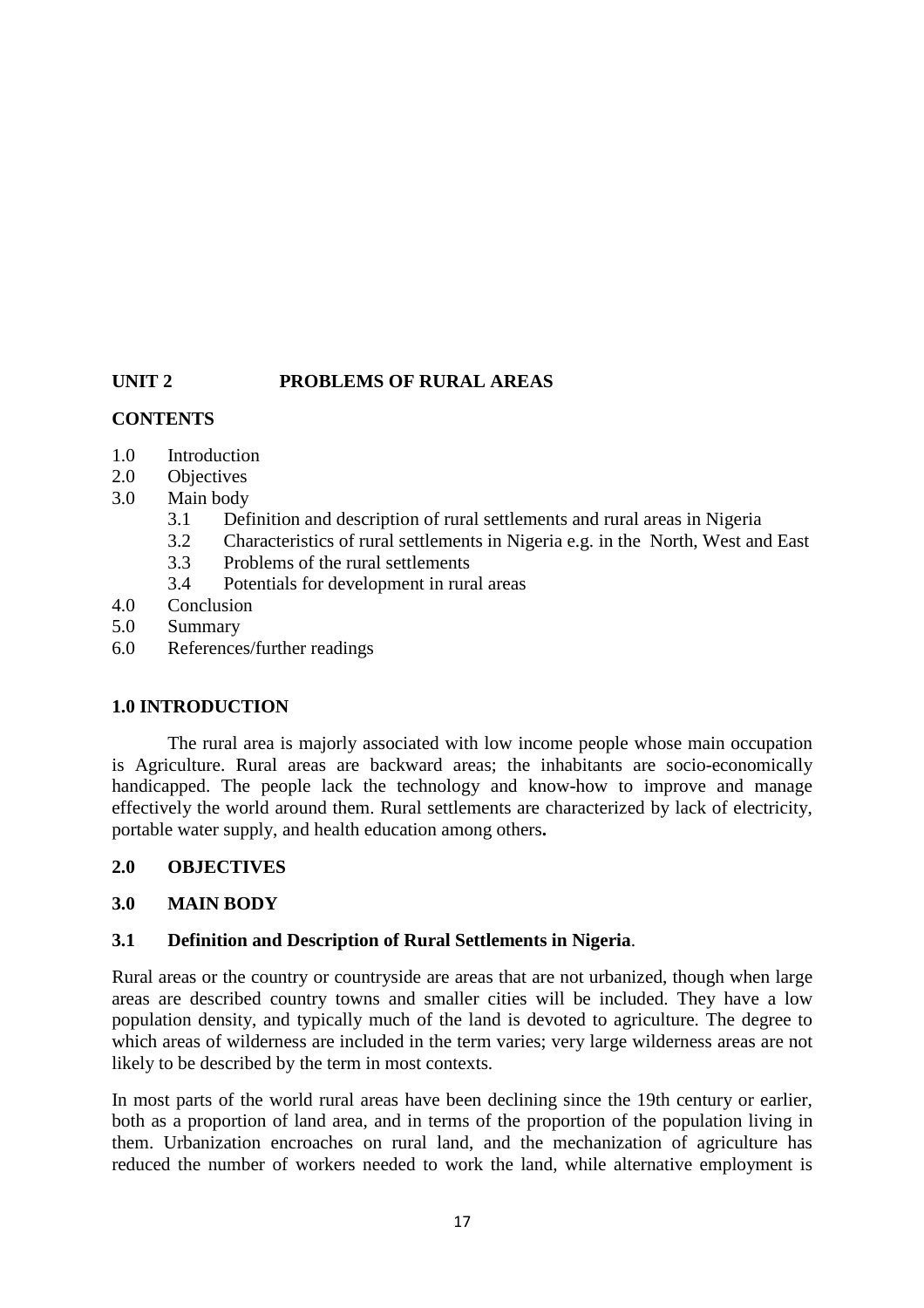## UNIT 2 PROBLEMS OF RURAL AREAS

**CONTENTS**

- 1.0 Introduction
- 2.0 Objectives
- 3.0 Main body
  - 3.1 Definition and description of rural settlements and rural areas in Nigeria
  - 3.2 Characteristics of rural settlements in Nigeria e.g. in the North, West and East
  - 3.3 Problems of the rural settlements
  - 3.4 Potentials for development in rural areas
- 4.0 Conclusion
- 5.0 Summary
- 6.0 References/further readings

### 1.0 INTRODUCTION

The rural area is majorly associated with low income people whose main occupation is Agriculture. Rural areas are backward areas; the inhabitants are socio-economically handicapped. The people lack the technology and know-how to improve and manage effectively the world around them. Rural settlements are characterized by lack of electricity, portable water supply, and health education among others**.**

### 2.0 OBJECTIVES

### 3.0 MAIN BODY

#### 3.1 Definition and Description of Rural Settlements in Nigeria.

Rural areas or the country or countryside are areas that are not urbanized, though when large areas are described country towns and smaller cities will be included. They have a low population density, and typically much of the land is devoted to agriculture. The degree to which areas of wilderness are included in the term varies; very large wilderness areas are not likely to be described by the term in most contexts.

In most parts of the world rural areas have been declining since the 19th century or earlier, both as a proportion of land area, and in terms of the proportion of the population living in them. Urbanization encroaches on rural land, and the mechanization of agriculture has reduced the number of workers needed to work the land, while alternative employment is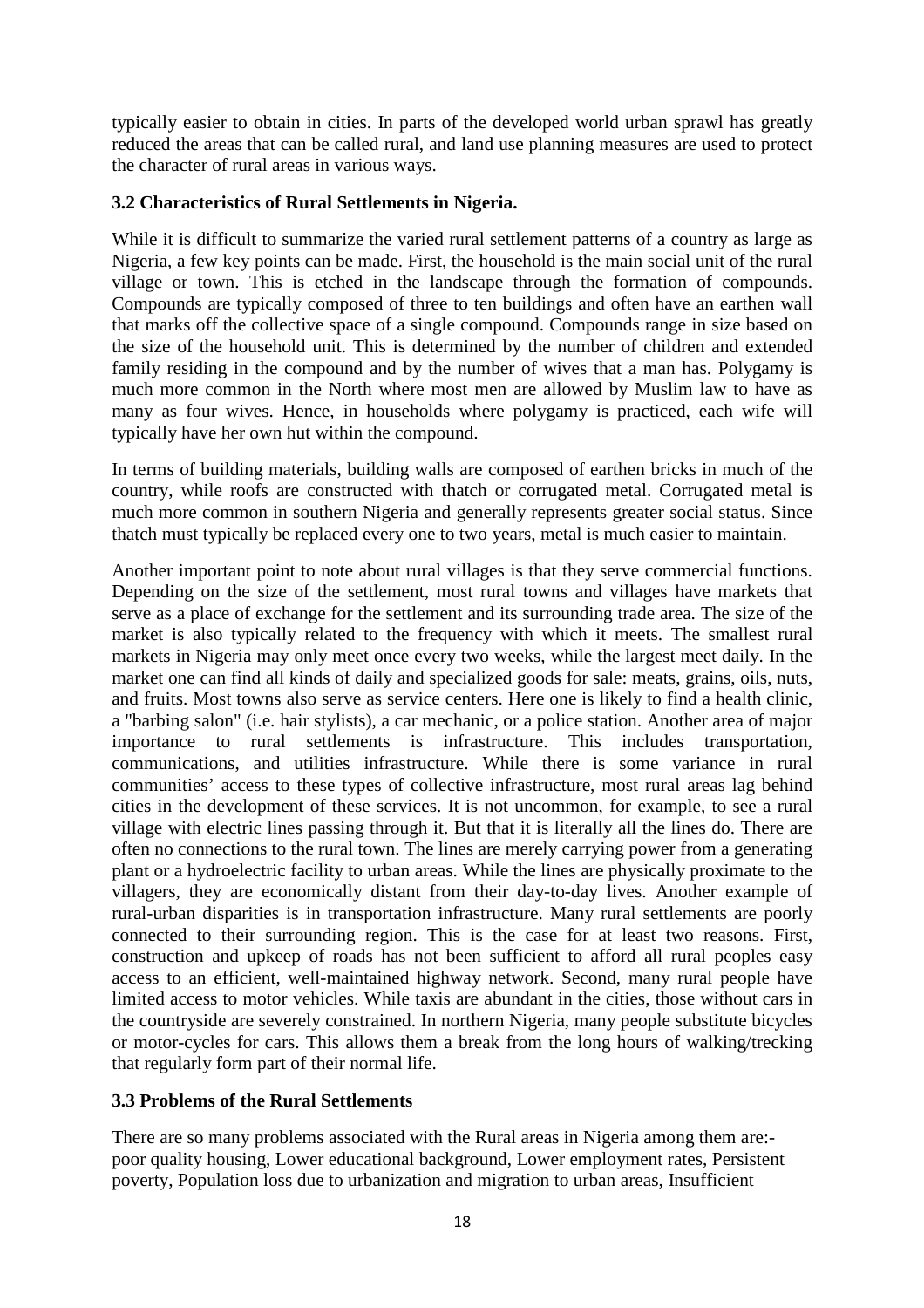typically easier to obtain in cities. In parts of the developed world urban sprawl has greatly reduced the areas that can be called rural, and land use planning measures are used to protect the character of rural areas in various ways.

### 3.2 Characteristics of Rural Settlements in Nigeria.

While it is difficult to summarize the varied rural settlement patterns of a country as large as Nigeria, a few key points can be made. First, the household is the main social unit of the rural village or town. This is etched in the landscape through the formation of compounds. Compounds are typically composed of three to ten buildings and often have an earthen wall that marks off the collective space of a single compound. Compounds range in size based on the size of the household unit. This is determined by the number of children and extended family residing in the compound and by the number of wives that a man has. Polygamy is much more common in the North where most men are allowed by Muslim law to have as many as four wives. Hence, in households where polygamy is practiced, each wife will typically have her own hut within the compound.

In terms of building materials, building walls are composed of earthen bricks in much of the country, while roofs are constructed with thatch or corrugated metal. Corrugated metal is much more common in southern Nigeria and generally represents greater social status. Since thatch must typically be replaced every one to two years, metal is much easier to maintain.

Another important point to note about rural villages is that they serve commercial functions. Depending on the size of the settlement, most rural towns and villages have markets that serve as a place of exchange for the settlement and its surrounding trade area. The size of the market is also typically related to the frequency with which it meets. The smallest rural markets in Nigeria may only meet once every two weeks, while the largest meet daily. In the market one can find all kinds of daily and specialized goods for sale: meats, grains, oils, nuts, and fruits. Most towns also serve as service centers. Here one is likely to find a health clinic, a "barbing salon" (i.e. hair stylists), a car mechanic, or a police station. Another area of major importance to rural settlements is infrastructure. This includes transportation, communications, and utilities infrastructure. While there is some variance in rural communities' access to these types of collective infrastructure, most rural areas lag behind cities in the development of these services. It is not uncommon, for example, to see a rural village with electric lines passing through it. But that it is literally all the lines do. There are often no connections to the rural town. The lines are merely carrying power from a generating plant or a hydroelectric facility to urban areas. While the lines are physically proximate to the villagers, they are economically distant from their day-to-day lives. Another example of rural-urban disparities is in transportation infrastructure. Many rural settlements are poorly connected to their surrounding region. This is the case for at least two reasons. First, construction and upkeep of roads has not been sufficient to afford all rural peoples easy access to an efficient, well-maintained highway network. Second, many rural people have limited access to motor vehicles. While taxis are abundant in the cities, those without cars in the countryside are severely constrained. In northern Nigeria, many people substitute bicycles or motor-cycles for cars. This allows them a break from the long hours of walking/trecking that regularly form part of their normal life.

### 3.3 Problems of the Rural Settlements

There are so many problems associated with the Rural areas in Nigeria among them are:- poor quality housing, Lower educational background, Lower employment rates, Persistent poverty, Population loss due to urbanization and migration to urban areas, Insufficient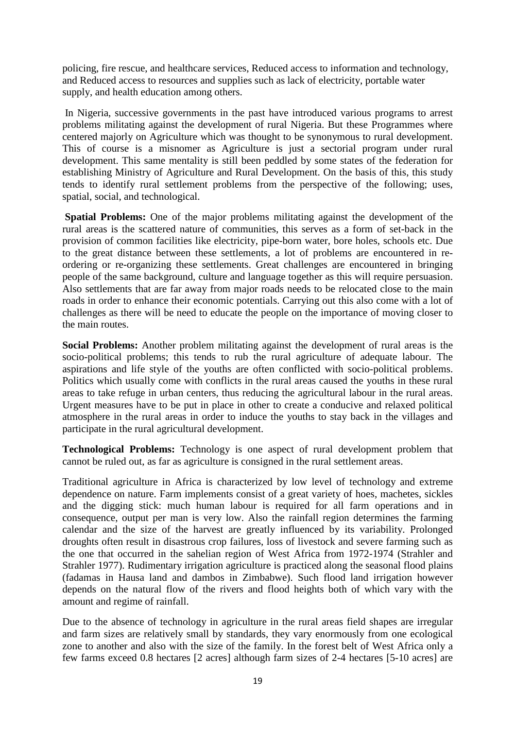policing, fire rescue, and healthcare services, Reduced access to information and technology, and Reduced access to resources and supplies such as lack of electricity, portable water supply, and health education among others.

In Nigeria, successive governments in the past have introduced various programs to arrest problems militating against the development of rural Nigeria. But these Programmes where centered majorly on Agriculture which was thought to be synonymous to rural development. This of course is a misnomer as Agriculture is just a sectorial program under rural development. This same mentality is still been peddled by some states of the federation for establishing Ministry of Agriculture and Rural Development. On the basis of this, this study tends to identify rural settlement problems from the perspective of the following; uses, spatial, social, and technological.

**Spatial Problems:** One of the major problems militating against the development of the rural areas is the scattered nature of communities, this serves as a form of set-back in the provision of common facilities like electricity, pipe-born water, bore holes, schools etc. Due to the great distance between these settlements, a lot of problems are encountered in re-ordering or re-organizing these settlements. Great challenges are encountered in bringing people of the same background, culture and language together as this will require persuasion. Also settlements that are far away from major roads needs to be relocated close to the main roads in order to enhance their economic potentials. Carrying out this also come with a lot of challenges as there will be need to educate the people on the importance of moving closer to the main routes.

**Social Problems:** Another problem militating against the development of rural areas is the socio-political problems; this tends to rub the rural agriculture of adequate labour. The aspirations and life style of the youths are often conflicted with socio-political problems. Politics which usually come with conflicts in the rural areas caused the youths in these rural areas to take refuge in urban centers, thus reducing the agricultural labour in the rural areas. Urgent measures have to be put in place in other to create a conducive and relaxed political atmosphere in the rural areas in order to induce the youths to stay back in the villages and participate in the rural agricultural development.

**Technological Problems:** Technology is one aspect of rural development problem that cannot be ruled out, as far as agriculture is consigned in the rural settlement areas.

Traditional agriculture in Africa is characterized by low level of technology and extreme dependence on nature. Farm implements consist of a great variety of hoes, machetes, sickles and the digging stick: much human labour is required for all farm operations and in consequence, output per man is very low. Also the rainfall region determines the farming calendar and the size of the harvest are greatly influenced by its variability. Prolonged droughts often result in disastrous crop failures, loss of livestock and severe farming such as the one that occurred in the sahelian region of West Africa from 1972-1974 (Strahler and Strahler 1977). Rudimentary irrigation agriculture is practiced along the seasonal flood plains (fadamas in Hausa land and dambos in Zimbabwe). Such flood land irrigation however depends on the natural flow of the rivers and flood heights both of which vary with the amount and regime of rainfall.

Due to the absence of technology in agriculture in the rural areas field shapes are irregular and farm sizes are relatively small by standards, they vary enormously from one ecological zone to another and also with the size of the family. In the forest belt of West Africa only a few farms exceed 0.8 hectares [2 acres] although farm sizes of 2-4 hectares [5-10 acres] are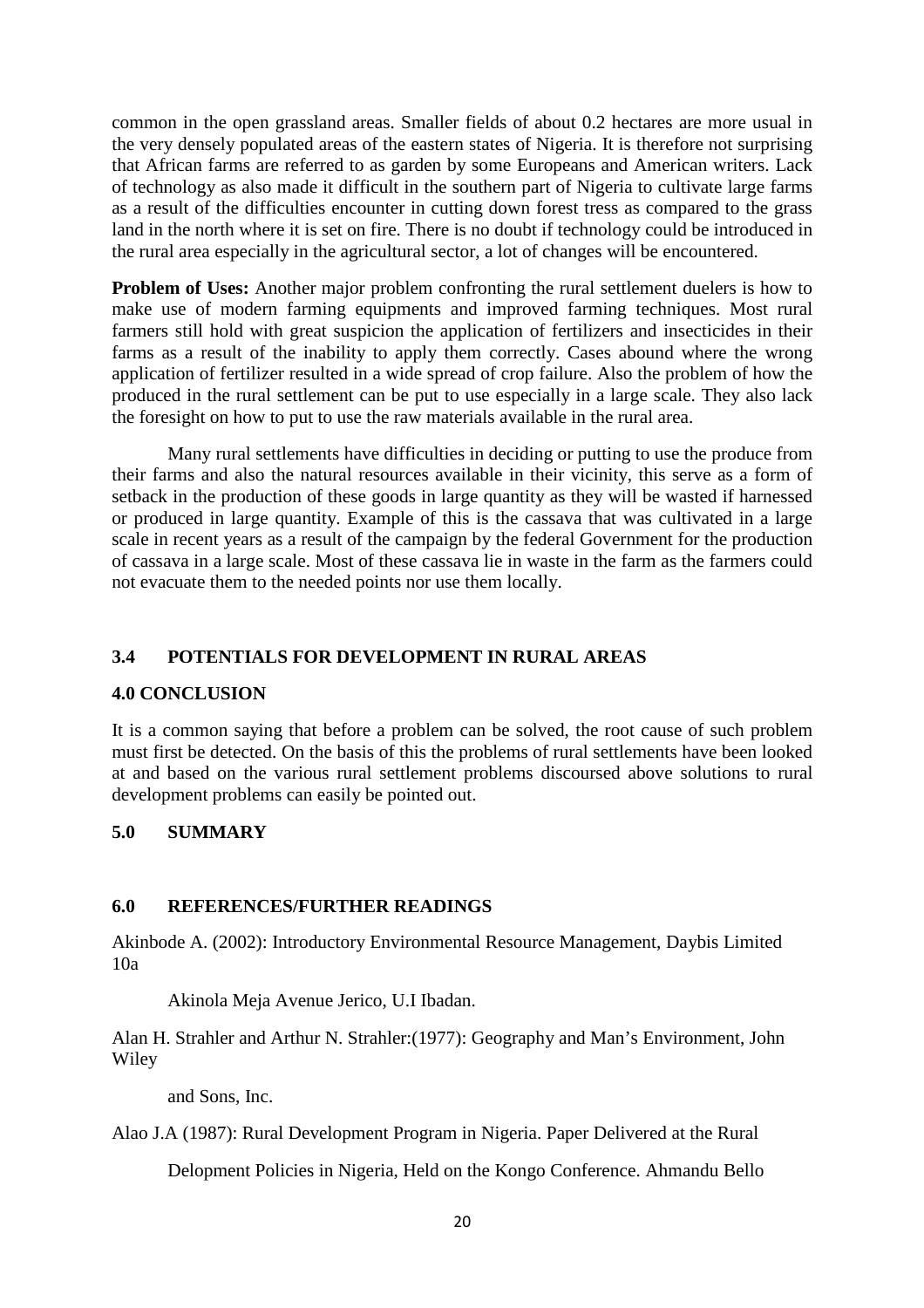common in the open grassland areas. Smaller fields of about 0.2 hectares are more usual in the very densely populated areas of the eastern states of Nigeria. It is therefore not surprising that African farms are referred to as garden by some Europeans and American writers. Lack of technology as also made it difficult in the southern part of Nigeria to cultivate large farms as a result of the difficulties encounter in cutting down forest tress as compared to the grass land in the north where it is set on fire. There is no doubt if technology could be introduced in the rural area especially in the agricultural sector, a lot of changes will be encountered.

**Problem of Uses:** Another major problem confronting the rural settlement duelers is how to make use of modern farming equipments and improved farming techniques. Most rural farmers still hold with great suspicion the application of fertilizers and insecticides in their farms as a result of the inability to apply them correctly. Cases abound where the wrong application of fertilizer resulted in a wide spread of crop failure. Also the problem of how the produced in the rural settlement can be put to use especially in a large scale. They also lack the foresight on how to put to use the raw materials available in the rural area.

Many rural settlements have difficulties in deciding or putting to use the produce from their farms and also the natural resources available in their vicinity, this serve as a form of setback in the production of these goods in large quantity as they will be wasted if harnessed or produced in large quantity. Example of this is the cassava that was cultivated in a large scale in recent years as a result of the campaign by the federal Government for the production of cassava in a large scale. Most of these cassava lie in waste in the farm as the farmers could not evacuate them to the needed points nor use them locally.

## 3.4 POTENTIALS FOR DEVELOPMENT IN RURAL AREAS

## 4.0 CONCLUSION

It is a common saying that before a problem can be solved, the root cause of such problem must first be detected. On the basis of this the problems of rural settlements have been looked at and based on the various rural settlement problems discoursed above solutions to rural development problems can easily be pointed out.

## 5.0 SUMMARY

## 6.0 REFERENCES/FURTHER READINGS

Akinbode A. (2002): Introductory Environmental Resource Management, Daybis Limited 10a

Akinola Meja Avenue Jerico, U.I Ibadan.

Alan H. Strahler and Arthur N. Strahler:(1977): Geography and Man's Environment, John Wiley

and Sons, Inc.

Alao J.A (1987): Rural Development Program in Nigeria. Paper Delivered at the Rural

Delopment Policies in Nigeria, Held on the Kongo Conference. Ahmandu Bello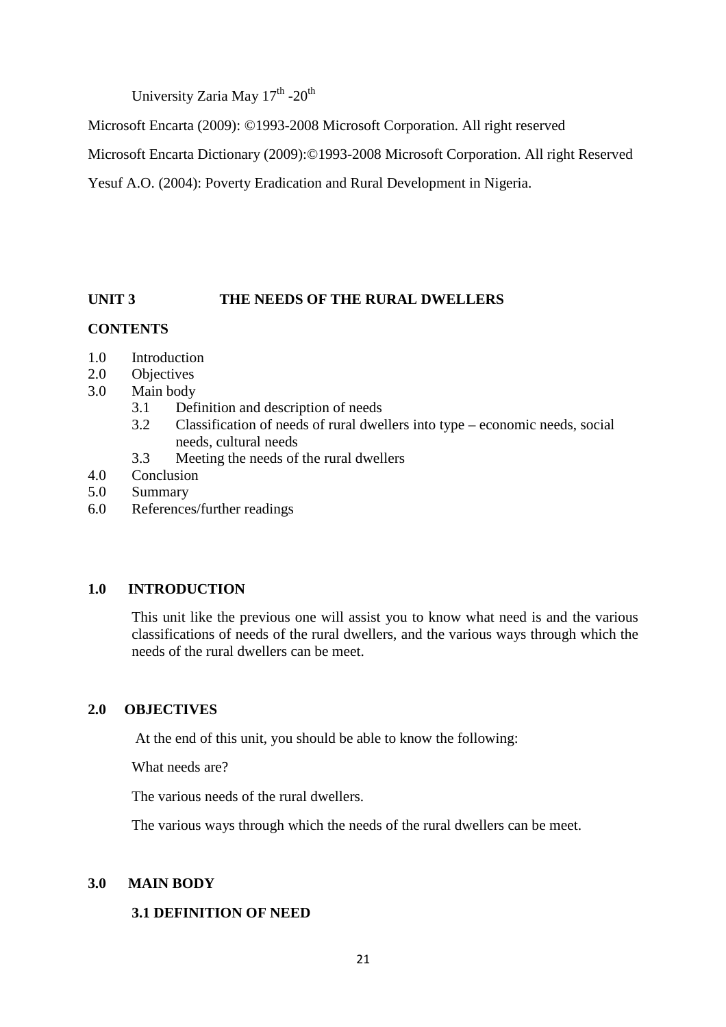University Zaria May 17th -20th

Microsoft Encarta (2009): ©1993-2008 Microsoft Corporation. All right reserved

Microsoft Encarta Dictionary (2009):©1993-2008 Microsoft Corporation. All right Reserved

Yesuf A.O. (2004): Poverty Eradication and Rural Development in Nigeria.

## UNIT 3 THE NEEDS OF THE RURAL DWELLERS

**CONTENTS**

1.0 Introduction
2.0 Objectives
3.0 Main body
    3.1 Definition and description of needs
    3.2 Classification of needs of rural dwellers into type – economic needs, social needs, cultural needs
    3.3 Meeting the needs of the rural dwellers
4.0 Conclusion
5.0 Summary
6.0 References/further readings

### 1.0 INTRODUCTION

This unit like the previous one will assist you to know what need is and the various classifications of needs of the rural dwellers, and the various ways through which the needs of the rural dwellers can be meet.

### 2.0 OBJECTIVES

At the end of this unit, you should be able to know the following:

What needs are?

The various needs of the rural dwellers.

The various ways through which the needs of the rural dwellers can be meet.

### 3.0 MAIN BODY

#### 3.1 DEFINITION OF NEED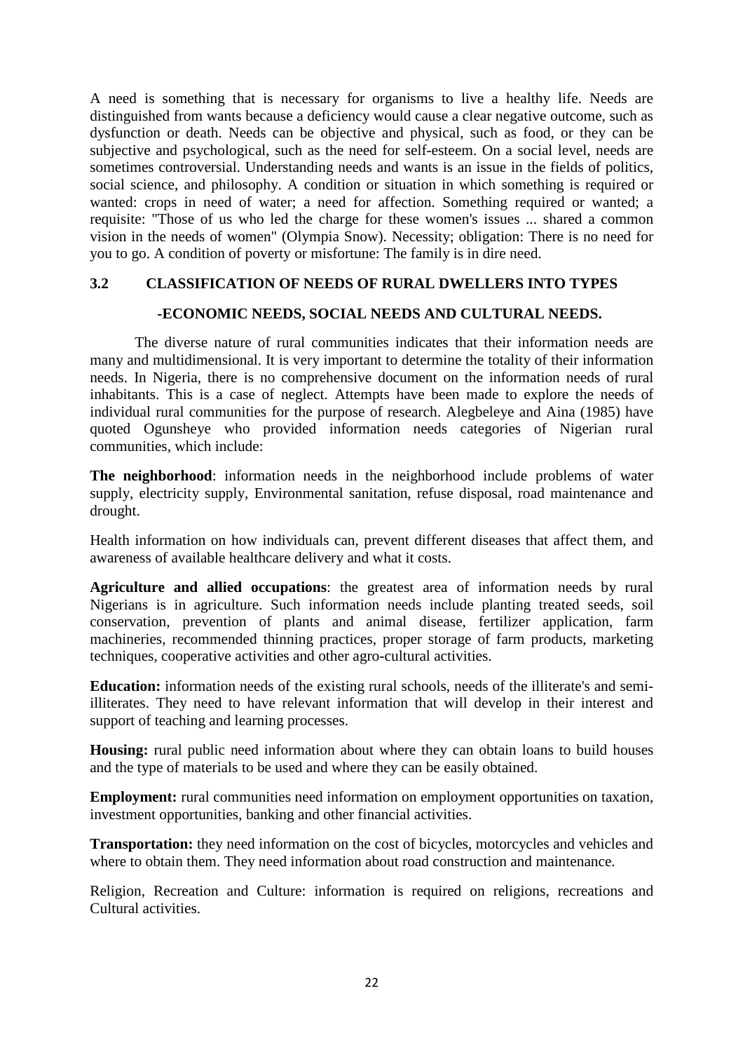A need is something that is necessary for organisms to live a healthy life. Needs are distinguished from wants because a deficiency would cause a clear negative outcome, such as dysfunction or death. Needs can be objective and physical, such as food, or they can be subjective and psychological, such as the need for self-esteem. On a social level, needs are sometimes controversial. Understanding needs and wants is an issue in the fields of politics, social science, and philosophy. A condition or situation in which something is required or wanted: crops in need of water; a need for affection. Something required or wanted; a requisite: "Those of us who led the charge for these women's issues ... shared a common vision in the needs of women" (Olympia Snow). Necessity; obligation: There is no need for you to go. A condition of poverty or misfortune: The family is in dire need.

### 3.2 CLASSIFICATION OF NEEDS OF RURAL DWELLERS INTO TYPES -ECONOMIC NEEDS, SOCIAL NEEDS AND CULTURAL NEEDS.

The diverse nature of rural communities indicates that their information needs are many and multidimensional. It is very important to determine the totality of their information needs. In Nigeria, there is no comprehensive document on the information needs of rural inhabitants. This is a case of neglect. Attempts have been made to explore the needs of individual rural communities for the purpose of research. Alegbeleye and Aina (1985) have quoted Ogunsheye who provided information needs categories of Nigerian rural communities, which include:

**The neighborhood**: information needs in the neighborhood include problems of water supply, electricity supply, Environmental sanitation, refuse disposal, road maintenance and drought.

Health information on how individuals can, prevent different diseases that affect them, and awareness of available healthcare delivery and what it costs.

**Agriculture and allied occupations**: the greatest area of information needs by rural Nigerians is in agriculture. Such information needs include planting treated seeds, soil conservation, prevention of plants and animal disease, fertilizer application, farm machineries, recommended thinning practices, proper storage of farm products, marketing techniques, cooperative activities and other agro-cultural activities.

**Education:** information needs of the existing rural schools, needs of the illiterate's and semi-illiterates. They need to have relevant information that will develop in their interest and support of teaching and learning processes.

**Housing:** rural public need information about where they can obtain loans to build houses and the type of materials to be used and where they can be easily obtained.

**Employment:** rural communities need information on employment opportunities on taxation, investment opportunities, banking and other financial activities.

**Transportation:** they need information on the cost of bicycles, motorcycles and vehicles and where to obtain them. They need information about road construction and maintenance.

Religion, Recreation and Culture: information is required on religions, recreations and Cultural activities.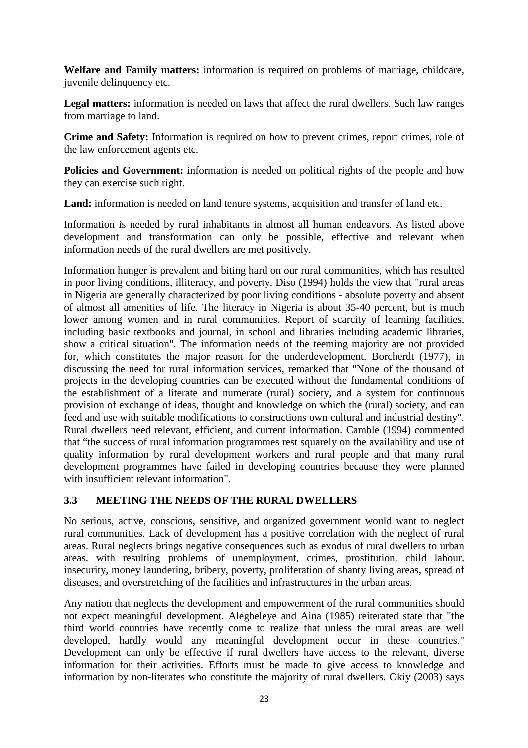**Welfare and Family matters:** information is required on problems of marriage, childcare, juvenile delinquency etc.

**Legal matters:** information is needed on laws that affect the rural dwellers. Such law ranges from marriage to land.

**Crime and Safety:** Information is required on how to prevent crimes, report crimes, role of the law enforcement agents etc.

**Policies and Government:** information is needed on political rights of the people and how they can exercise such right.

**Land:** information is needed on land tenure systems, acquisition and transfer of land etc.

Information is needed by rural inhabitants in almost all human endeavors. As listed above development and transformation can only be possible, effective and relevant when information needs of the rural dwellers are met positively.

Information hunger is prevalent and biting hard on our rural communities, which has resulted in poor living conditions, illiteracy, and poverty. Diso (1994) holds the view that "rural areas in Nigeria are generally characterized by poor living conditions - absolute poverty and absent of almost all amenities of life. The literacy in Nigeria is about 35-40 percent, but is much lower among women and in rural communities. Report of scarcity of learning facilities, including basic textbooks and journal, in school and libraries including academic libraries, show a critical situation". The information needs of the teeming majority are not provided for, which constitutes the major reason for the underdevelopment. Borcherdt (1977), in discussing the need for rural information services, remarked that "None of the thousand of projects in the developing countries can be executed without the fundamental conditions of the establishment of a literate and numerate (rural) society, and a system for continuous provision of exchange of ideas, thought and knowledge on which the (rural) society, and can feed and use with suitable modifications to constructions own cultural and industrial destiny". Rural dwellers need relevant, efficient, and current information. Camble (1994) commented that "the success of rural information programmes rest squarely on the availability and use of quality information by rural development workers and rural people and that many rural development programmes have failed in developing countries because they were planned with insufficient relevant information".

### 3.3 MEETING THE NEEDS OF THE RURAL DWELLERS

No serious, active, conscious, sensitive, and organized government would want to neglect rural communities. Lack of development has a positive correlation with the neglect of rural areas. Rural neglects brings negative consequences such as exodus of rural dwellers to urban areas, with resulting problems of unemployment, crimes, prostitution, child labour, insecurity, money laundering, bribery, poverty, proliferation of shanty living areas, spread of diseases, and overstretching of the facilities and infrastructures in the urban areas.

Any nation that neglects the development and empowerment of the rural communities should not expect meaningful development. Alegbeleye and Aina (1985) reiterated state that "the third world countries have recently come to realize that unless the rural areas are well developed, hardly would any meaningful development occur in these countries." Development can only be effective if rural dwellers have access to the relevant, diverse information for their activities. Efforts must be made to give access to knowledge and information by non-literates who constitute the majority of rural dwellers. Okiy (2003) says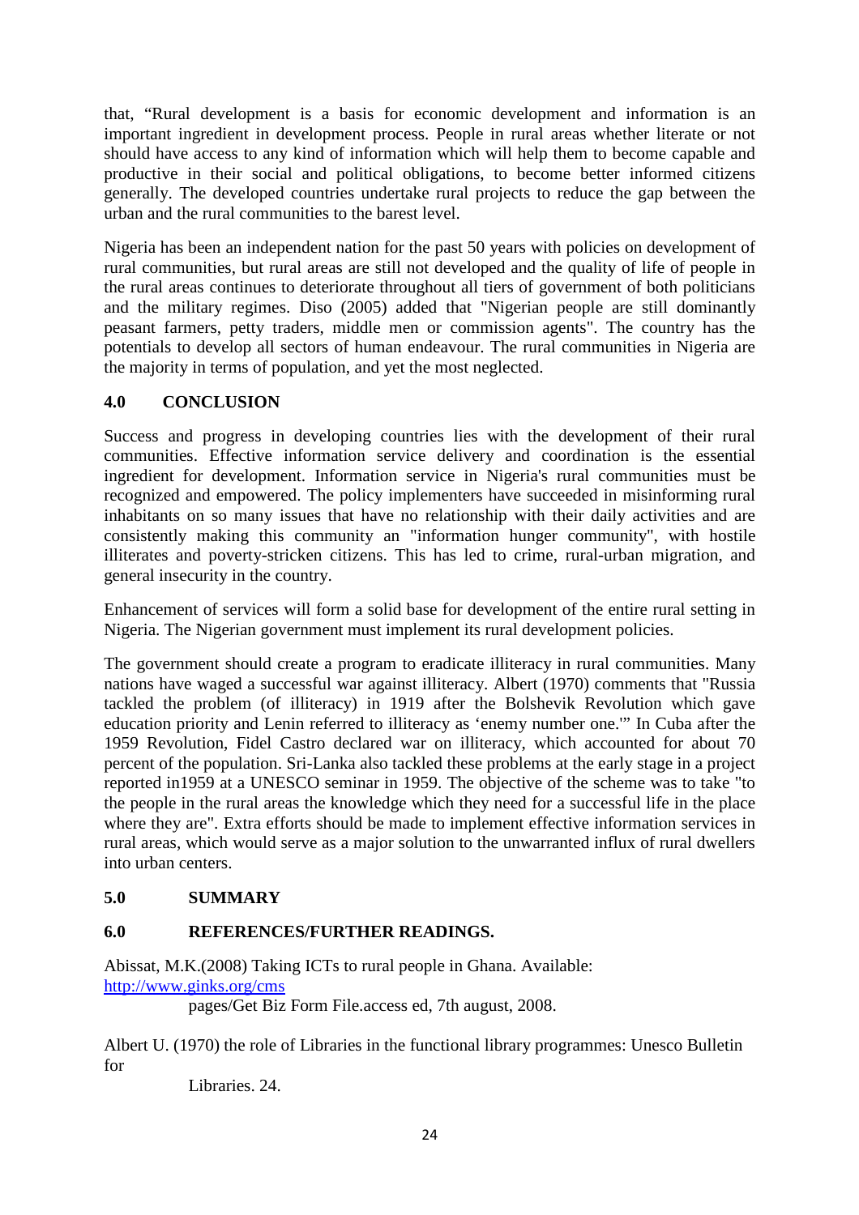that, "Rural development is a basis for economic development and information is an important ingredient in development process. People in rural areas whether literate or not should have access to any kind of information which will help them to become capable and productive in their social and political obligations, to become better informed citizens generally. The developed countries undertake rural projects to reduce the gap between the urban and the rural communities to the barest level.

Nigeria has been an independent nation for the past 50 years with policies on development of rural communities, but rural areas are still not developed and the quality of life of people in the rural areas continues to deteriorate throughout all tiers of government of both politicians and the military regimes. Diso (2005) added that "Nigerian people are still dominantly peasant farmers, petty traders, middle men or commission agents". The country has the potentials to develop all sectors of human endeavour. The rural communities in Nigeria are the majority in terms of population, and yet the most neglected.

## 4.0 CONCLUSION

Success and progress in developing countries lies with the development of their rural communities. Effective information service delivery and coordination is the essential ingredient for development. Information service in Nigeria's rural communities must be recognized and empowered. The policy implementers have succeeded in misinforming rural inhabitants on so many issues that have no relationship with their daily activities and are consistently making this community an "information hunger community", with hostile illiterates and poverty-stricken citizens. This has led to crime, rural-urban migration, and general insecurity in the country.

Enhancement of services will form a solid base for development of the entire rural setting in Nigeria. The Nigerian government must implement its rural development policies.

The government should create a program to eradicate illiteracy in rural communities. Many nations have waged a successful war against illiteracy. Albert (1970) comments that "Russia tackled the problem (of illiteracy) in 1919 after the Bolshevik Revolution which gave education priority and Lenin referred to illiteracy as 'enemy number one.'" In Cuba after the 1959 Revolution, Fidel Castro declared war on illiteracy, which accounted for about 70 percent of the population. Sri-Lanka also tackled these problems at the early stage in a project reported in1959 at a UNESCO seminar in 1959. The objective of the scheme was to take "to the people in the rural areas the knowledge which they need for a successful life in the place where they are". Extra efforts should be made to implement effective information services in rural areas, which would serve as a major solution to the unwarranted influx of rural dwellers into urban centers.

## 5.0 SUMMARY

## 6.0 REFERENCES/FURTHER READINGS.

Abissat, M.K.(2008) Taking ICTs to rural people in Ghana. Available: http://www.ginks.org/cms pages/Get Biz Form File.access ed, 7th august, 2008.

Albert U. (1970) the role of Libraries in the functional library programmes: Unesco Bulletin for Libraries. 24.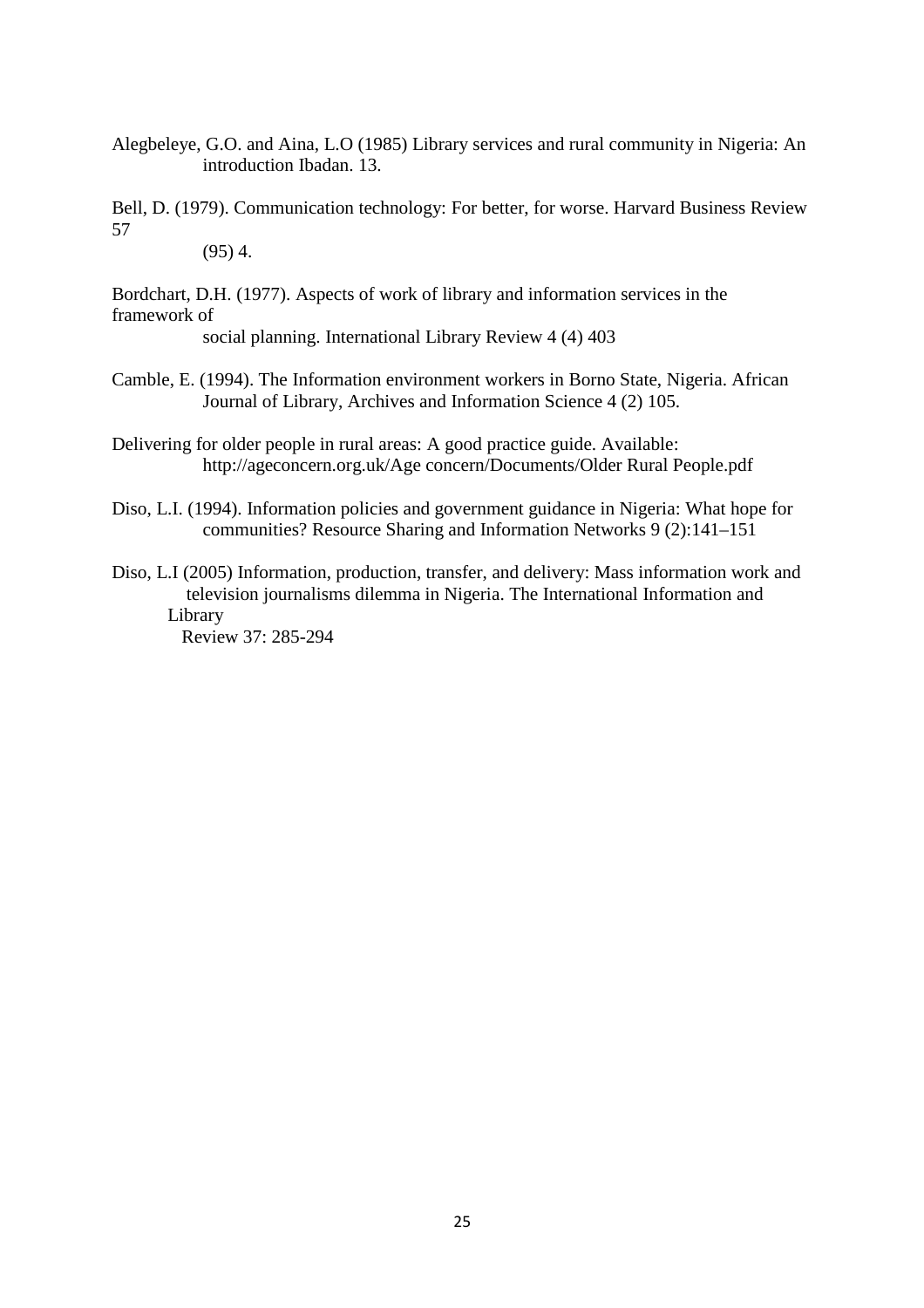Alegbeleye, G.O. and Aina, L.O (1985) Library services and rural community in Nigeria: An introduction Ibadan. 13.

Bell, D. (1979). Communication technology: For better, for worse. Harvard Business Review 57 (95) 4.

Bordchart, D.H. (1977). Aspects of work of library and information services in the framework of social planning. International Library Review 4 (4) 403

Camble, E. (1994). The Information environment workers in Borno State, Nigeria. African Journal of Library, Archives and Information Science 4 (2) 105.

Delivering for older people in rural areas: A good practice guide. Available: http://ageconcern.org.uk/Age concern/Documents/Older Rural People.pdf

Diso, L.I. (1994). Information policies and government guidance in Nigeria: What hope for communities? Resource Sharing and Information Networks 9 (2):141–151

Diso, L.I (2005) Information, production, transfer, and delivery: Mass information work and television journalisms dilemma in Nigeria. The International Information and Library Review 37: 285-294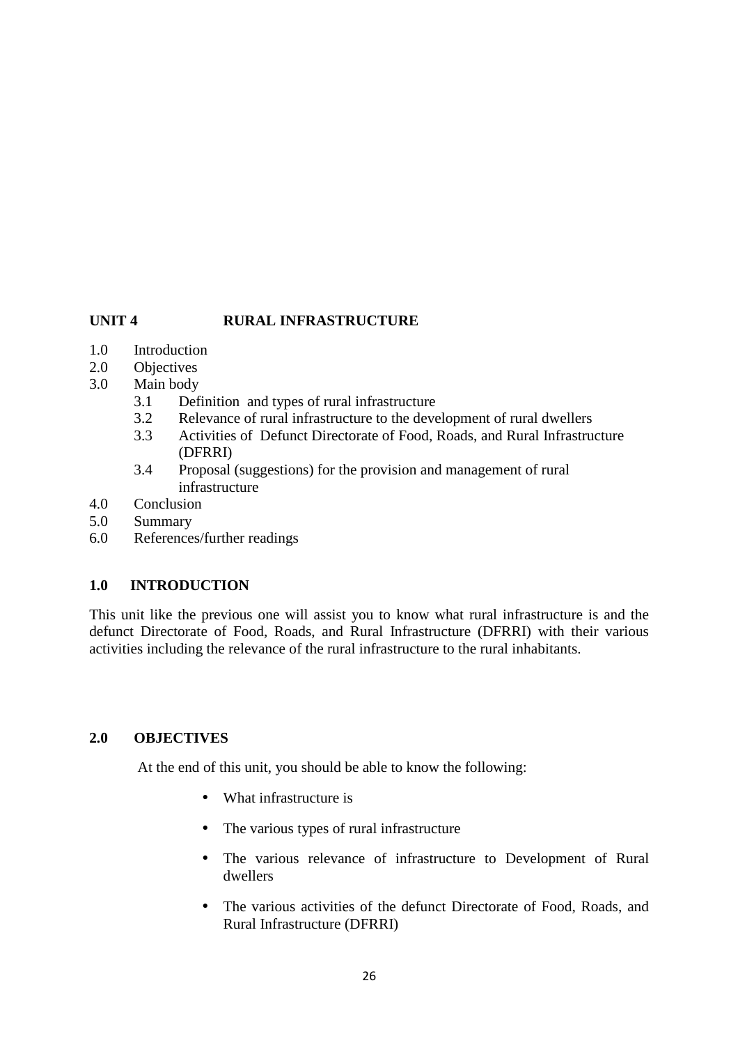## UNIT 4 RURAL INFRASTRUCTURE

1.0 Introduction
2.0 Objectives
3.0 Main body
 3.1 Definition and types of rural infrastructure
 3.2 Relevance of rural infrastructure to the development of rural dwellers
 3.3 Activities of Defunct Directorate of Food, Roads, and Rural Infrastructure (DFRRI)
 3.4 Proposal (suggestions) for the provision and management of rural infrastructure
4.0 Conclusion
5.0 Summary
6.0 References/further readings

### 1.0 INTRODUCTION

This unit like the previous one will assist you to know what rural infrastructure is and the defunct Directorate of Food, Roads, and Rural Infrastructure (DFRRI) with their various activities including the relevance of the rural infrastructure to the rural inhabitants.

### 2.0 OBJECTIVES

At the end of this unit, you should be able to know the following:

- What infrastructure is
- The various types of rural infrastructure
- The various relevance of infrastructure to Development of Rural dwellers
- The various activities of the defunct Directorate of Food, Roads, and Rural Infrastructure (DFRRI)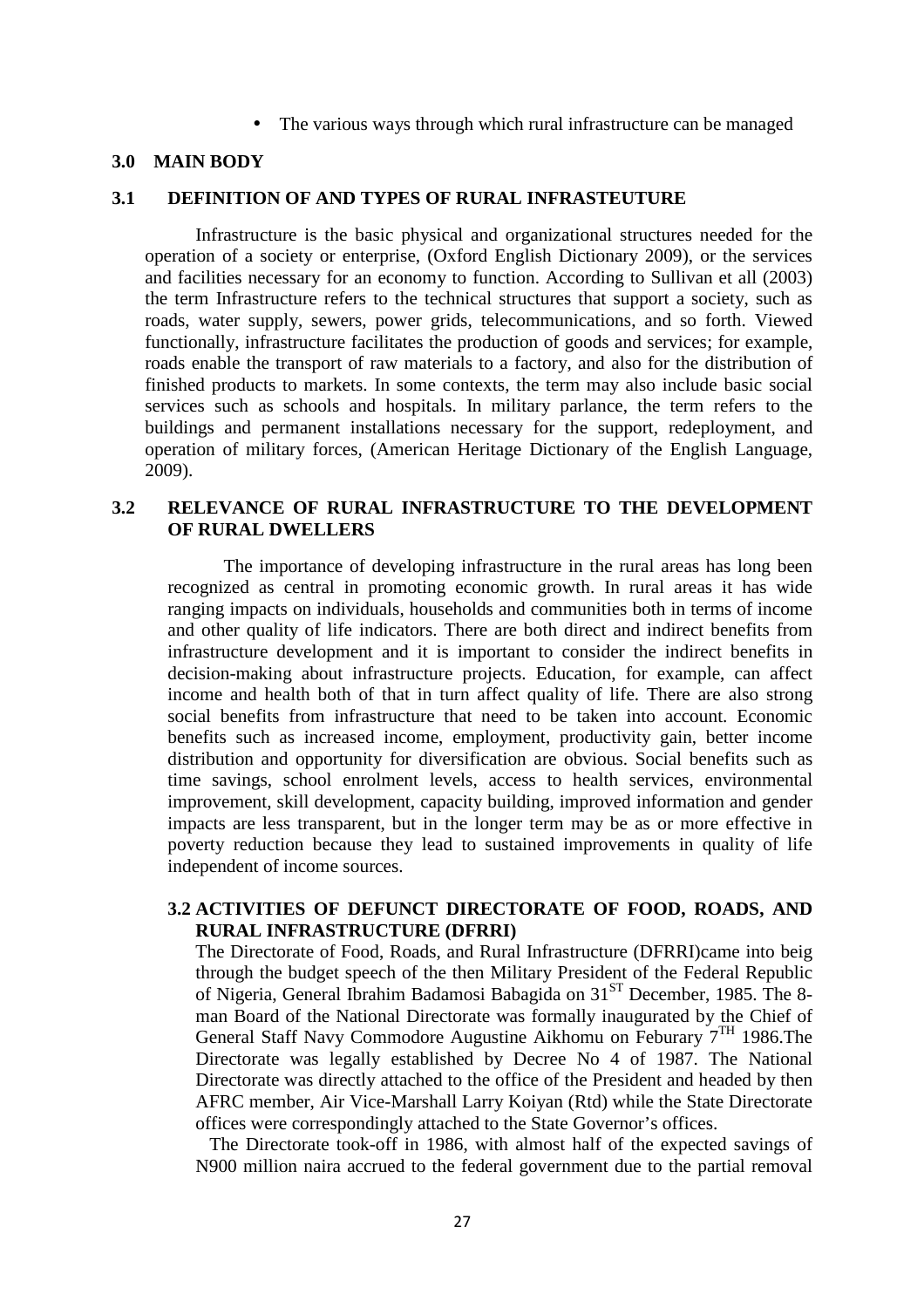- The various ways through which rural infrastructure can be managed

## 3.0 MAIN BODY

### 3.1 DEFINITION OF AND TYPES OF RURAL INFRASTEUTURE

Infrastructure is the basic physical and organizational structures needed for the operation of a society or enterprise, (Oxford English Dictionary 2009), or the services and facilities necessary for an economy to function. According to Sullivan et all (2003) the term Infrastructure refers to the technical structures that support a society, such as roads, water supply, sewers, power grids, telecommunications, and so forth. Viewed functionally, infrastructure facilitates the production of goods and services; for example, roads enable the transport of raw materials to a factory, and also for the distribution of finished products to markets. In some contexts, the term may also include basic social services such as schools and hospitals. In military parlance, the term refers to the buildings and permanent installations necessary for the support, redeployment, and operation of military forces, (American Heritage Dictionary of the English Language, 2009).

### 3.2 RELEVANCE OF RURAL INFRASTRUCTURE TO THE DEVELOPMENT OF RURAL DWELLERS

The importance of developing infrastructure in the rural areas has long been recognized as central in promoting economic growth. In rural areas it has wide ranging impacts on individuals, households and communities both in terms of income and other quality of life indicators. There are both direct and indirect benefits from infrastructure development and it is important to consider the indirect benefits in decision-making about infrastructure projects. Education, for example, can affect income and health both of that in turn affect quality of life. There are also strong social benefits from infrastructure that need to be taken into account. Economic benefits such as increased income, employment, productivity gain, better income distribution and opportunity for diversification are obvious. Social benefits such as time savings, school enrolment levels, access to health services, environmental improvement, skill development, capacity building, improved information and gender impacts are less transparent, but in the longer term may be as or more effective in poverty reduction because they lead to sustained improvements in quality of life independent of income sources.

### 3.2 ACTIVITIES OF DEFUNCT DIRECTORATE OF FOOD, ROADS, AND RURAL INFRASTRUCTURE (DFRRI)

The Directorate of Food, Roads, and Rural Infrastructure (DFRRI)came into beig through the budget speech of the then Military President of the Federal Republic of Nigeria, General Ibrahim Badamosi Babagida on 31[ST] December, 1985. The 8-man Board of the National Directorate was formally inaugurated by the Chief of General Staff Navy Commodore Augustine Aikhomu on Feburary 7[TH] 1986.The Directorate was legally established by Decree No 4 of 1987. The National Directorate was directly attached to the office of the President and headed by then AFRC member, Air Vice-Marshall Larry Koiyan (Rtd) while the State Directorate offices were correspondingly attached to the State Governor's offices.

The Directorate took-off in 1986, with almost half of the expected savings of N900 million naira accrued to the federal government due to the partial removal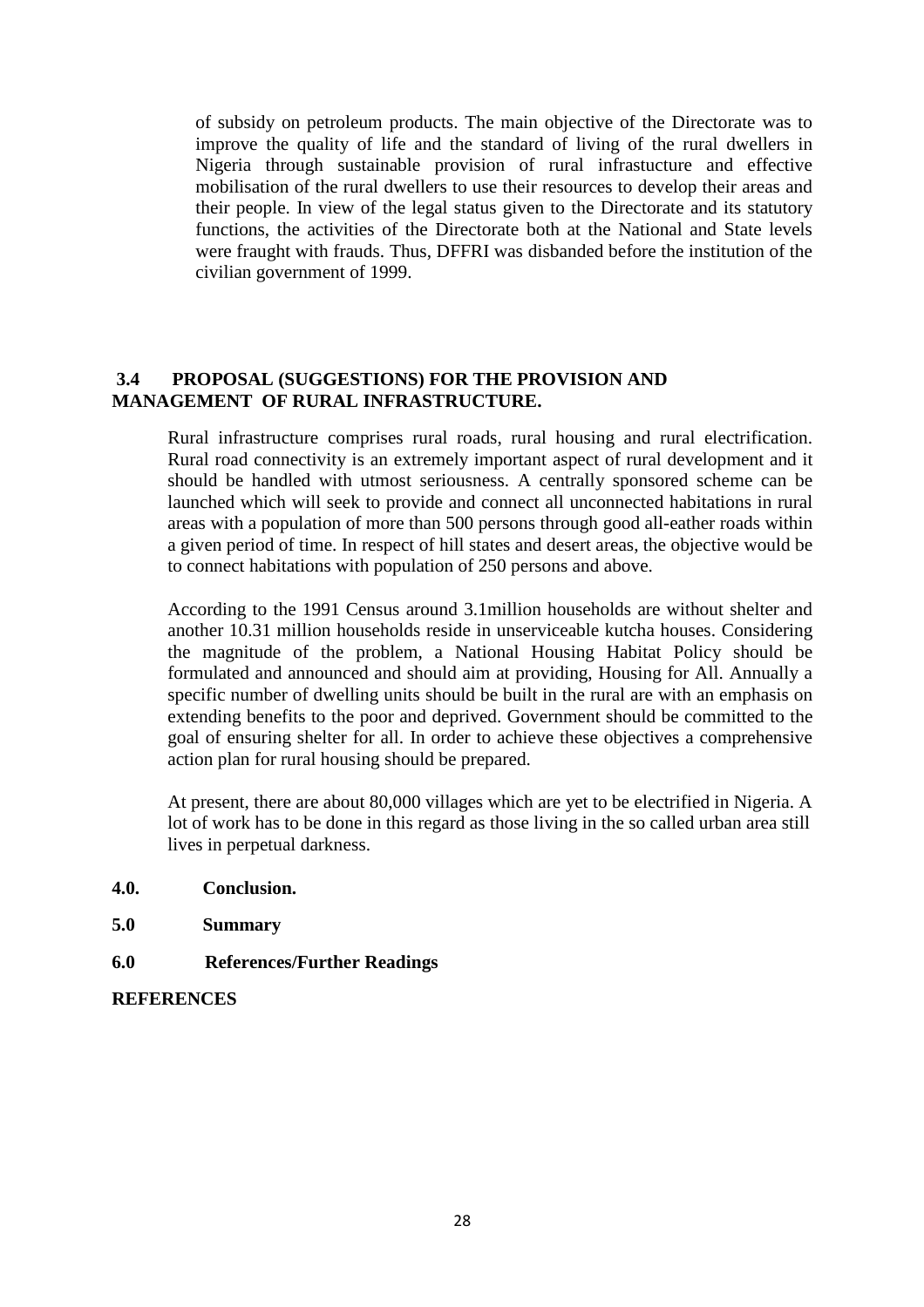of subsidy on petroleum products. The main objective of the Directorate was to improve the quality of life and the standard of living of the rural dwellers in Nigeria through sustainable provision of rural infrastucture and effective mobilisation of the rural dwellers to use their resources to develop their areas and their people. In view of the legal status given to the Directorate and its statutory functions, the activities of the Directorate both at the National and State levels were fraught with frauds. Thus, DFFRI was disbanded before the institution of the civilian government of 1999.

### 3.4 PROPOSAL (SUGGESTIONS) FOR THE PROVISION AND MANAGEMENT OF RURAL INFRASTRUCTURE.

Rural infrastructure comprises rural roads, rural housing and rural electrification. Rural road connectivity is an extremely important aspect of rural development and it should be handled with utmost seriousness. A centrally sponsored scheme can be launched which will seek to provide and connect all unconnected habitations in rural areas with a population of more than 500 persons through good all-eather roads within a given period of time. In respect of hill states and desert areas, the objective would be to connect habitations with population of 250 persons and above.

According to the 1991 Census around 3.1million households are without shelter and another 10.31 million households reside in unserviceable kutcha houses. Considering the magnitude of the problem, a National Housing Habitat Policy should be formulated and announced and should aim at providing, Housing for All. Annually a specific number of dwelling units should be built in the rural are with an emphasis on extending benefits to the poor and deprived. Government should be committed to the goal of ensuring shelter for all. In order to achieve these objectives a comprehensive action plan for rural housing should be prepared.

At present, there are about 80,000 villages which are yet to be electrified in Nigeria. A lot of work has to be done in this regard as those living in the so called urban area still lives in perpetual darkness.

## 4.0. Conclusion.

## 5.0 Summary

## 6.0 References/Further Readings

**REFERENCES**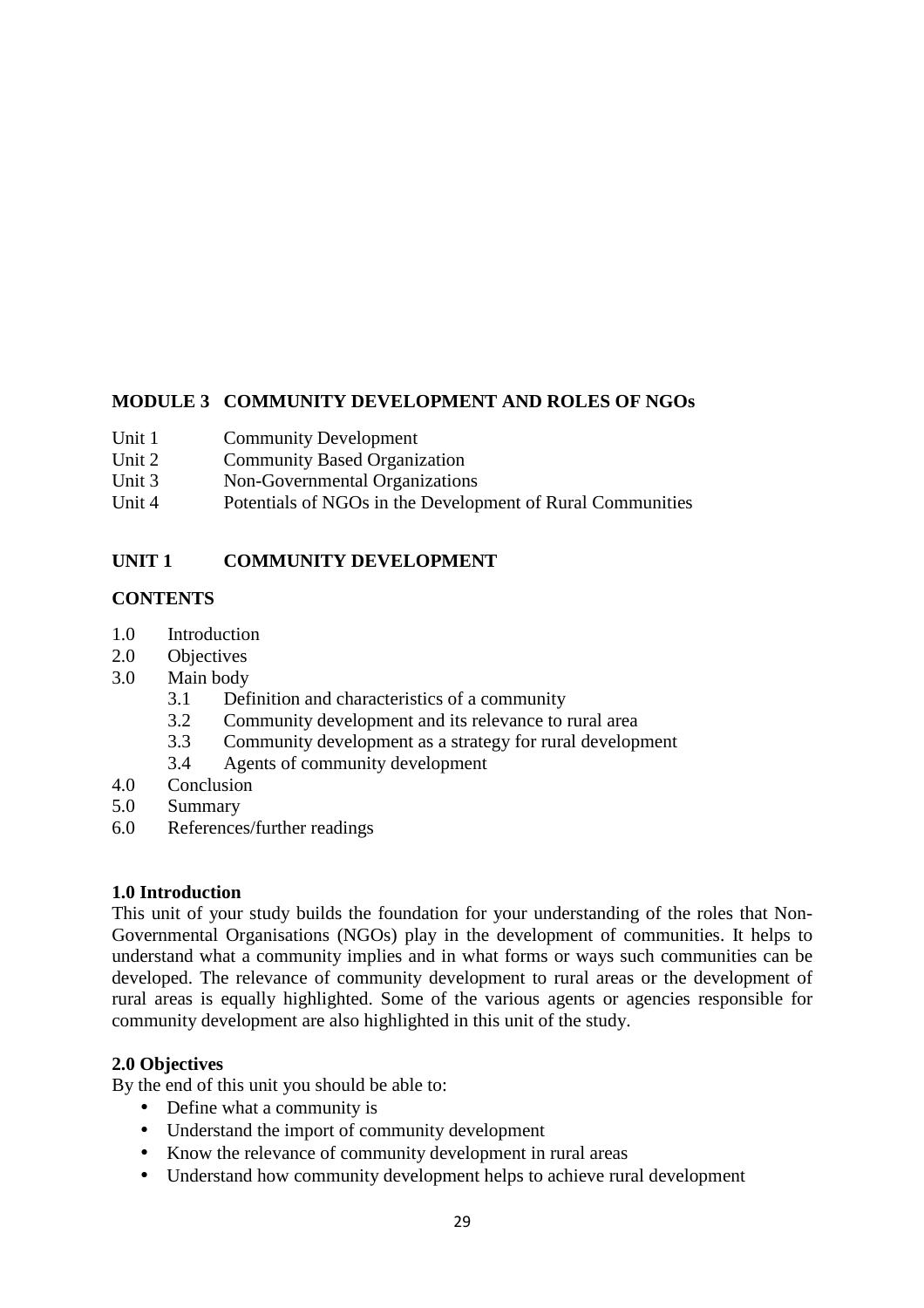## MODULE 3 COMMUNITY DEVELOPMENT AND ROLES OF NGOs

Unit 1 Community Development
Unit 2 Community Based Organization
Unit 3 Non-Governmental Organizations
Unit 4 Potentials of NGOs in the Development of Rural Communities

## UNIT 1 COMMUNITY DEVELOPMENT

### CONTENTS

1.0 Introduction
2.0 Objectives
3.0 Main body
   3.1 Definition and characteristics of a community
   3.2 Community development and its relevance to rural area
   3.3 Community development as a strategy for rural development
   3.4 Agents of community development
4.0 Conclusion
5.0 Summary
6.0 References/further readings

### 1.0 Introduction

This unit of your study builds the foundation for your understanding of the roles that Non-Governmental Organisations (NGOs) play in the development of communities. It helps to understand what a community implies and in what forms or ways such communities can be developed. The relevance of community development to rural areas or the development of rural areas is equally highlighted. Some of the various agents or agencies responsible for community development are also highlighted in this unit of the study.

### 2.0 Objectives

By the end of this unit you should be able to:

- Define what a community is
- Understand the import of community development
- Know the relevance of community development in rural areas
- Understand how community development helps to achieve rural development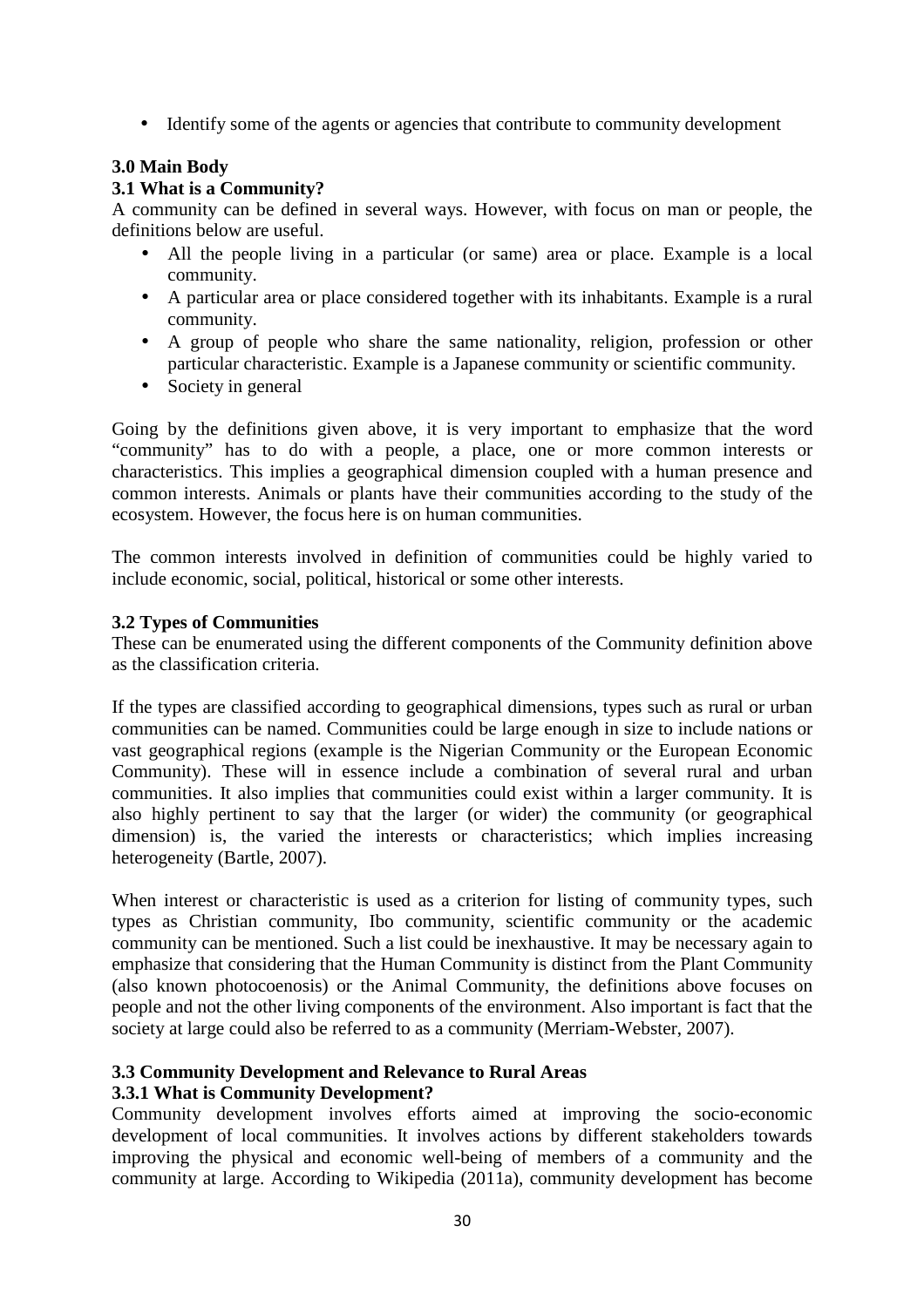- Identify some of the agents or agencies that contribute to community development

## 3.0 Main Body

### 3.1 What is a Community?

A community can be defined in several ways. However, with focus on man or people, the definitions below are useful.

- All the people living in a particular (or same) area or place. Example is a local community.
- A particular area or place considered together with its inhabitants. Example is a rural community.
- A group of people who share the same nationality, religion, profession or other particular characteristic. Example is a Japanese community or scientific community.
- Society in general

Going by the definitions given above, it is very important to emphasize that the word "community" has to do with a people, a place, one or more common interests or characteristics. This implies a geographical dimension coupled with a human presence and common interests. Animals or plants have their communities according to the study of the ecosystem. However, the focus here is on human communities.

The common interests involved in definition of communities could be highly varied to include economic, social, political, historical or some other interests.

### 3.2 Types of Communities

These can be enumerated using the different components of the Community definition above as the classification criteria.

If the types are classified according to geographical dimensions, types such as rural or urban communities can be named. Communities could be large enough in size to include nations or vast geographical regions (example is the Nigerian Community or the European Economic Community). These will in essence include a combination of several rural and urban communities. It also implies that communities could exist within a larger community. It is also highly pertinent to say that the larger (or wider) the community (or geographical dimension) is, the varied the interests or characteristics; which implies increasing heterogeneity (Bartle, 2007).

When interest or characteristic is used as a criterion for listing of community types, such types as Christian community, Ibo community, scientific community or the academic community can be mentioned. Such a list could be inexhaustive. It may be necessary again to emphasize that considering that the Human Community is distinct from the Plant Community (also known photocoenosis) or the Animal Community, the definitions above focuses on people and not the other living components of the environment. Also important is fact that the society at large could also be referred to as a community (Merriam-Webster, 2007).

### 3.3 Community Development and Relevance to Rural Areas

#### 3.3.1 What is Community Development?

Community development involves efforts aimed at improving the socio-economic development of local communities. It involves actions by different stakeholders towards improving the physical and economic well-being of members of a community and the community at large. According to Wikipedia (2011a), community development has become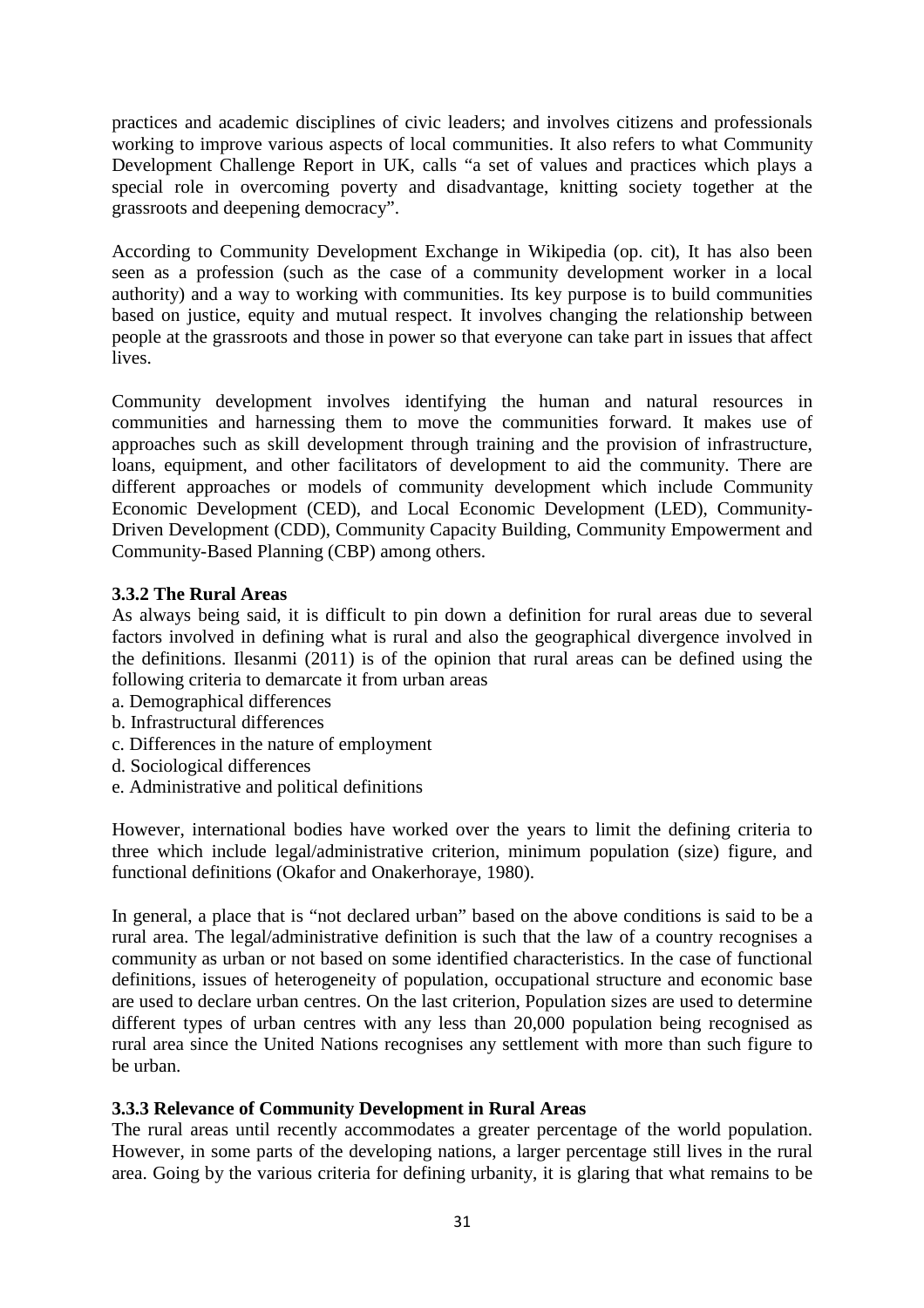practices and academic disciplines of civic leaders; and involves citizens and professionals working to improve various aspects of local communities. It also refers to what Community Development Challenge Report in UK, calls "a set of values and practices which plays a special role in overcoming poverty and disadvantage, knitting society together at the grassroots and deepening democracy".

According to Community Development Exchange in Wikipedia (op. cit), It has also been seen as a profession (such as the case of a community development worker in a local authority) and a way to working with communities. Its key purpose is to build communities based on justice, equity and mutual respect. It involves changing the relationship between people at the grassroots and those in power so that everyone can take part in issues that affect lives.

Community development involves identifying the human and natural resources in communities and harnessing them to move the communities forward. It makes use of approaches such as skill development through training and the provision of infrastructure, loans, equipment, and other facilitators of development to aid the community. There are different approaches or models of community development which include Community Economic Development (CED), and Local Economic Development (LED), Community-Driven Development (CDD), Community Capacity Building, Community Empowerment and Community-Based Planning (CBP) among others.

### 3.3.2 The Rural Areas

As always being said, it is difficult to pin down a definition for rural areas due to several factors involved in defining what is rural and also the geographical divergence involved in the definitions. Ilesanmi (2011) is of the opinion that rural areas can be defined using the following criteria to demarcate it from urban areas

a. Demographical differences
b. Infrastructural differences
c. Differences in the nature of employment
d. Sociological differences
e. Administrative and political definitions

However, international bodies have worked over the years to limit the defining criteria to three which include legal/administrative criterion, minimum population (size) figure, and functional definitions (Okafor and Onakerhoraye, 1980).

In general, a place that is "not declared urban" based on the above conditions is said to be a rural area. The legal/administrative definition is such that the law of a country recognises a community as urban or not based on some identified characteristics. In the case of functional definitions, issues of heterogeneity of population, occupational structure and economic base are used to declare urban centres. On the last criterion, Population sizes are used to determine different types of urban centres with any less than 20,000 population being recognised as rural area since the United Nations recognises any settlement with more than such figure to be urban.

### 3.3.3 Relevance of Community Development in Rural Areas

The rural areas until recently accommodates a greater percentage of the world population. However, in some parts of the developing nations, a larger percentage still lives in the rural area. Going by the various criteria for defining urbanity, it is glaring that what remains to be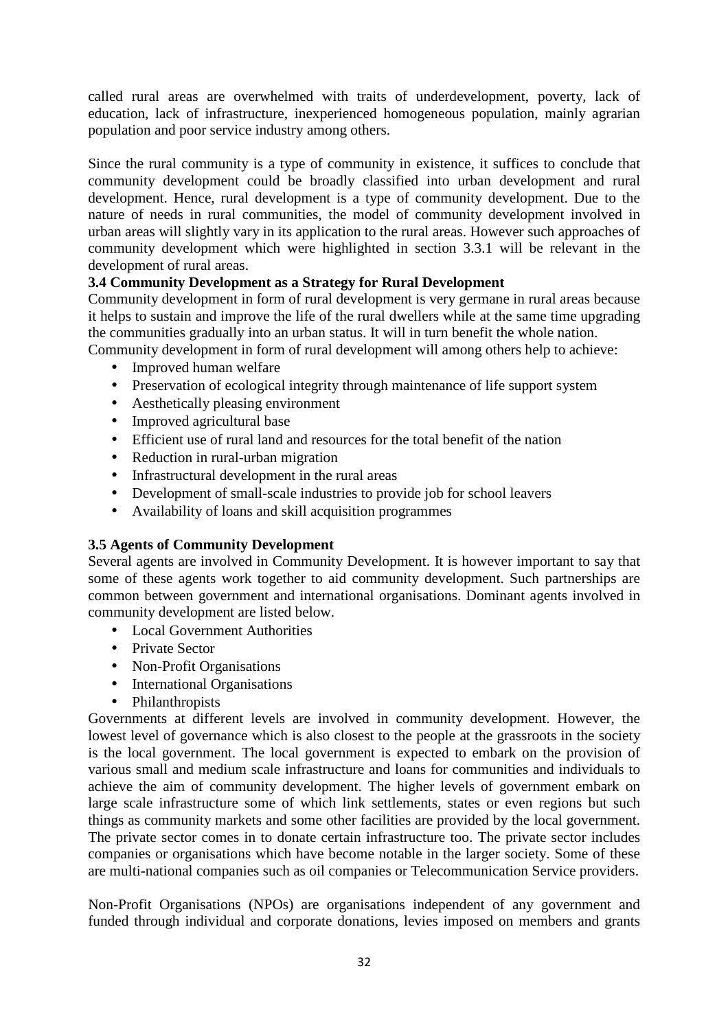called rural areas are overwhelmed with traits of underdevelopment, poverty, lack of education, lack of infrastructure, inexperienced homogeneous population, mainly agrarian population and poor service industry among others.

Since the rural community is a type of community in existence, it suffices to conclude that community development could be broadly classified into urban development and rural development. Hence, rural development is a type of community development. Due to the nature of needs in rural communities, the model of community development involved in urban areas will slightly vary in its application to the rural areas. However such approaches of community development which were highlighted in section 3.3.1 will be relevant in the development of rural areas.

### 3.4 Community Development as a Strategy for Rural Development

Community development in form of rural development is very germane in rural areas because it helps to sustain and improve the life of the rural dwellers while at the same time upgrading the communities gradually into an urban status. It will in turn benefit the whole nation. Community development in form of rural development will among others help to achieve:

- Improved human welfare
- Preservation of ecological integrity through maintenance of life support system
- Aesthetically pleasing environment
- Improved agricultural base
- Efficient use of rural land and resources for the total benefit of the nation
- Reduction in rural-urban migration
- Infrastructural development in the rural areas
- Development of small-scale industries to provide job for school leavers
- Availability of loans and skill acquisition programmes

### 3.5 Agents of Community Development

Several agents are involved in Community Development. It is however important to say that some of these agents work together to aid community development. Such partnerships are common between government and international organisations. Dominant agents involved in community development are listed below.

- Local Government Authorities
- Private Sector
- Non-Profit Organisations
- International Organisations
- Philanthropists

Governments at different levels are involved in community development. However, the lowest level of governance which is also closest to the people at the grassroots in the society is the local government. The local government is expected to embark on the provision of various small and medium scale infrastructure and loans for communities and individuals to achieve the aim of community development. The higher levels of government embark on large scale infrastructure some of which link settlements, states or even regions but such things as community markets and some other facilities are provided by the local government. The private sector comes in to donate certain infrastructure too. The private sector includes companies or organisations which have become notable in the larger society. Some of these are multi-national companies such as oil companies or Telecommunication Service providers.

Non-Profit Organisations (NPOs) are organisations independent of any government and funded through individual and corporate donations, levies imposed on members and grants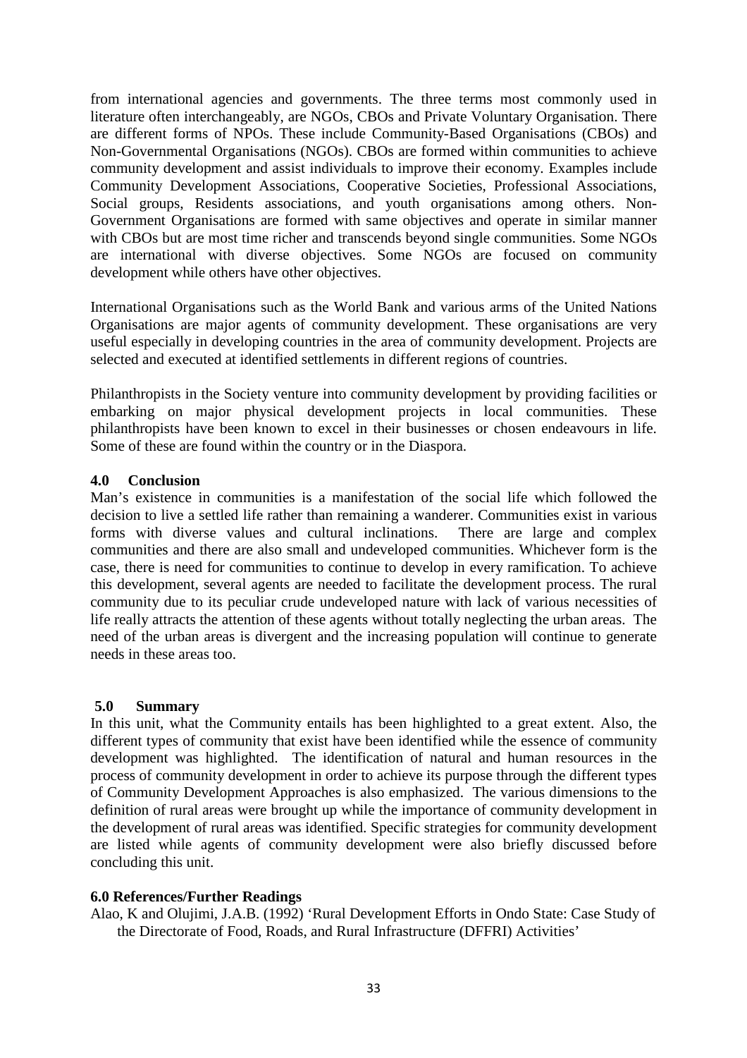from international agencies and governments. The three terms most commonly used in literature often interchangeably, are NGOs, CBOs and Private Voluntary Organisation. There are different forms of NPOs. These include Community-Based Organisations (CBOs) and Non-Governmental Organisations (NGOs). CBOs are formed within communities to achieve community development and assist individuals to improve their economy. Examples include Community Development Associations, Cooperative Societies, Professional Associations, Social groups, Residents associations, and youth organisations among others. Non-Government Organisations are formed with same objectives and operate in similar manner with CBOs but are most time richer and transcends beyond single communities. Some NGOs are international with diverse objectives. Some NGOs are focused on community development while others have other objectives.

International Organisations such as the World Bank and various arms of the United Nations Organisations are major agents of community development. These organisations are very useful especially in developing countries in the area of community development. Projects are selected and executed at identified settlements in different regions of countries.

Philanthropists in the Society venture into community development by providing facilities or embarking on major physical development projects in local communities. These philanthropists have been known to excel in their businesses or chosen endeavours in life. Some of these are found within the country or in the Diaspora.

## 4.0 Conclusion

Man's existence in communities is a manifestation of the social life which followed the decision to live a settled life rather than remaining a wanderer. Communities exist in various forms with diverse values and cultural inclinations. There are large and complex communities and there are also small and undeveloped communities. Whichever form is the case, there is need for communities to continue to develop in every ramification. To achieve this development, several agents are needed to facilitate the development process. The rural community due to its peculiar crude undeveloped nature with lack of various necessities of life really attracts the attention of these agents without totally neglecting the urban areas. The need of the urban areas is divergent and the increasing population will continue to generate needs in these areas too.

## 5.0 Summary

In this unit, what the Community entails has been highlighted to a great extent. Also, the different types of community that exist have been identified while the essence of community development was highlighted. The identification of natural and human resources in the process of community development in order to achieve its purpose through the different types of Community Development Approaches is also emphasized. The various dimensions to the definition of rural areas were brought up while the importance of community development in the development of rural areas was identified. Specific strategies for community development are listed while agents of community development were also briefly discussed before concluding this unit.

## 6.0 References/Further Readings

Alao, K and Olujimi, J.A.B. (1992) 'Rural Development Efforts in Ondo State: Case Study of the Directorate of Food, Roads, and Rural Infrastructure (DFFRI) Activities'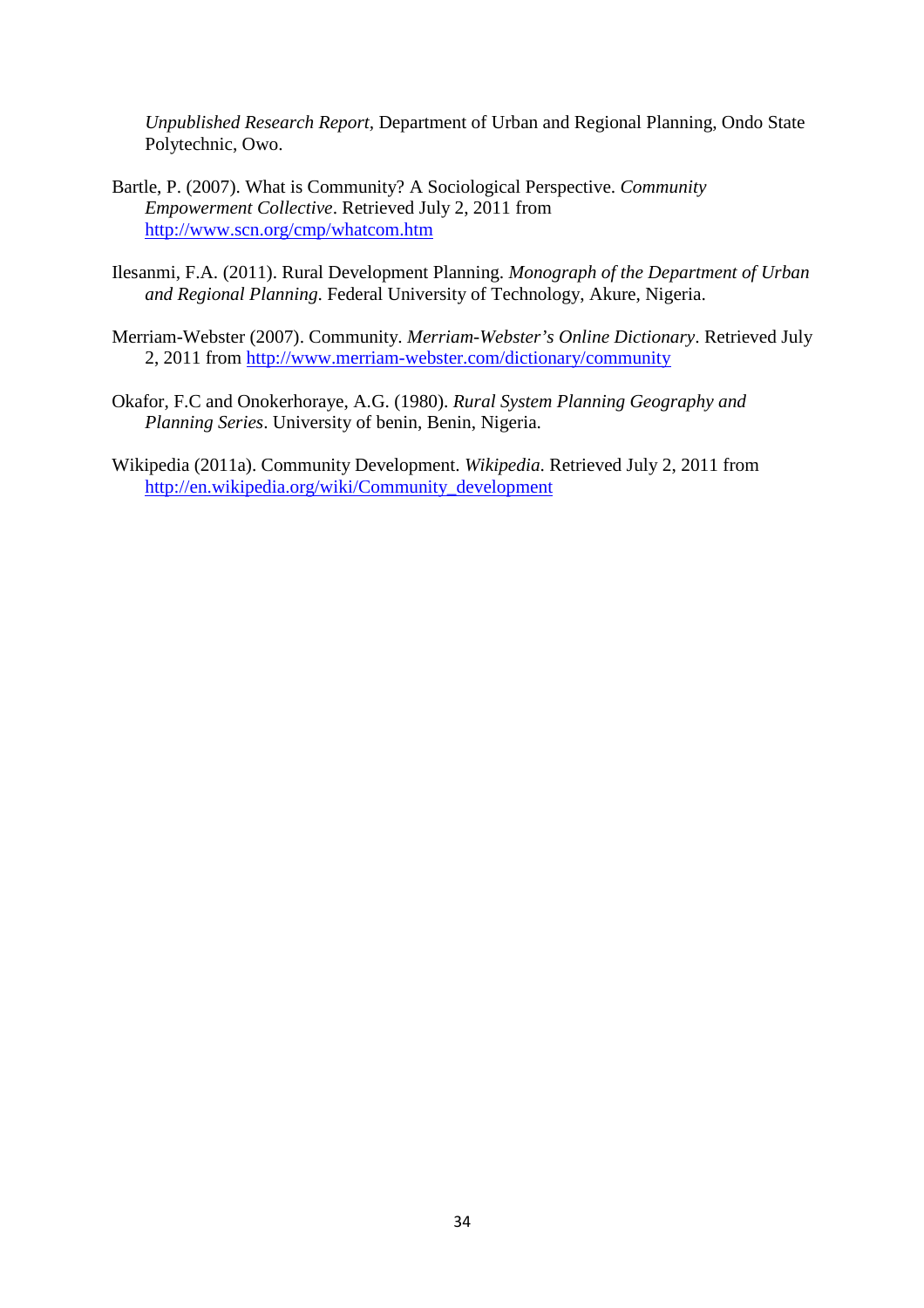*Unpublished Research Report*, Department of Urban and Regional Planning, Ondo State Polytechnic, Owo.

Bartle, P. (2007). What is Community? A Sociological Perspective. *Community Empowerment Collective*. Retrieved July 2, 2011 from http://www.scn.org/cmp/whatcom.htm

Ilesanmi, F.A. (2011). Rural Development Planning. *Monograph of the Department of Urban and Regional Planning*. Federal University of Technology, Akure, Nigeria.

Merriam-Webster (2007). Community. *Merriam-Webster's Online Dictionary*. Retrieved July 2, 2011 from http://www.merriam-webster.com/dictionary/community

Okafor, F.C and Onokerhoraye, A.G. (1980). *Rural System Planning Geography and Planning Series*. University of benin, Benin, Nigeria.

Wikipedia (2011a). Community Development. *Wikipedia*. Retrieved July 2, 2011 from http://en.wikipedia.org/wiki/Community_development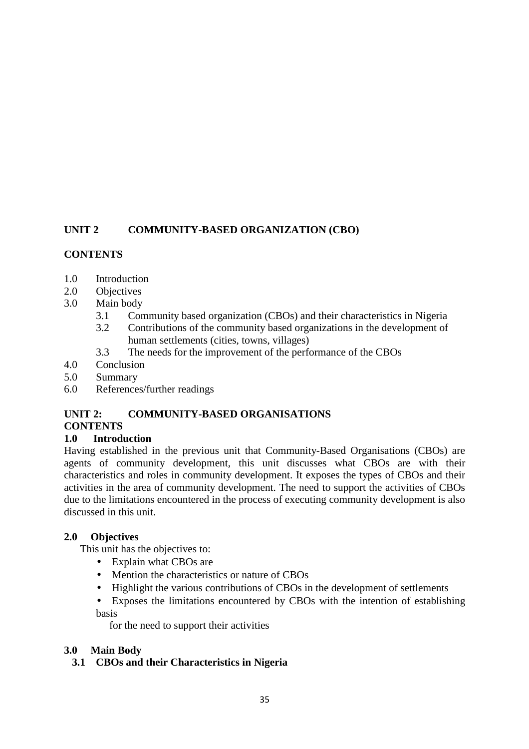## UNIT 2 COMMUNITY-BASED ORGANIZATION (CBO)

**CONTENTS**

1.0 Introduction
2.0 Objectives
3.0 Main body
  3.1 Community based organization (CBOs) and their characteristics in Nigeria
  3.2 Contributions of the community based organizations in the development of human settlements (cities, towns, villages)
  3.3 The needs for the improvement of the performance of the CBOs
4.0 Conclusion
5.0 Summary
6.0 References/further readings

## UNIT 2: COMMUNITY-BASED ORGANISATIONS

**CONTENTS**

### 1.0 Introduction

Having established in the previous unit that Community-Based Organisations (CBOs) are agents of community development, this unit discusses what CBOs are with their characteristics and roles in community development. It exposes the types of CBOs and their activities in the area of community development. The need to support the activities of CBOs due to the limitations encountered in the process of executing community development is also discussed in this unit.

### 2.0 Objectives

This unit has the objectives to:

- Explain what CBOs are
- Mention the characteristics or nature of CBOs
- Highlight the various contributions of CBOs in the development of settlements
- Exposes the limitations encountered by CBOs with the intention of establishing basis for the need to support their activities

### 3.0 Main Body

#### 3.1 CBOs and their Characteristics in Nigeria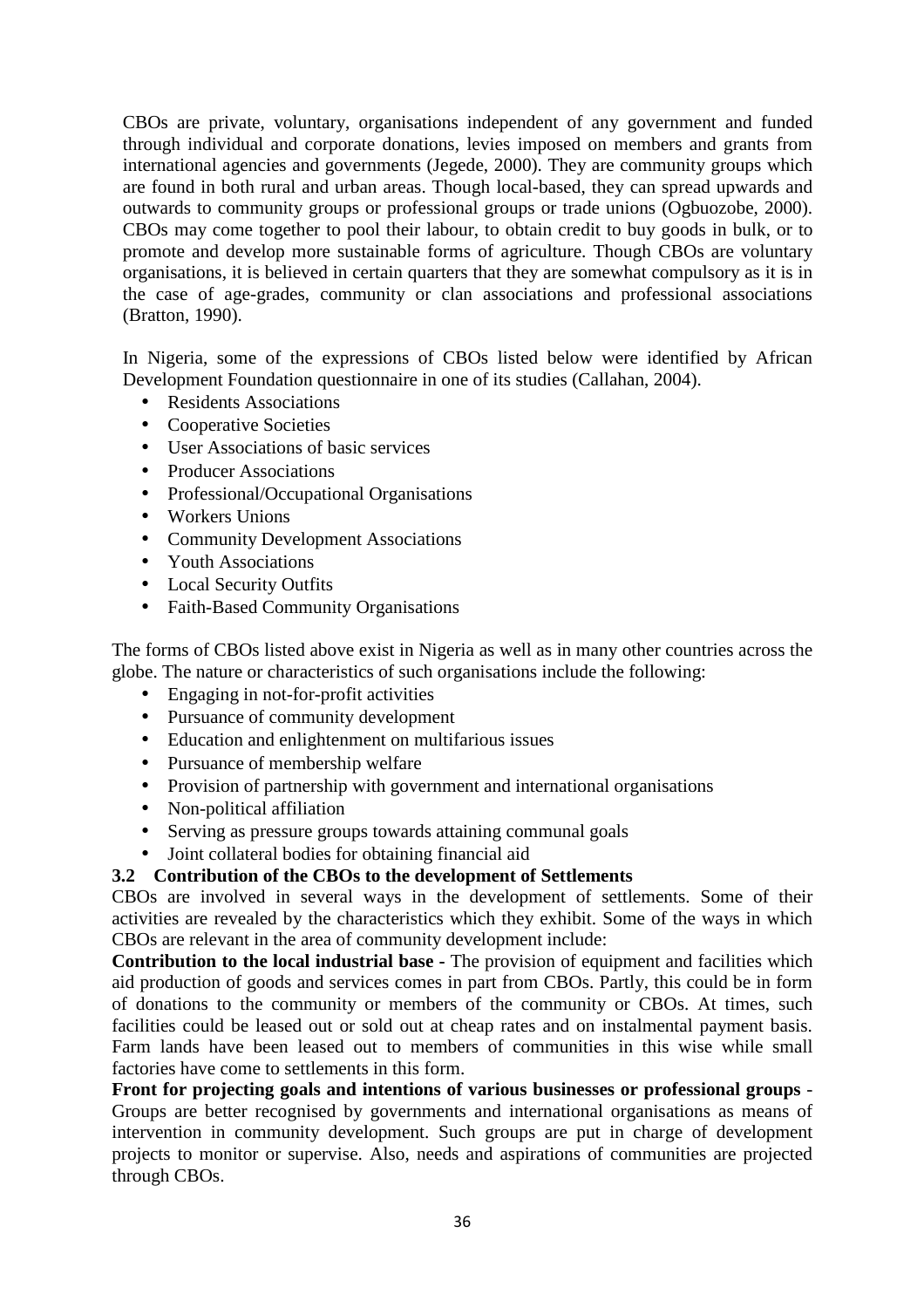CBOs are private, voluntary, organisations independent of any government and funded through individual and corporate donations, levies imposed on members and grants from international agencies and governments (Jegede, 2000). They are community groups which are found in both rural and urban areas. Though local-based, they can spread upwards and outwards to community groups or professional groups or trade unions (Ogbuozobe, 2000). CBOs may come together to pool their labour, to obtain credit to buy goods in bulk, or to promote and develop more sustainable forms of agriculture. Though CBOs are voluntary organisations, it is believed in certain quarters that they are somewhat compulsory as it is in the case of age-grades, community or clan associations and professional associations (Bratton, 1990).

In Nigeria, some of the expressions of CBOs listed below were identified by African Development Foundation questionnaire in one of its studies (Callahan, 2004).

- Residents Associations
- Cooperative Societies
- User Associations of basic services
- Producer Associations
- Professional/Occupational Organisations
- Workers Unions
- Community Development Associations
- Youth Associations
- Local Security Outfits
- Faith-Based Community Organisations

The forms of CBOs listed above exist in Nigeria as well as in many other countries across the globe. The nature or characteristics of such organisations include the following:

- Engaging in not-for-profit activities
- Pursuance of community development
- Education and enlightenment on multifarious issues
- Pursuance of membership welfare
- Provision of partnership with government and international organisations
- Non-political affiliation
- Serving as pressure groups towards attaining communal goals
- Joint collateral bodies for obtaining financial aid

### 3.2 Contribution of the CBOs to the development of Settlements

CBOs are involved in several ways in the development of settlements. Some of their activities are revealed by the characteristics which they exhibit. Some of the ways in which CBOs are relevant in the area of community development include:

**Contribution to the local industrial base** - The provision of equipment and facilities which aid production of goods and services comes in part from CBOs. Partly, this could be in form of donations to the community or members of the community or CBOs. At times, such facilities could be leased out or sold out at cheap rates and on instalmental payment basis. Farm lands have been leased out to members of communities in this wise while small factories have come to settlements in this form.

**Front for projecting goals and intentions of various businesses or professional groups** - Groups are better recognised by governments and international organisations as means of intervention in community development. Such groups are put in charge of development projects to monitor or supervise. Also, needs and aspirations of communities are projected through CBOs.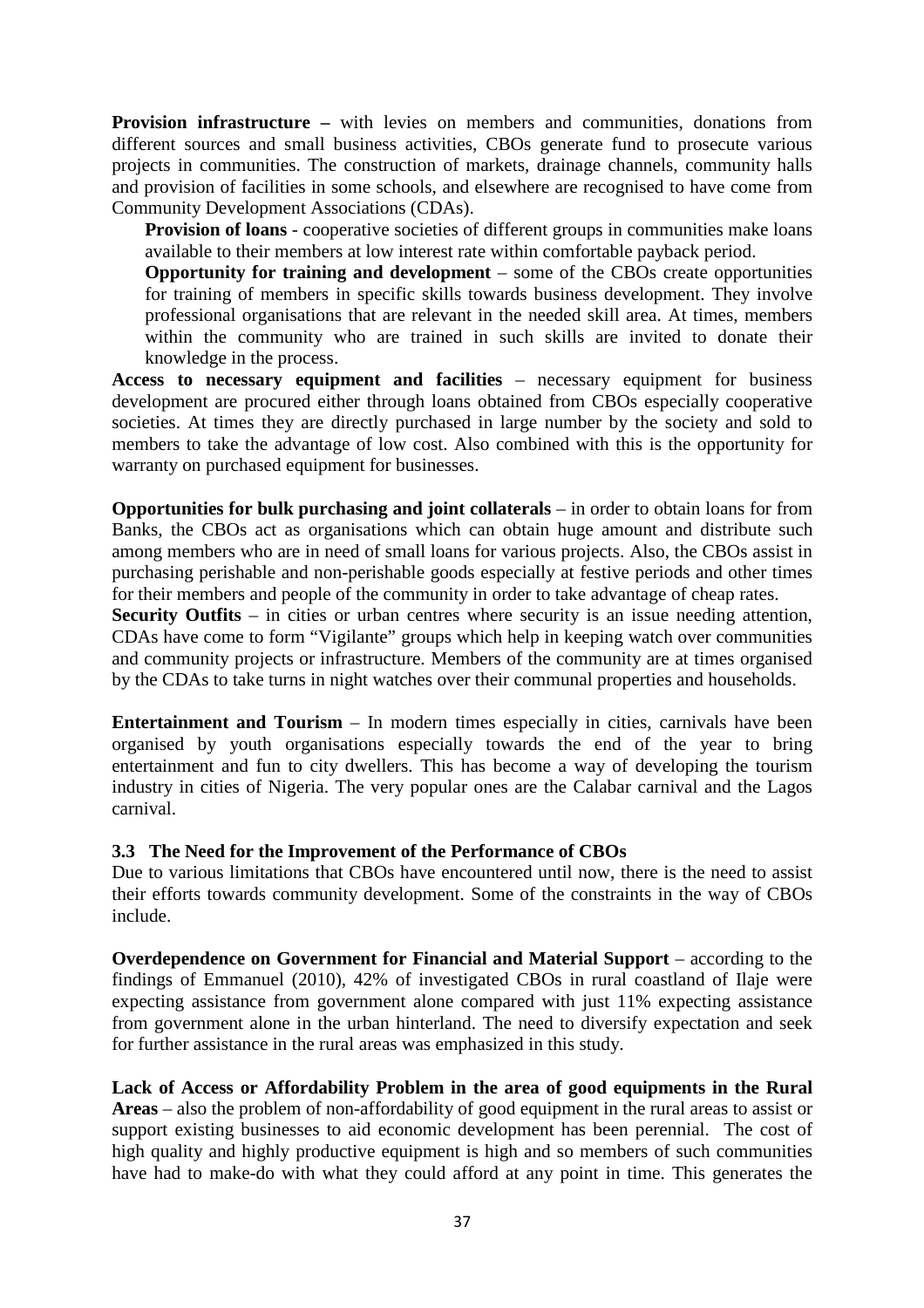**Provision infrastructure –** with levies on members and communities, donations from different sources and small business activities, CBOs generate fund to prosecute various projects in communities. The construction of markets, drainage channels, community halls and provision of facilities in some schools, and elsewhere are recognised to have come from Community Development Associations (CDAs).

**Provision of loans** - cooperative societies of different groups in communities make loans available to their members at low interest rate within comfortable payback period.

**Opportunity for training and development** – some of the CBOs create opportunities for training of members in specific skills towards business development. They involve professional organisations that are relevant in the needed skill area. At times, members within the community who are trained in such skills are invited to donate their knowledge in the process.

**Access to necessary equipment and facilities** – necessary equipment for business development are procured either through loans obtained from CBOs especially cooperative societies. At times they are directly purchased in large number by the society and sold to members to take the advantage of low cost. Also combined with this is the opportunity for warranty on purchased equipment for businesses.

**Opportunities for bulk purchasing and joint collaterals** – in order to obtain loans for from Banks, the CBOs act as organisations which can obtain huge amount and distribute such among members who are in need of small loans for various projects. Also, the CBOs assist in purchasing perishable and non-perishable goods especially at festive periods and other times for their members and people of the community in order to take advantage of cheap rates.

**Security Outfits** – in cities or urban centres where security is an issue needing attention, CDAs have come to form "Vigilante" groups which help in keeping watch over communities and community projects or infrastructure. Members of the community are at times organised by the CDAs to take turns in night watches over their communal properties and households.

**Entertainment and Tourism** – In modern times especially in cities, carnivals have been organised by youth organisations especially towards the end of the year to bring entertainment and fun to city dwellers. This has become a way of developing the tourism industry in cities of Nigeria. The very popular ones are the Calabar carnival and the Lagos carnival.

### 3.3 The Need for the Improvement of the Performance of CBOs

Due to various limitations that CBOs have encountered until now, there is the need to assist their efforts towards community development. Some of the constraints in the way of CBOs include.

**Overdependence on Government for Financial and Material Support** – according to the findings of Emmanuel (2010), 42% of investigated CBOs in rural coastland of Ilaje were expecting assistance from government alone compared with just 11% expecting assistance from government alone in the urban hinterland. The need to diversify expectation and seek for further assistance in the rural areas was emphasized in this study.

**Lack of Access or Affordability Problem in the area of good equipments in the Rural Areas** – also the problem of non-affordability of good equipment in the rural areas to assist or support existing businesses to aid economic development has been perennial. The cost of high quality and highly productive equipment is high and so members of such communities have had to make-do with what they could afford at any point in time. This generates the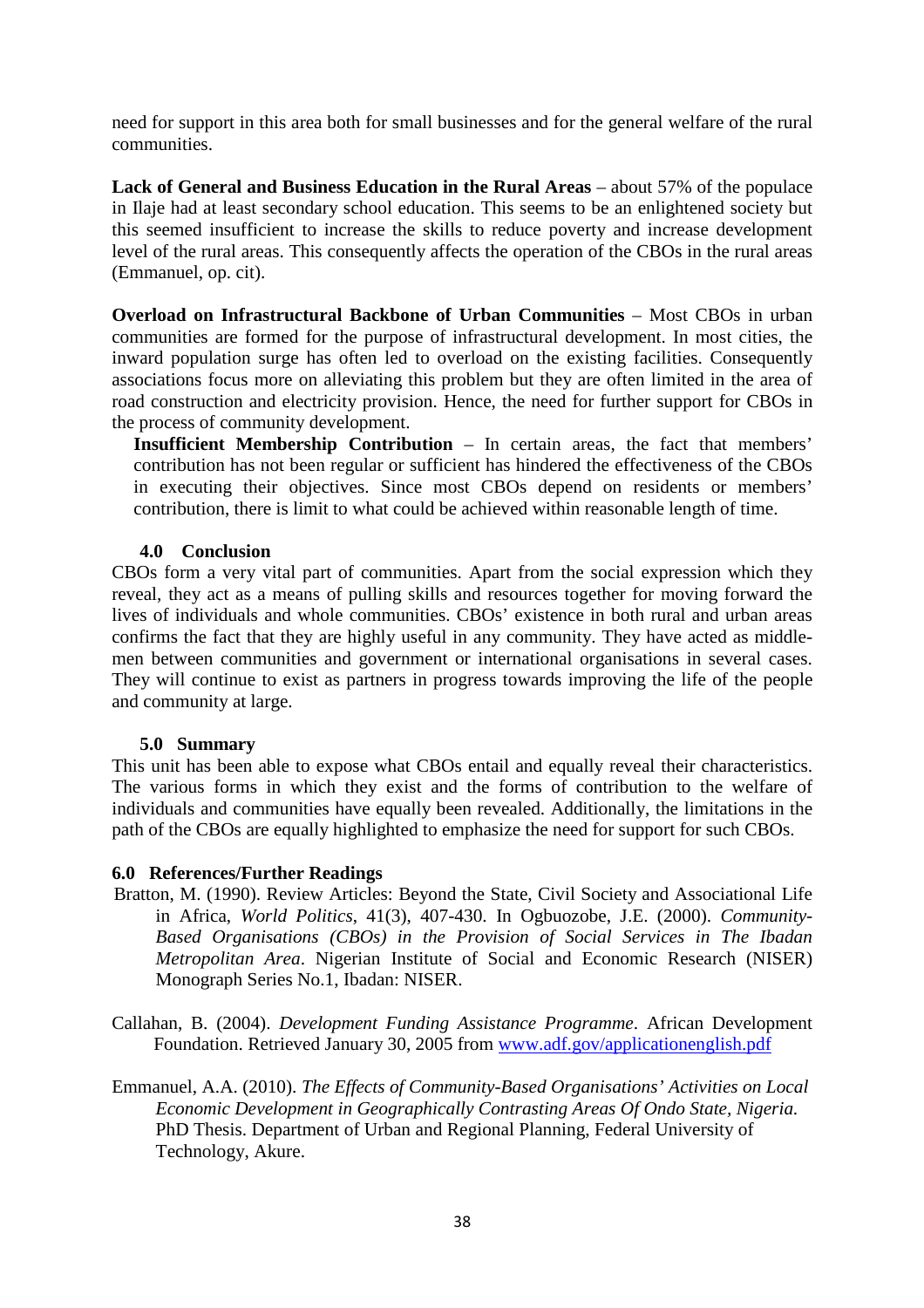need for support in this area both for small businesses and for the general welfare of the rural communities.

**Lack of General and Business Education in the Rural Areas** – about 57% of the populace in Ilaje had at least secondary school education. This seems to be an enlightened society but this seemed insufficient to increase the skills to reduce poverty and increase development level of the rural areas. This consequently affects the operation of the CBOs in the rural areas (Emmanuel, op. cit).

**Overload on Infrastructural Backbone of Urban Communities** – Most CBOs in urban communities are formed for the purpose of infrastructural development. In most cities, the inward population surge has often led to overload on the existing facilities. Consequently associations focus more on alleviating this problem but they are often limited in the area of road construction and electricity provision. Hence, the need for further support for CBOs in the process of community development.

**Insufficient Membership Contribution** – In certain areas, the fact that members' contribution has not been regular or sufficient has hindered the effectiveness of the CBOs in executing their objectives. Since most CBOs depend on residents or members' contribution, there is limit to what could be achieved within reasonable length of time.

## 4.0 Conclusion

CBOs form a very vital part of communities. Apart from the social expression which they reveal, they act as a means of pulling skills and resources together for moving forward the lives of individuals and whole communities. CBOs' existence in both rural and urban areas confirms the fact that they are highly useful in any community. They have acted as middle-men between communities and government or international organisations in several cases. They will continue to exist as partners in progress towards improving the life of the people and community at large.

## 5.0 Summary

This unit has been able to expose what CBOs entail and equally reveal their characteristics. The various forms in which they exist and the forms of contribution to the welfare of individuals and communities have equally been revealed. Additionally, the limitations in the path of the CBOs are equally highlighted to emphasize the need for support for such CBOs.

## 6.0 References/Further Readings

Bratton, M. (1990). Review Articles: Beyond the State, Civil Society and Associational Life in Africa, *World Politics*, 41(3), 407-430. In Ogbuozobe, J.E. (2000). *Community-Based Organisations (CBOs) in the Provision of Social Services in The Ibadan Metropolitan Area*. Nigerian Institute of Social and Economic Research (NISER) Monograph Series No.1, Ibadan: NISER.

Callahan, B. (2004). *Development Funding Assistance Programme*. African Development Foundation. Retrieved January 30, 2005 from www.adf.gov/applicationenglish.pdf

Emmanuel, A.A. (2010). *The Effects of Community-Based Organisations' Activities on Local Economic Development in Geographically Contrasting Areas Of Ondo State, Nigeria.* PhD Thesis. Department of Urban and Regional Planning, Federal University of Technology, Akure.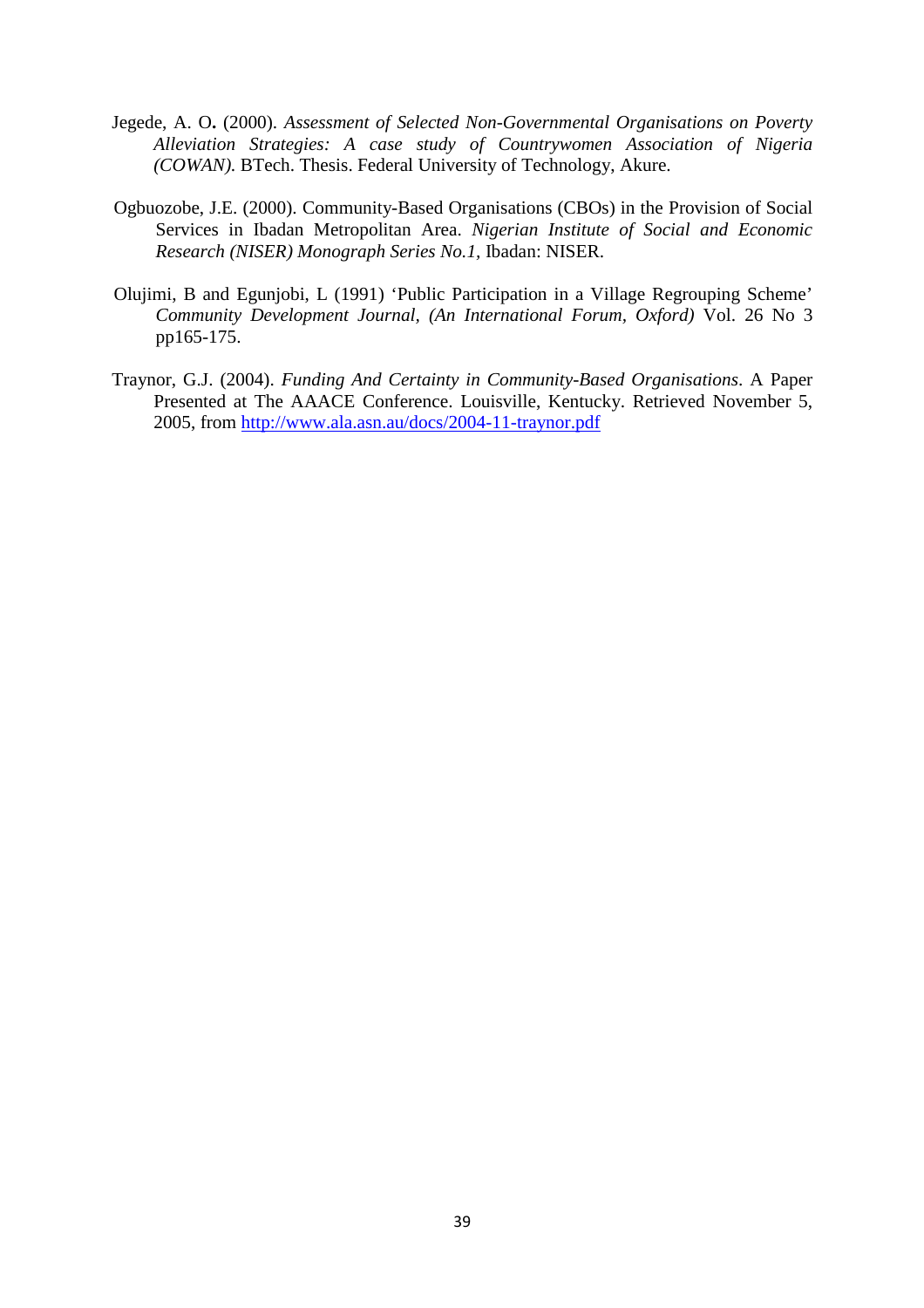Jegede, A. O**.** (2000). *Assessment of Selected Non-Governmental Organisations on Poverty Alleviation Strategies: A case study of Countrywomen Association of Nigeria (COWAN).* BTech. Thesis. Federal University of Technology, Akure.

Ogbuozobe, J.E. (2000). Community-Based Organisations (CBOs) in the Provision of Social Services in Ibadan Metropolitan Area. *Nigerian Institute of Social and Economic Research (NISER) Monograph Series No.1*, Ibadan: NISER.

Olujimi, B and Egunjobi, L (1991) 'Public Participation in a Village Regrouping Scheme' *Community Development Journal, (An International Forum, Oxford)* Vol. 26 No 3 pp165-175.

Traynor, G.J. (2004). *Funding And Certainty in Community-Based Organisations*. A Paper Presented at The AAACE Conference. Louisville, Kentucky. Retrieved November 5, 2005, from http://www.ala.asn.au/docs/2004-11-traynor.pdf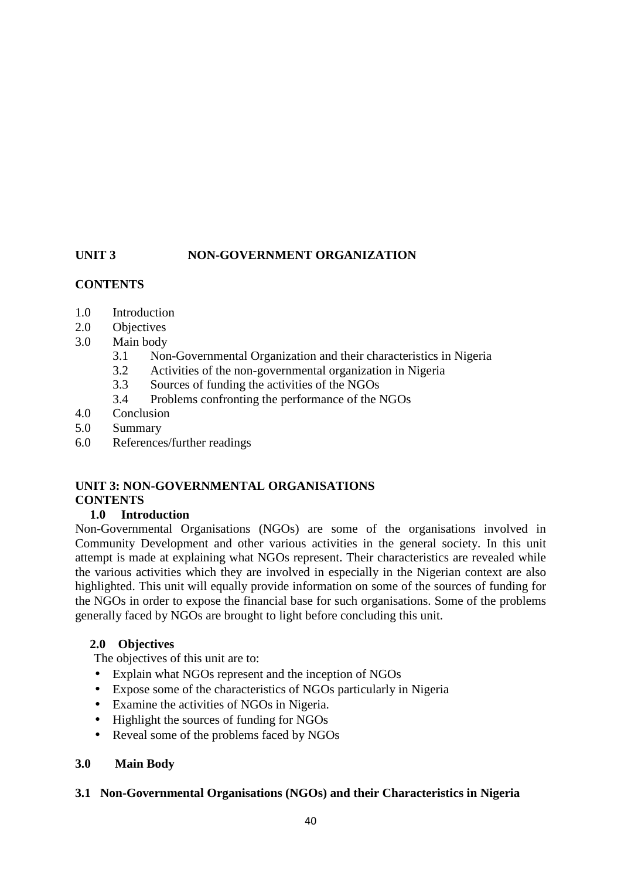**UNIT 3 NON-GOVERNMENT ORGANIZATION**

**CONTENTS**

1.0 Introduction
2.0 Objectives
3.0 Main body
  3.1 Non-Governmental Organization and their characteristics in Nigeria
  3.2 Activities of the non-governmental organization in Nigeria
  3.3 Sources of funding the activities of the NGOs
  3.4 Problems confronting the performance of the NGOs
4.0 Conclusion
5.0 Summary
6.0 References/further readings

# UNIT 3: NON-GOVERNMENTAL ORGANISATIONS

**CONTENTS**

## 1.0 Introduction

Non-Governmental Organisations (NGOs) are some of the organisations involved in Community Development and other various activities in the general society. In this unit attempt is made at explaining what NGOs represent. Their characteristics are revealed while the various activities which they are involved in especially in the Nigerian context are also highlighted. This unit will equally provide information on some of the sources of funding for the NGOs in order to expose the financial base for such organisations. Some of the problems generally faced by NGOs are brought to light before concluding this unit.

## 2.0 Objectives

The objectives of this unit are to:

- Explain what NGOs represent and the inception of NGOs
- Expose some of the characteristics of NGOs particularly in Nigeria
- Examine the activities of NGOs in Nigeria.
- Highlight the sources of funding for NGOs
- Reveal some of the problems faced by NGOs

## 3.0 Main Body

### 3.1 Non-Governmental Organisations (NGOs) and their Characteristics in Nigeria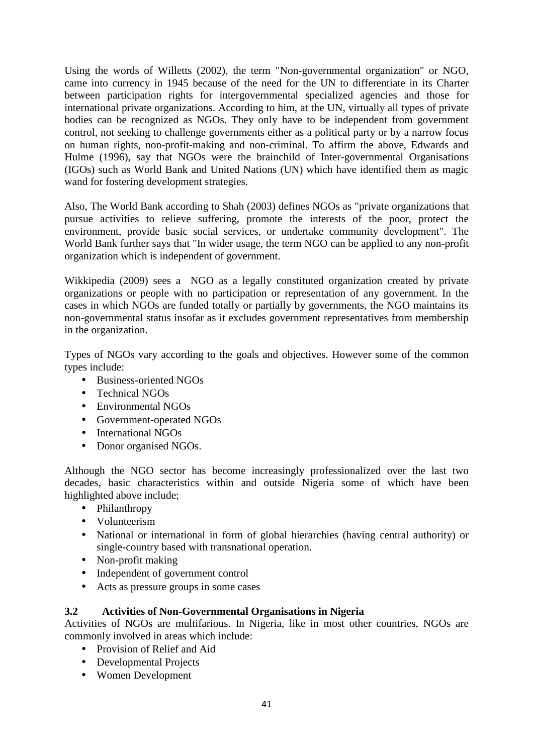Using the words of Willetts (2002), the term "Non-governmental organization" or NGO, came into currency in 1945 because of the need for the UN to differentiate in its Charter between participation rights for intergovernmental specialized agencies and those for international private organizations. According to him, at the UN, virtually all types of private bodies can be recognized as NGOs. They only have to be independent from government control, not seeking to challenge governments either as a political party or by a narrow focus on human rights, non-profit-making and non-criminal. To affirm the above, Edwards and Hulme (1996), say that NGOs were the brainchild of Inter-governmental Organisations (IGOs) such as World Bank and United Nations (UN) which have identified them as magic wand for fostering development strategies.

Also, The World Bank according to Shah (2003) defines NGOs as "private organizations that pursue activities to relieve suffering, promote the interests of the poor, protect the environment, provide basic social services, or undertake community development". The World Bank further says that "In wider usage, the term NGO can be applied to any non-profit organization which is independent of government.

Wikkipedia (2009) sees a NGO as a legally constituted organization created by private organizations or people with no participation or representation of any government. In the cases in which NGOs are funded totally or partially by governments, the NGO maintains its non-governmental status insofar as it excludes government representatives from membership in the organization.

Types of NGOs vary according to the goals and objectives. However some of the common types include:

- Business-oriented NGOs
- Technical NGOs
- Environmental NGOs
- Government-operated NGOs
- International NGOs
- Donor organised NGOs.

Although the NGO sector has become increasingly professionalized over the last two decades, basic characteristics within and outside Nigeria some of which have been highlighted above include;

- Philanthropy
- Volunteerism
- National or international in form of global hierarchies (having central authority) or single-country based with transnational operation.
- Non-profit making
- Independent of government control
- Acts as pressure groups in some cases

### 3.2 Activities of Non-Governmental Organisations in Nigeria

Activities of NGOs are multifarious. In Nigeria, like in most other countries, NGOs are commonly involved in areas which include:

- Provision of Relief and Aid
- Developmental Projects
- Women Development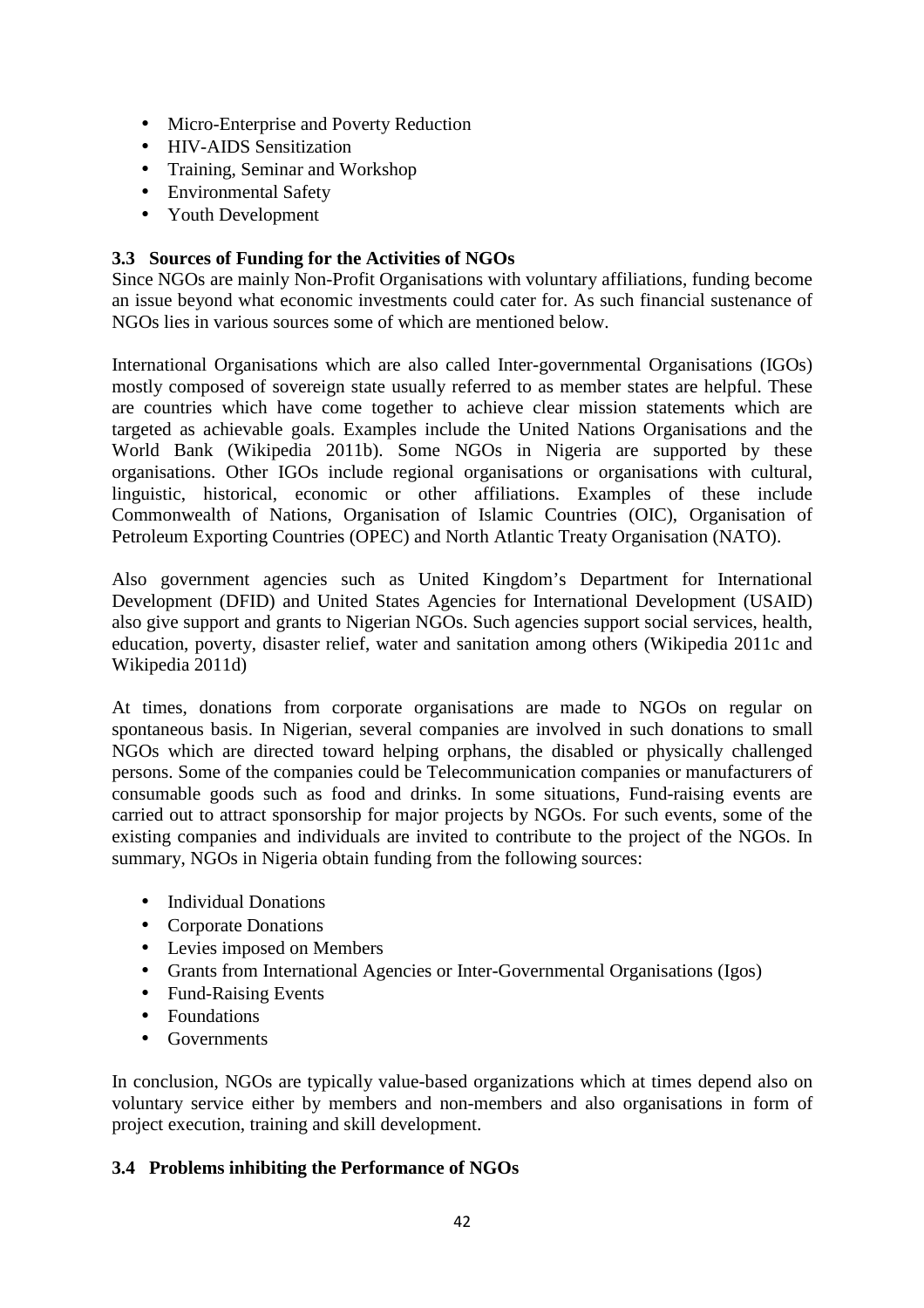- Micro-Enterprise and Poverty Reduction
- HIV-AIDS Sensitization
- Training, Seminar and Workshop
- Environmental Safety
- Youth Development

### 3.3 Sources of Funding for the Activities of NGOs

Since NGOs are mainly Non-Profit Organisations with voluntary affiliations, funding become an issue beyond what economic investments could cater for. As such financial sustenance of NGOs lies in various sources some of which are mentioned below.

International Organisations which are also called Inter-governmental Organisations (IGOs) mostly composed of sovereign state usually referred to as member states are helpful. These are countries which have come together to achieve clear mission statements which are targeted as achievable goals. Examples include the United Nations Organisations and the World Bank (Wikipedia 2011b). Some NGOs in Nigeria are supported by these organisations. Other IGOs include regional organisations or organisations with cultural, linguistic, historical, economic or other affiliations. Examples of these include Commonwealth of Nations, Organisation of Islamic Countries (OIC), Organisation of Petroleum Exporting Countries (OPEC) and North Atlantic Treaty Organisation (NATO).

Also government agencies such as United Kingdom's Department for International Development (DFID) and United States Agencies for International Development (USAID) also give support and grants to Nigerian NGOs. Such agencies support social services, health, education, poverty, disaster relief, water and sanitation among others (Wikipedia 2011c and Wikipedia 2011d)

At times, donations from corporate organisations are made to NGOs on regular on spontaneous basis. In Nigerian, several companies are involved in such donations to small NGOs which are directed toward helping orphans, the disabled or physically challenged persons. Some of the companies could be Telecommunication companies or manufacturers of consumable goods such as food and drinks. In some situations, Fund-raising events are carried out to attract sponsorship for major projects by NGOs. For such events, some of the existing companies and individuals are invited to contribute to the project of the NGOs. In summary, NGOs in Nigeria obtain funding from the following sources:

- Individual Donations
- Corporate Donations
- Levies imposed on Members
- Grants from International Agencies or Inter-Governmental Organisations (Igos)
- Fund-Raising Events
- Foundations
- Governments

In conclusion, NGOs are typically value-based organizations which at times depend also on voluntary service either by members and non-members and also organisations in form of project execution, training and skill development.

### 3.4 Problems inhibiting the Performance of NGOs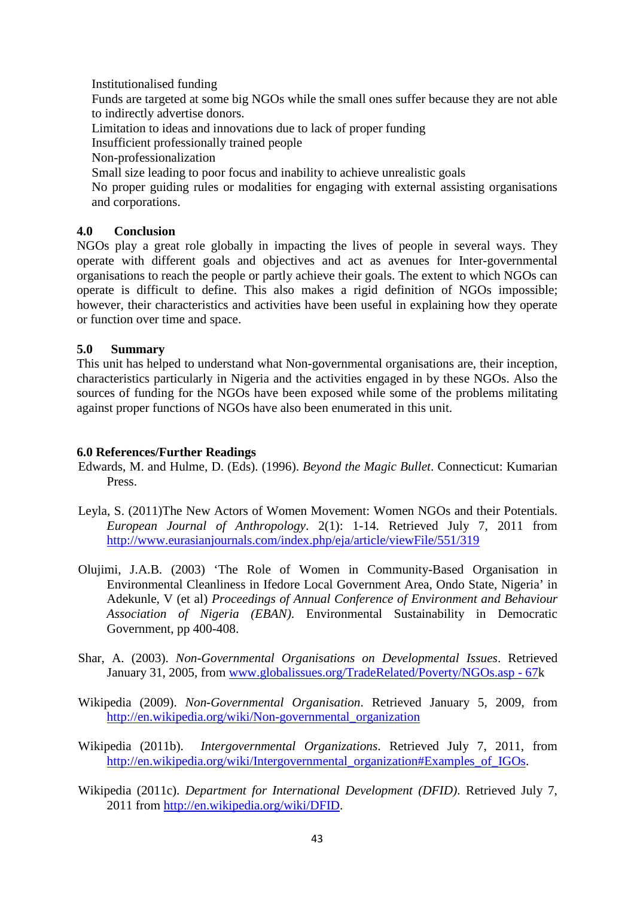Institutionalised funding

Funds are targeted at some big NGOs while the small ones suffer because they are not able to indirectly advertise donors.

Limitation to ideas and innovations due to lack of proper funding

Insufficient professionally trained people

Non-professionalization

Small size leading to poor focus and inability to achieve unrealistic goals

No proper guiding rules or modalities for engaging with external assisting organisations and corporations.

## 4.0 Conclusion

NGOs play a great role globally in impacting the lives of people in several ways. They operate with different goals and objectives and act as avenues for Inter-governmental organisations to reach the people or partly achieve their goals. The extent to which NGOs can operate is difficult to define. This also makes a rigid definition of NGOs impossible; however, their characteristics and activities have been useful in explaining how they operate or function over time and space.

## 5.0 Summary

This unit has helped to understand what Non-governmental organisations are, their inception, characteristics particularly in Nigeria and the activities engaged in by these NGOs. Also the sources of funding for the NGOs have been exposed while some of the problems militating against proper functions of NGOs have also been enumerated in this unit.

## 6.0 References/Further Readings

Edwards, M. and Hulme, D. (Eds). (1996). *Beyond the Magic Bullet*. Connecticut: Kumarian Press.

Leyla, S. (2011)The New Actors of Women Movement: Women NGOs and their Potentials. *European Journal of Anthropology*. 2(1): 1-14. Retrieved July 7, 2011 from http://www.eurasianjournals.com/index.php/eja/article/viewFile/551/319

Olujimi, J.A.B. (2003) 'The Role of Women in Community-Based Organisation in Environmental Cleanliness in Ifedore Local Government Area, Ondo State, Nigeria' in Adekunle, V (et al) *Proceedings of Annual Conference of Environment and Behaviour Association of Nigeria (EBAN)*. Environmental Sustainability in Democratic Government, pp 400-408.

Shar, A. (2003). *Non-Governmental Organisations on Developmental Issues*. Retrieved January 31, 2005, from www.globalissues.org/TradeRelated/Poverty/NGOs.asp - 67k

Wikipedia (2009). *Non-Governmental Organisation*. Retrieved January 5, 2009, from http://en.wikipedia.org/wiki/Non-governmental_organization

Wikipedia (2011b). *Intergovernmental Organizations*. Retrieved July 7, 2011, from http://en.wikipedia.org/wiki/Intergovernmental_organization#Examples_of_IGOs.

Wikipedia (2011c). *Department for International Development (DFID)*. Retrieved July 7, 2011 from http://en.wikipedia.org/wiki/DFID.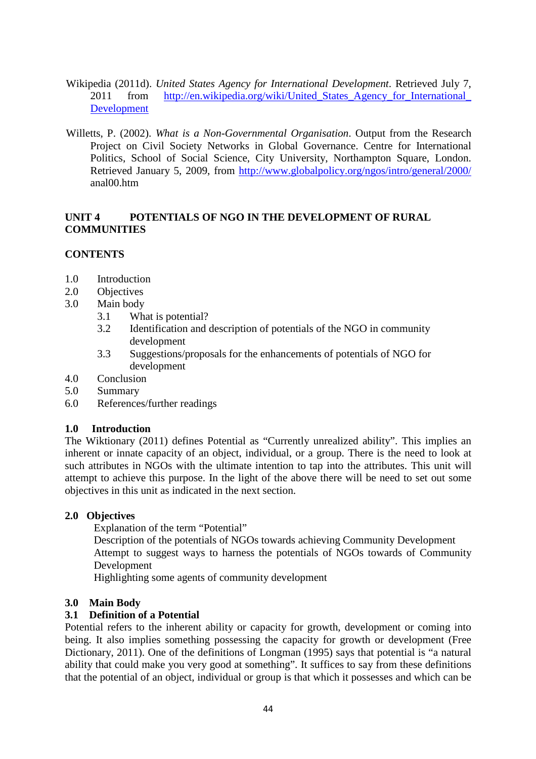Wikipedia (2011d). *United States Agency for International Development*. Retrieved July 7, 2011 from http://en.wikipedia.org/wiki/United_States_Agency_for_International_Development

Willetts, P. (2002). *What is a Non-Governmental Organisation*. Output from the Research Project on Civil Society Networks in Global Governance. Centre for International Politics, School of Social Science, City University, Northampton Square, London. Retrieved January 5, 2009, from http://www.globalpolicy.org/ngos/intro/general/2000/anal00.htm

## UNIT 4 POTENTIALS OF NGO IN THE DEVELOPMENT OF RURAL COMMUNITIES

**CONTENTS**

1.0 Introduction
2.0 Objectives
3.0 Main body
 3.1 What is potential?
 3.2 Identification and description of potentials of the NGO in community development
 3.3 Suggestions/proposals for the enhancements of potentials of NGO for development
4.0 Conclusion
5.0 Summary
6.0 References/further readings

### 1.0 Introduction

The Wiktionary (2011) defines Potential as "Currently unrealized ability". This implies an inherent or innate capacity of an object, individual, or a group. There is the need to look at such attributes in NGOs with the ultimate intention to tap into the attributes. This unit will attempt to achieve this purpose. In the light of the above there will be need to set out some objectives in this unit as indicated in the next section.

### 2.0 Objectives

Explanation of the term "Potential"
Description of the potentials of NGOs towards achieving Community Development
Attempt to suggest ways to harness the potentials of NGOs towards of Community Development
Highlighting some agents of community development

### 3.0 Main Body

### 3.1 Definition of a Potential

Potential refers to the inherent ability or capacity for growth, development or coming into being. It also implies something possessing the capacity for growth or development (Free Dictionary, 2011). One of the definitions of Longman (1995) says that potential is "a natural ability that could make you very good at something". It suffices to say from these definitions that the potential of an object, individual or group is that which it possesses and which can be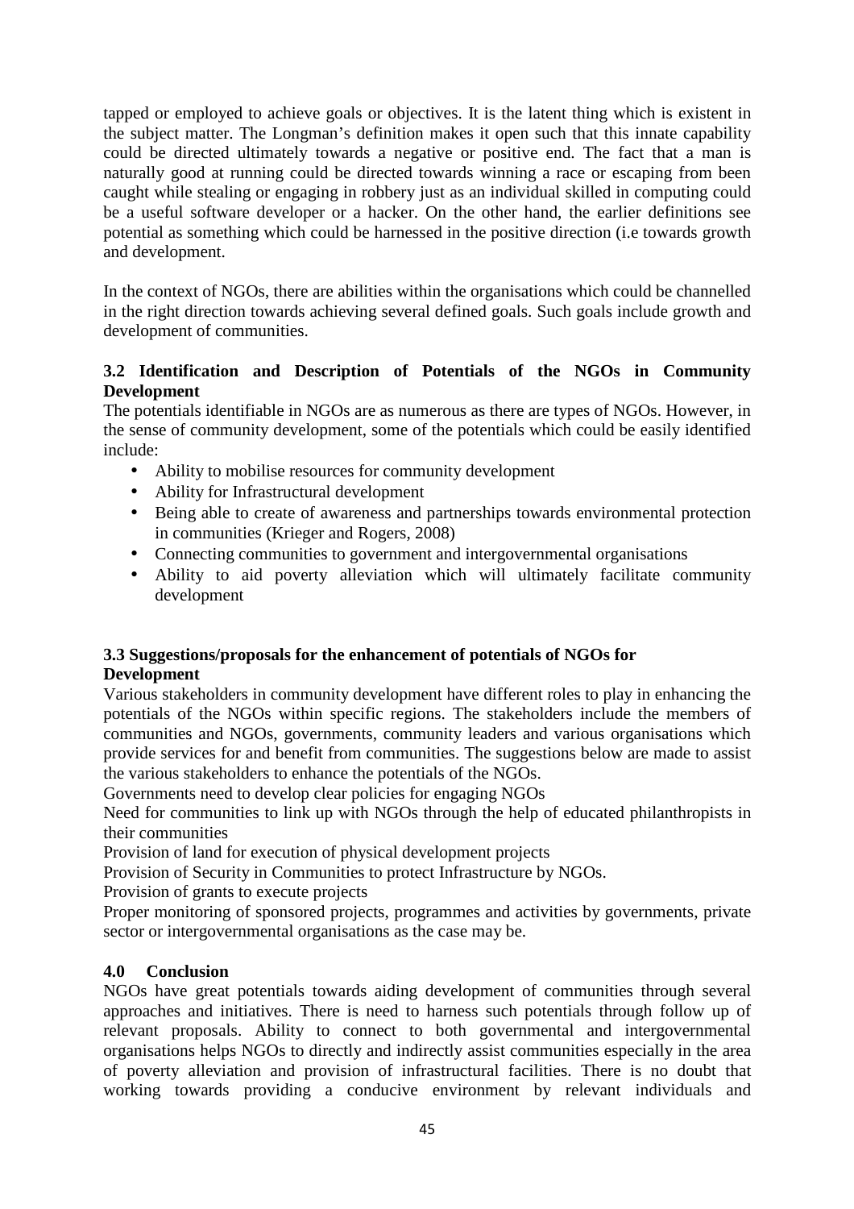tapped or employed to achieve goals or objectives. It is the latent thing which is existent in the subject matter. The Longman's definition makes it open such that this innate capability could be directed ultimately towards a negative or positive end. The fact that a man is naturally good at running could be directed towards winning a race or escaping from been caught while stealing or engaging in robbery just as an individual skilled in computing could be a useful software developer or a hacker. On the other hand, the earlier definitions see potential as something which could be harnessed in the positive direction (i.e towards growth and development.

In the context of NGOs, there are abilities within the organisations which could be channelled in the right direction towards achieving several defined goals. Such goals include growth and development of communities.

### 3.2 Identification and Description of Potentials of the NGOs in Community Development

The potentials identifiable in NGOs are as numerous as there are types of NGOs. However, in the sense of community development, some of the potentials which could be easily identified include:

- Ability to mobilise resources for community development
- Ability for Infrastructural development
- Being able to create of awareness and partnerships towards environmental protection in communities (Krieger and Rogers, 2008)
- Connecting communities to government and intergovernmental organisations
- Ability to aid poverty alleviation which will ultimately facilitate community development

### 3.3 Suggestions/proposals for the enhancement of potentials of NGOs for Development

Various stakeholders in community development have different roles to play in enhancing the potentials of the NGOs within specific regions. The stakeholders include the members of communities and NGOs, governments, community leaders and various organisations which provide services for and benefit from communities. The suggestions below are made to assist the various stakeholders to enhance the potentials of the NGOs.

Governments need to develop clear policies for engaging NGOs

Need for communities to link up with NGOs through the help of educated philanthropists in their communities

Provision of land for execution of physical development projects

Provision of Security in Communities to protect Infrastructure by NGOs.

Provision of grants to execute projects

Proper monitoring of sponsored projects, programmes and activities by governments, private sector or intergovernmental organisations as the case may be.

## 4.0 Conclusion

NGOs have great potentials towards aiding development of communities through several approaches and initiatives. There is need to harness such potentials through follow up of relevant proposals. Ability to connect to both governmental and intergovernmental organisations helps NGOs to directly and indirectly assist communities especially in the area of poverty alleviation and provision of infrastructural facilities. There is no doubt that working towards providing a conducive environment by relevant individuals and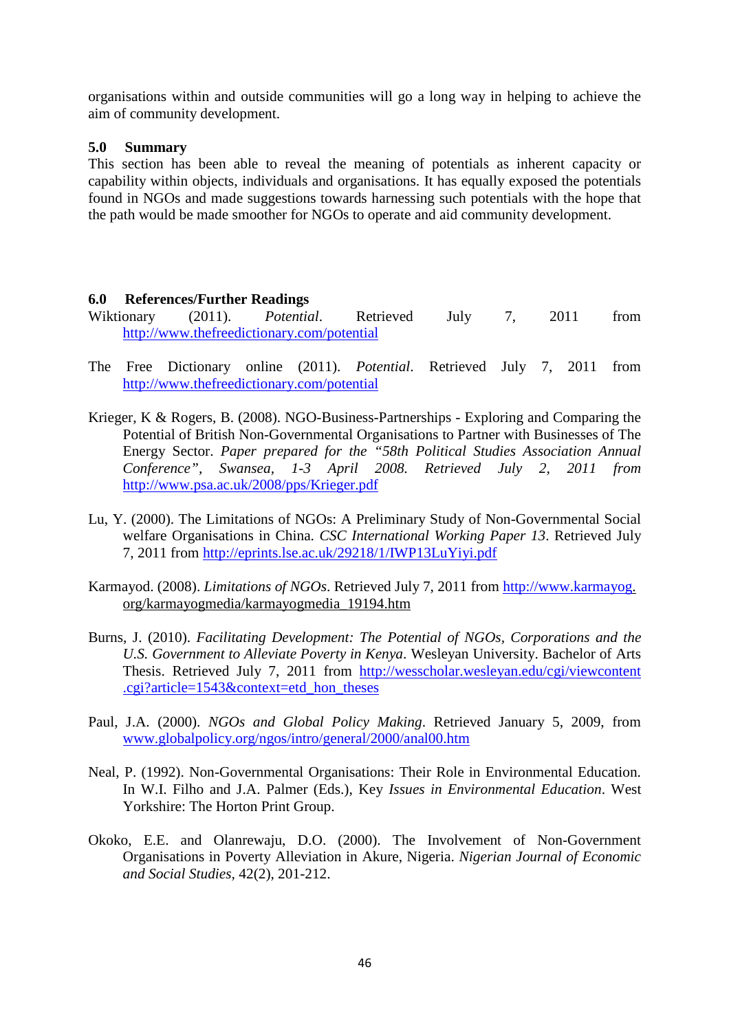organisations within and outside communities will go a long way in helping to achieve the aim of community development.

### 5.0 Summary

This section has been able to reveal the meaning of potentials as inherent capacity or capability within objects, individuals and organisations. It has equally exposed the potentials found in NGOs and made suggestions towards harnessing such potentials with the hope that the path would be made smoother for NGOs to operate and aid community development.

### 6.0 References/Further Readings

Wiktionary (2011). *Potential*. Retrieved July 7, 2011 from http://www.thefreedictionary.com/potential

The Free Dictionary online (2011). *Potential*. Retrieved July 7, 2011 from http://www.thefreedictionary.com/potential

Krieger, K & Rogers, B. (2008). NGO-Business-Partnerships - Exploring and Comparing the Potential of British Non-Governmental Organisations to Partner with Businesses of The Energy Sector. *Paper prepared for the "58th Political Studies Association Annual Conference", Swansea, 1-3 April 2008. Retrieved July 2, 2011 from* http://www.psa.ac.uk/2008/pps/Krieger.pdf

Lu, Y. (2000). The Limitations of NGOs: A Preliminary Study of Non-Governmental Social welfare Organisations in China. *CSC International Working Paper 13*. Retrieved July 7, 2011 from http://eprints.lse.ac.uk/29218/1/IWP13LuYiyi.pdf

Karmayod. (2008). *Limitations of NGOs*. Retrieved July 7, 2011 from http://www.karmayog.org/karmayogmedia/karmayogmedia_19194.htm

Burns, J. (2010). *Facilitating Development: The Potential of NGOs, Corporations and the U.S. Government to Alleviate Poverty in Kenya*. Wesleyan University. Bachelor of Arts Thesis. Retrieved July 7, 2011 from http://wesscholar.wesleyan.edu/cgi/viewcontent.cgi?article=1543&context=etd_hon_theses

Paul, J.A. (2000). *NGOs and Global Policy Making*. Retrieved January 5, 2009, from www.globalpolicy.org/ngos/intro/general/2000/anal00.htm

Neal, P. (1992). Non-Governmental Organisations: Their Role in Environmental Education. In W.I. Filho and J.A. Palmer (Eds.), Key *Issues in Environmental Education*. West Yorkshire: The Horton Print Group.

Okoko, E.E. and Olanrewaju, D.O. (2000). The Involvement of Non-Government Organisations in Poverty Alleviation in Akure, Nigeria. *Nigerian Journal of Economic and Social Studies,* 42(2), 201-212.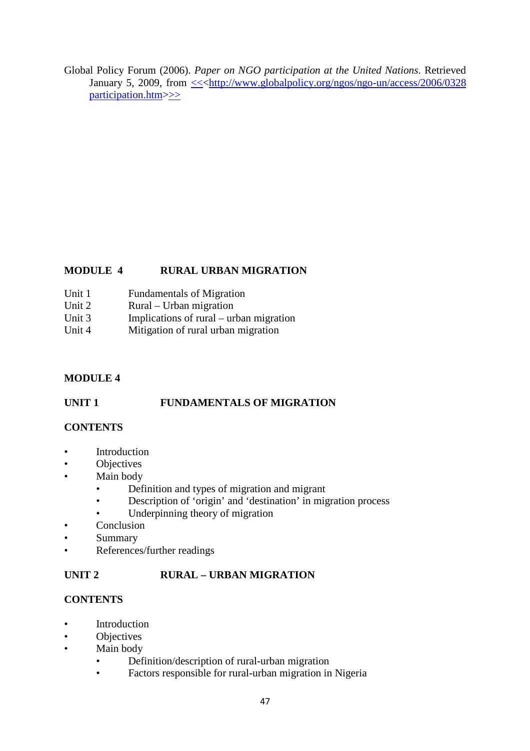Global Policy Forum (2006). *Paper on NGO participation at the United Nations*. Retrieved January 5, 2009, from <<<http://www.globalpolicy.org/ngos/ngo-un/access/2006/0328participation.htm>>>

## MODULE 4 RURAL URBAN MIGRATION

Unit 1 Fundamentals of Migration
Unit 2 Rural – Urban migration
Unit 3 Implications of rural – urban migration
Unit 4 Mitigation of rural urban migration

## MODULE 4

### UNIT 1 FUNDAMENTALS OF MIGRATION

**CONTENTS**

- Introduction
- Objectives
- Main body
  - Definition and types of migration and migrant
  - Description of 'origin' and 'destination' in migration process
  - Underpinning theory of migration
- Conclusion
- Summary
- References/further readings

### UNIT 2 RURAL – URBAN MIGRATION

**CONTENTS**

- Introduction
- Objectives
- Main body
  - Definition/description of rural-urban migration
  - Factors responsible for rural-urban migration in Nigeria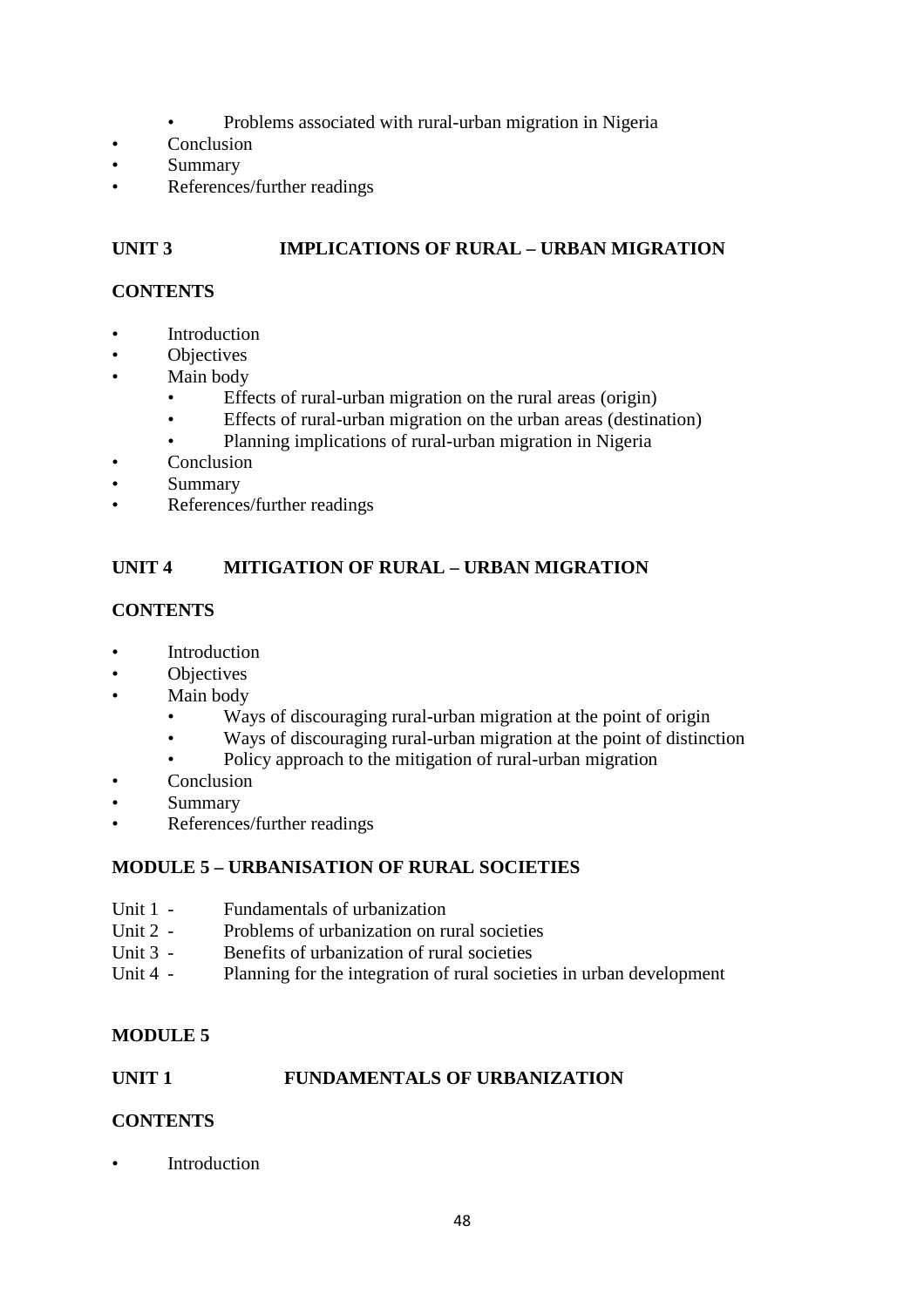- Problems associated with rural-urban migration in Nigeria
- Conclusion
- Summary
- References/further readings

## UNIT 3 IMPLICATIONS OF RURAL – URBAN MIGRATION

**CONTENTS**

- Introduction
- Objectives
- Main body
    - Effects of rural-urban migration on the rural areas (origin)
    - Effects of rural-urban migration on the urban areas (destination)
    - Planning implications of rural-urban migration in Nigeria
- Conclusion
- Summary
- References/further readings

## UNIT 4 MITIGATION OF RURAL – URBAN MIGRATION

**CONTENTS**

- Introduction
- Objectives
- Main body
    - Ways of discouraging rural-urban migration at the point of origin
    - Ways of discouraging rural-urban migration at the point of distinction
    - Policy approach to the mitigation of rural-urban migration
- Conclusion
- Summary
- References/further readings

## MODULE 5 – URBANISATION OF RURAL SOCIETIES

Unit 1 - Fundamentals of urbanization
Unit 2 - Problems of urbanization on rural societies
Unit 3 - Benefits of urbanization of rural societies
Unit 4 - Planning for the integration of rural societies in urban development

## MODULE 5

## UNIT 1 FUNDAMENTALS OF URBANIZATION

**CONTENTS**

- Introduction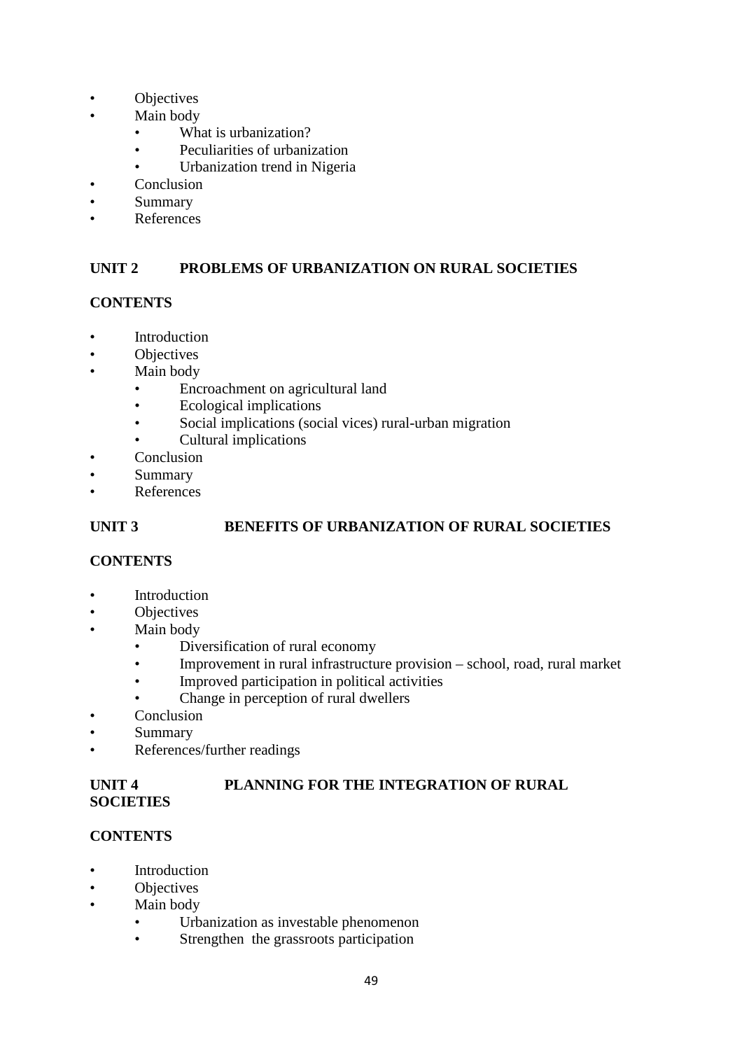- Objectives
- Main body
    - What is urbanization?
    - Peculiarities of urbanization
    - Urbanization trend in Nigeria
- Conclusion
- Summary
- References

**UNIT 2 PROBLEMS OF URBANIZATION ON RURAL SOCIETIES**

**CONTENTS**

- Introduction
- Objectives
- Main body
    - Encroachment on agricultural land
    - Ecological implications
    - Social implications (social vices) rural-urban migration
    - Cultural implications
- Conclusion
- Summary
- References

**UNIT 3 BENEFITS OF URBANIZATION OF RURAL SOCIETIES**

**CONTENTS**

- Introduction
- Objectives
- Main body
    - Diversification of rural economy
    - Improvement in rural infrastructure provision – school, road, rural market
    - Improved participation in political activities
    - Change in perception of rural dwellers
- Conclusion
- Summary
- References/further readings

**UNIT 4 PLANNING FOR THE INTEGRATION OF RURAL SOCIETIES**

**CONTENTS**

- Introduction
- Objectives
- Main body
    - Urbanization as investable phenomenon
    - Strengthen the grassroots participation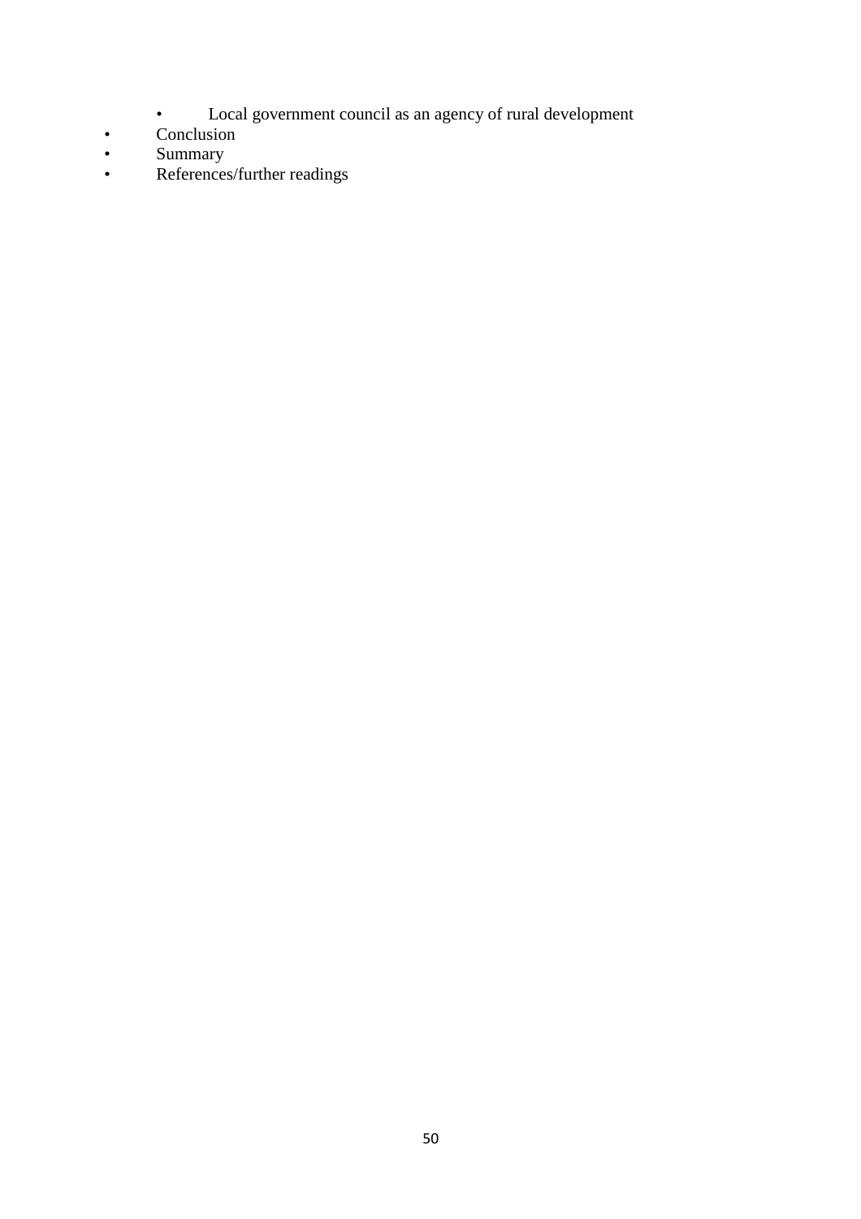- Local government council as an agency of rural development
- Conclusion
- Summary
- References/further readings